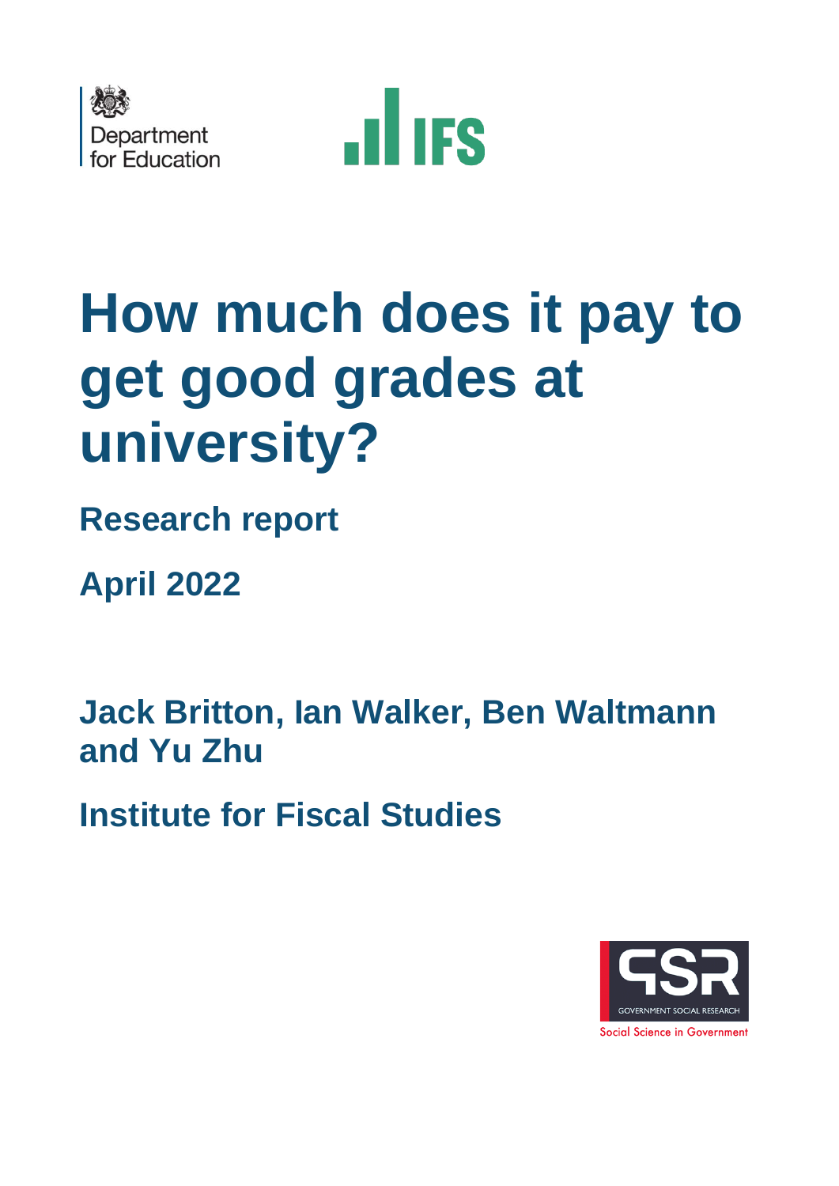Department for Education

IFS

# How much does it pay to get good grades at university?

## Research report

## April 2022

**Jack Britton, Ian Walker, Ben Waltmann and Yu Zhu**

**Institute for Fiscal Studies**

GSR GOVERNMENT SOCIAL RESEARCH

Social Science in Government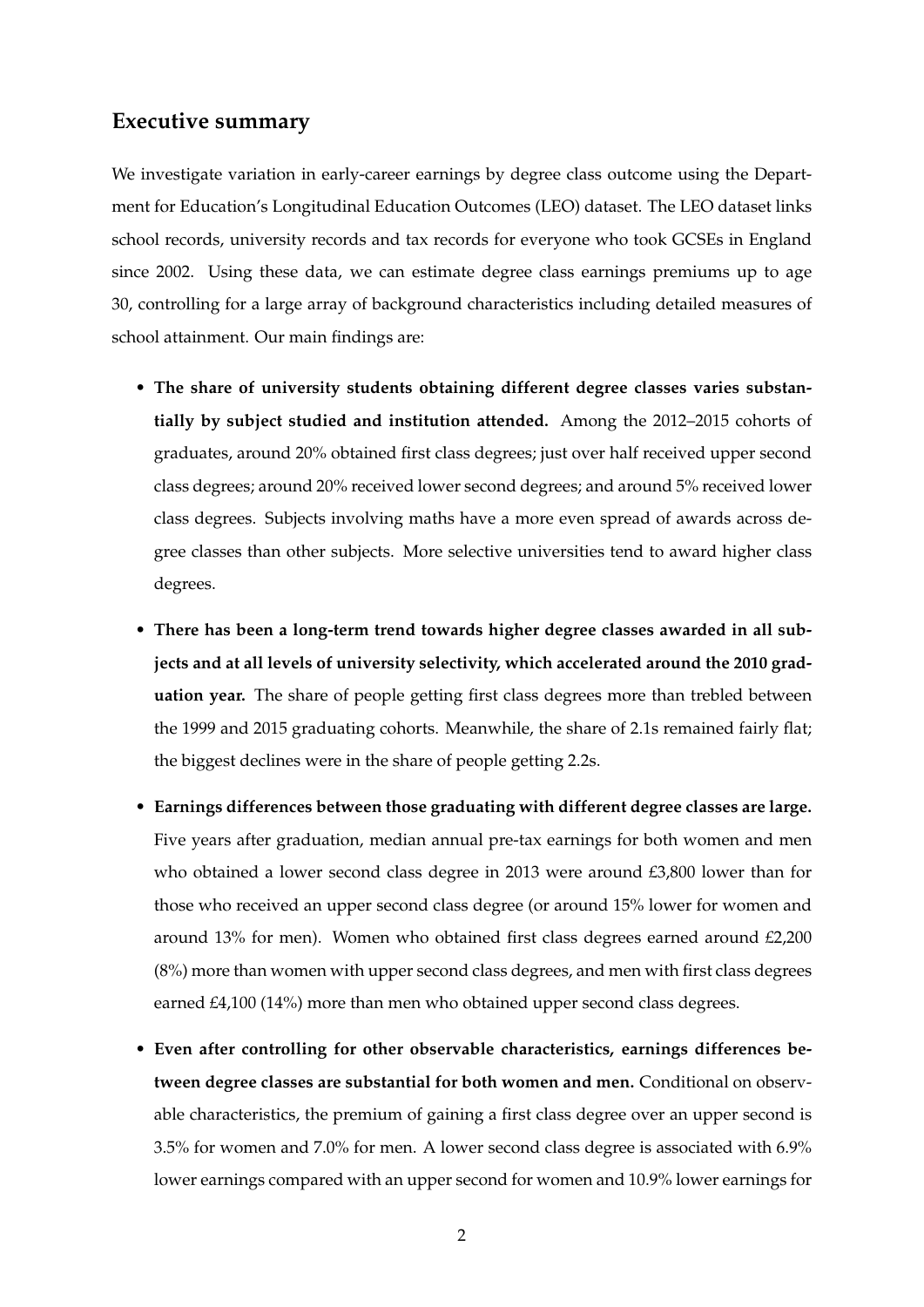## Executive summary

We investigate variation in early-career earnings by degree class outcome using the Department for Education's Longitudinal Education Outcomes (LEO) dataset. The LEO dataset links school records, university records and tax records for everyone who took GCSEs in England since 2002. Using these data, we can estimate degree class earnings premiums up to age 30, controlling for a large array of background characteristics including detailed measures of school attainment. Our main findings are:

- **The share of university students obtaining different degree classes varies substantially by subject studied and institution attended.** Among the 2012–2015 cohorts of graduates, around 20% obtained first class degrees; just over half received upper second class degrees; around 20% received lower second degrees; and around 5% received lower class degrees. Subjects involving maths have a more even spread of awards across degree classes than other subjects. More selective universities tend to award higher class degrees.

- **There has been a long-term trend towards higher degree classes awarded in all subjects and at all levels of university selectivity, which accelerated around the 2010 graduation year.** The share of people getting first class degrees more than trebled between the 1999 and 2015 graduating cohorts. Meanwhile, the share of 2.1s remained fairly flat; the biggest declines were in the share of people getting 2.2s.

- **Earnings differences between those graduating with different degree classes are large.** Five years after graduation, median annual pre-tax earnings for both women and men who obtained a lower second class degree in 2013 were around £3,800 lower than for those who received an upper second class degree (or around 15% lower for women and around 13% for men). Women who obtained first class degrees earned around £2,200 (8%) more than women with upper second class degrees, and men with first class degrees earned £4,100 (14%) more than men who obtained upper second class degrees.

- **Even after controlling for other observable characteristics, earnings differences between degree classes are substantial for both women and men.** Conditional on observable characteristics, the premium of gaining a first class degree over an upper second is 3.5% for women and 7.0% for men. A lower second class degree is associated with 6.9% lower earnings compared with an upper second for women and 10.9% lower earnings for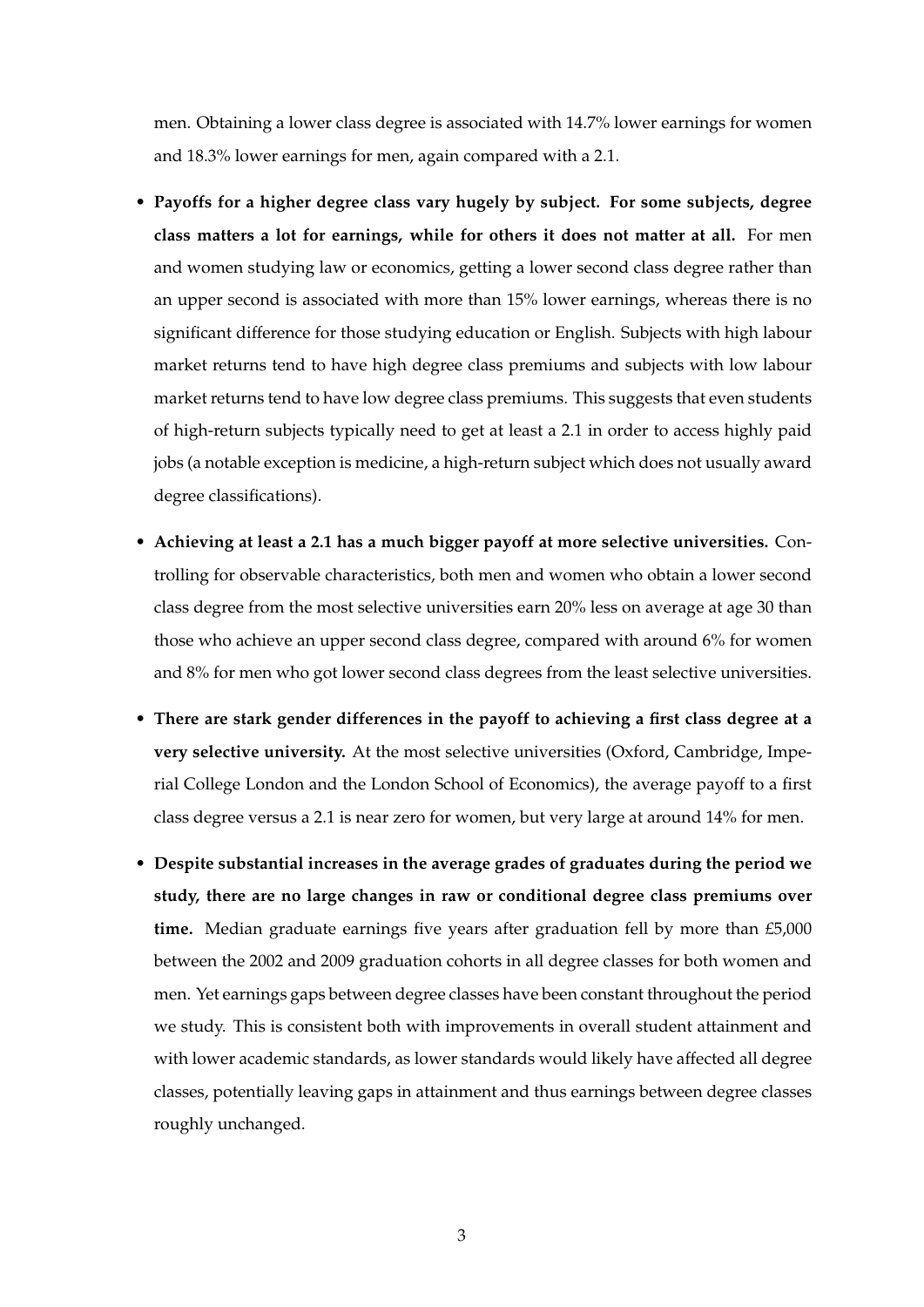men. Obtaining a lower class degree is associated with 14.7% lower earnings for women and 18.3% lower earnings for men, again compared with a 2.1.

- **Payoffs for a higher degree class vary hugely by subject. For some subjects, degree class matters a lot for earnings, while for others it does not matter at all.** For men and women studying law or economics, getting a lower second class degree rather than an upper second is associated with more than 15% lower earnings, whereas there is no significant difference for those studying education or English. Subjects with high labour market returns tend to have high degree class premiums and subjects with low labour market returns tend to have low degree class premiums. This suggests that even students of high-return subjects typically need to get at least a 2.1 in order to access highly paid jobs (a notable exception is medicine, a high-return subject which does not usually award degree classifications).

- **Achieving at least a 2.1 has a much bigger payoff at more selective universities.** Controlling for observable characteristics, both men and women who obtain a lower second class degree from the most selective universities earn 20% less on average at age 30 than those who achieve an upper second class degree, compared with around 6% for women and 8% for men who got lower second class degrees from the least selective universities.

- **There are stark gender differences in the payoff to achieving a first class degree at a very selective university.** At the most selective universities (Oxford, Cambridge, Imperial College London and the London School of Economics), the average payoff to a first class degree versus a 2.1 is near zero for women, but very large at around 14% for men.

- **Despite substantial increases in the average grades of graduates during the period we study, there are no large changes in raw or conditional degree class premiums over time.** Median graduate earnings five years after graduation fell by more than £5,000 between the 2002 and 2009 graduation cohorts in all degree classes for both women and men. Yet earnings gaps between degree classes have been constant throughout the period we study. This is consistent both with improvements in overall student attainment and with lower academic standards, as lower standards would likely have affected all degree classes, potentially leaving gaps in attainment and thus earnings between degree classes roughly unchanged.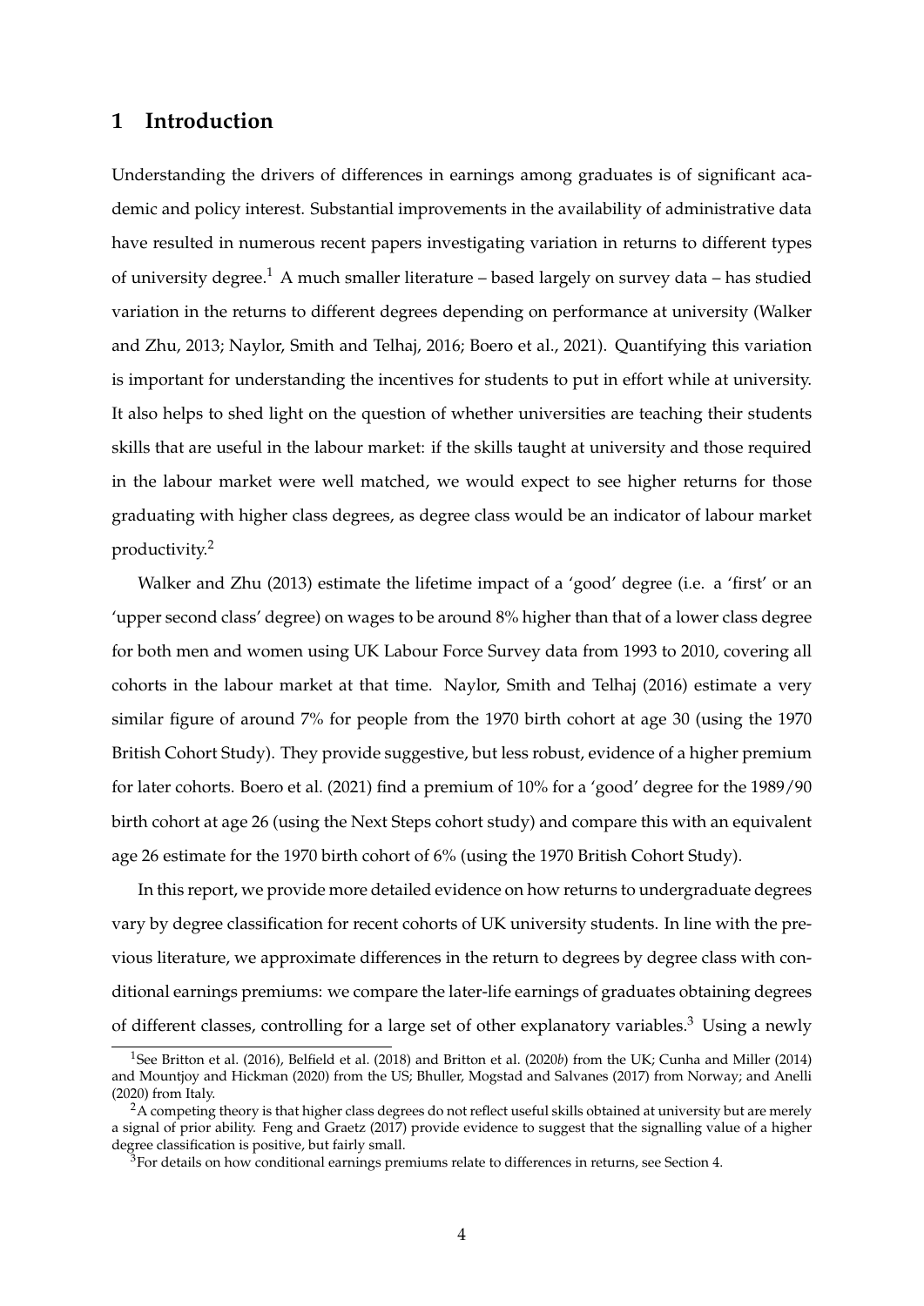# 1 Introduction

Understanding the drivers of differences in earnings among graduates is of significant academic and policy interest. Substantial improvements in the availability of administrative data have resulted in numerous recent papers investigating variation in returns to different types of university degree.[1] A much smaller literature – based largely on survey data – has studied variation in the returns to different degrees depending on performance at university (Walker and Zhu, 2013; Naylor, Smith and Telhaj, 2016; Boero et al., 2021). Quantifying this variation is important for understanding the incentives for students to put in effort while at university. It also helps to shed light on the question of whether universities are teaching their students skills that are useful in the labour market: if the skills taught at university and those required in the labour market were well matched, we would expect to see higher returns for those graduating with higher class degrees, as degree class would be an indicator of labour market productivity.[2]

Walker and Zhu (2013) estimate the lifetime impact of a 'good' degree (i.e. a 'first' or an 'upper second class' degree) on wages to be around 8% higher than that of a lower class degree for both men and women using UK Labour Force Survey data from 1993 to 2010, covering all cohorts in the labour market at that time. Naylor, Smith and Telhaj (2016) estimate a very similar figure of around 7% for people from the 1970 birth cohort at age 30 (using the 1970 British Cohort Study). They provide suggestive, but less robust, evidence of a higher premium for later cohorts. Boero et al. (2021) find a premium of 10% for a 'good' degree for the 1989/90 birth cohort at age 26 (using the Next Steps cohort study) and compare this with an equivalent age 26 estimate for the 1970 birth cohort of 6% (using the 1970 British Cohort Study).

In this report, we provide more detailed evidence on how returns to undergraduate degrees vary by degree classification for recent cohorts of UK university students. In line with the previous literature, we approximate differences in the return to degrees by degree class with conditional earnings premiums: we compare the later-life earnings of graduates obtaining degrees of different classes, controlling for a large set of other explanatory variables.[3] Using a newly

[1] See Britton et al. (2016), Belfield et al. (2018) and Britton et al. (2020*b*) from the UK; Cunha and Miller (2014) and Mountjoy and Hickman (2020) from the US; Bhuller, Mogstad and Salvanes (2017) from Norway; and Anelli (2020) from Italy.

[2] A competing theory is that higher class degrees do not reflect useful skills obtained at university but are merely a signal of prior ability. Feng and Graetz (2017) provide evidence to suggest that the signalling value of a higher degree classification is positive, but fairly small.

[3] For details on how conditional earnings premiums relate to differences in returns, see Section 4.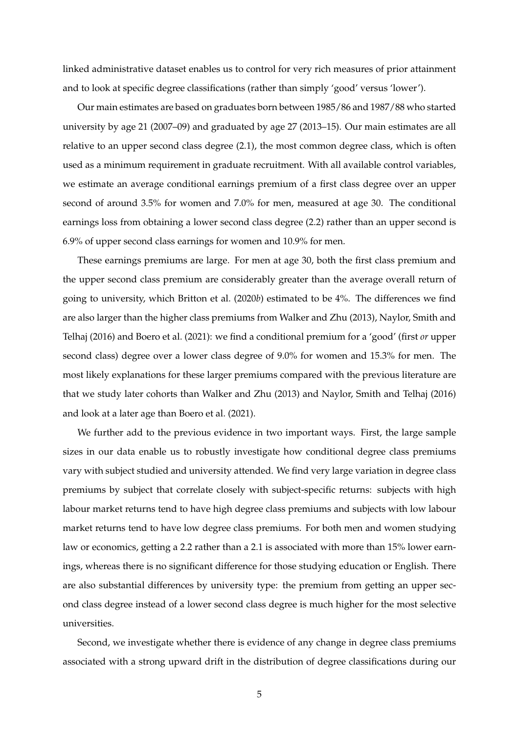linked administrative dataset enables us to control for very rich measures of prior attainment and to look at specific degree classifications (rather than simply 'good' versus 'lower').

Our main estimates are based on graduates born between 1985/86 and 1987/88 who started university by age 21 (2007–09) and graduated by age 27 (2013–15). Our main estimates are all relative to an upper second class degree (2.1), the most common degree class, which is often used as a minimum requirement in graduate recruitment. With all available control variables, we estimate an average conditional earnings premium of a first class degree over an upper second of around 3.5% for women and 7.0% for men, measured at age 30. The conditional earnings loss from obtaining a lower second class degree (2.2) rather than an upper second is 6.9% of upper second class earnings for women and 10.9% for men.

These earnings premiums are large. For men at age 30, both the first class premium and the upper second class premium are considerably greater than the average overall return of going to university, which Britton et al. (2020*b*) estimated to be 4%. The differences we find are also larger than the higher class premiums from Walker and Zhu (2013), Naylor, Smith and Telhaj (2016) and Boero et al. (2021): we find a conditional premium for a 'good' (first *or* upper second class) degree over a lower class degree of 9.0% for women and 15.3% for men. The most likely explanations for these larger premiums compared with the previous literature are that we study later cohorts than Walker and Zhu (2013) and Naylor, Smith and Telhaj (2016) and look at a later age than Boero et al. (2021).

We further add to the previous evidence in two important ways. First, the large sample sizes in our data enable us to robustly investigate how conditional degree class premiums vary with subject studied and university attended. We find very large variation in degree class premiums by subject that correlate closely with subject-specific returns: subjects with high labour market returns tend to have high degree class premiums and subjects with low labour market returns tend to have low degree class premiums. For both men and women studying law or economics, getting a 2.2 rather than a 2.1 is associated with more than 15% lower earnings, whereas there is no significant difference for those studying education or English. There are also substantial differences by university type: the premium from getting an upper second class degree instead of a lower second class degree is much higher for the most selective universities.

Second, we investigate whether there is evidence of any change in degree class premiums associated with a strong upward drift in the distribution of degree classifications during our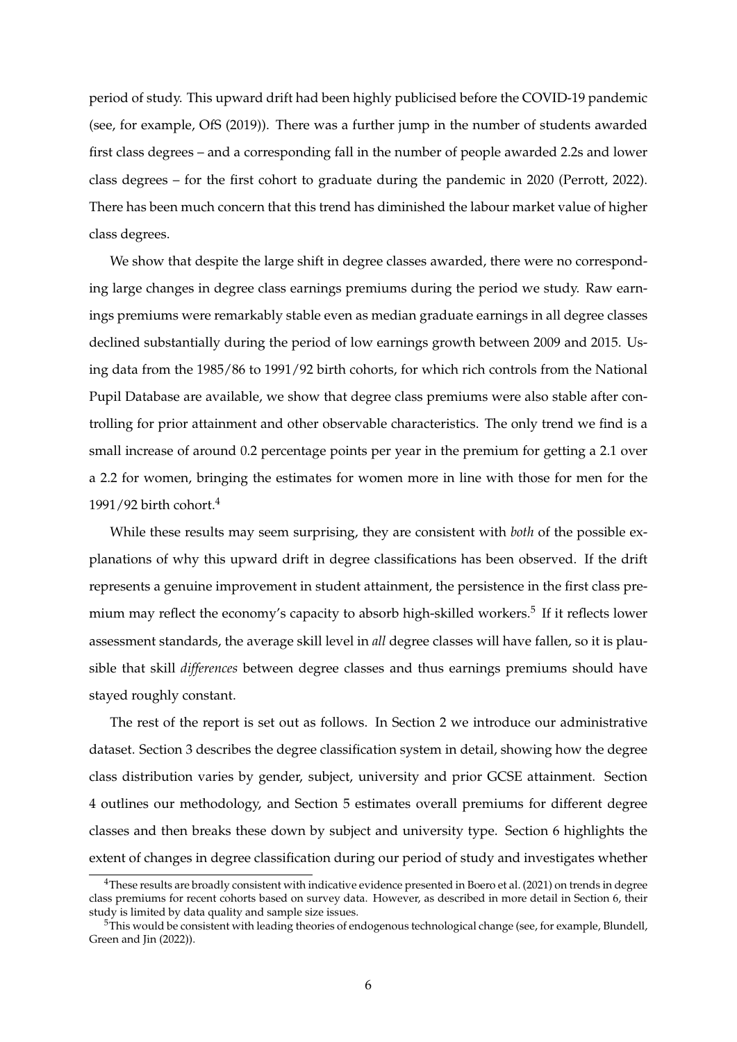period of study. This upward drift had been highly publicised before the COVID-19 pandemic (see, for example, OfS (2019)). There was a further jump in the number of students awarded first class degrees – and a corresponding fall in the number of people awarded 2.2s and lower class degrees – for the first cohort to graduate during the pandemic in 2020 (Perrott, 2022). There has been much concern that this trend has diminished the labour market value of higher class degrees.

We show that despite the large shift in degree classes awarded, there were no corresponding large changes in degree class earnings premiums during the period we study. Raw earnings premiums were remarkably stable even as median graduate earnings in all degree classes declined substantially during the period of low earnings growth between 2009 and 2015. Using data from the 1985/86 to 1991/92 birth cohorts, for which rich controls from the National Pupil Database are available, we show that degree class premiums were also stable after controlling for prior attainment and other observable characteristics. The only trend we find is a small increase of around 0.2 percentage points per year in the premium for getting a 2.1 over a 2.2 for women, bringing the estimates for women more in line with those for men for the 1991/92 birth cohort.[4]

While these results may seem surprising, they are consistent with *both* of the possible explanations of why this upward drift in degree classifications has been observed. If the drift represents a genuine improvement in student attainment, the persistence in the first class premium may reflect the economy's capacity to absorb high-skilled workers.[5] If it reflects lower assessment standards, the average skill level in *all* degree classes will have fallen, so it is plausible that skill *differences* between degree classes and thus earnings premiums should have stayed roughly constant.

The rest of the report is set out as follows. In Section 2 we introduce our administrative dataset. Section 3 describes the degree classification system in detail, showing how the degree class distribution varies by gender, subject, university and prior GCSE attainment. Section 4 outlines our methodology, and Section 5 estimates overall premiums for different degree classes and then breaks these down by subject and university type. Section 6 highlights the extent of changes in degree classification during our period of study and investigates whether

---

[4] These results are broadly consistent with indicative evidence presented in Boero et al. (2021) on trends in degree class premiums for recent cohorts based on survey data. However, as described in more detail in Section 6, their study is limited by data quality and sample size issues.

[5] This would be consistent with leading theories of endogenous technological change (see, for example, Blundell, Green and Jin (2022)).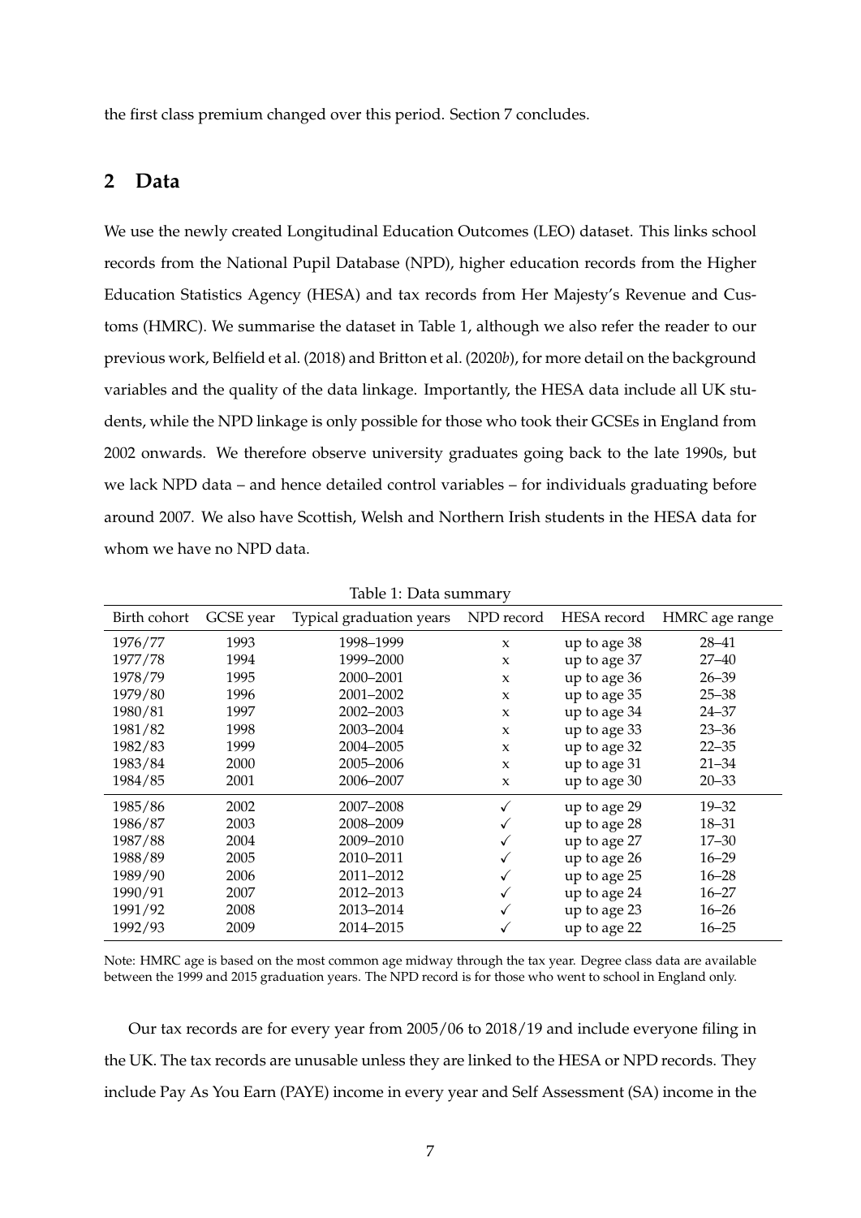the first class premium changed over this period. Section 7 concludes.

## 2 Data

We use the newly created Longitudinal Education Outcomes (LEO) dataset. This links school records from the National Pupil Database (NPD), higher education records from the Higher Education Statistics Agency (HESA) and tax records from Her Majesty's Revenue and Customs (HMRC). We summarise the dataset in Table 1, although we also refer the reader to our previous work, Belfield et al. (2018) and Britton et al. (2020*b*), for more detail on the background variables and the quality of the data linkage. Importantly, the HESA data include all UK students, while the NPD linkage is only possible for those who took their GCSEs in England from 2002 onwards. We therefore observe university graduates going back to the late 1990s, but we lack NPD data – and hence detailed control variables – for individuals graduating before around 2007. We also have Scottish, Welsh and Northern Irish students in the HESA data for whom we have no NPD data.

Table 1: Data summary

| Birth cohort | GCSE year | Typical graduation years | NPD record | HESA record | HMRC age range |
|---|---|---|---|---|---|
| 1976/77 | 1993 | 1998–1999 | x | up to age 38 | 28–41 |
| 1977/78 | 1994 | 1999–2000 | x | up to age 37 | 27–40 |
| 1978/79 | 1995 | 2000–2001 | x | up to age 36 | 26–39 |
| 1979/80 | 1996 | 2001–2002 | x | up to age 35 | 25–38 |
| 1980/81 | 1997 | 2002–2003 | x | up to age 34 | 24–37 |
| 1981/82 | 1998 | 2003–2004 | x | up to age 33 | 23–36 |
| 1982/83 | 1999 | 2004–2005 | x | up to age 32 | 22–35 |
| 1983/84 | 2000 | 2005–2006 | x | up to age 31 | 21–34 |
| 1984/85 | 2001 | 2006–2007 | x | up to age 30 | 20–33 |
| 1985/86 | 2002 | 2007–2008 | ✓ | up to age 29 | 19–32 |
| 1986/87 | 2003 | 2008–2009 | ✓ | up to age 28 | 18–31 |
| 1987/88 | 2004 | 2009–2010 | ✓ | up to age 27 | 17–30 |
| 1988/89 | 2005 | 2010–2011 | ✓ | up to age 26 | 16–29 |
| 1989/90 | 2006 | 2011–2012 | ✓ | up to age 25 | 16–28 |
| 1990/91 | 2007 | 2012–2013 | ✓ | up to age 24 | 16–27 |
| 1991/92 | 2008 | 2013–2014 | ✓ | up to age 23 | 16–26 |
| 1992/93 | 2009 | 2014–2015 | ✓ | up to age 22 | 16–25 |

Note: HMRC age is based on the most common age midway through the tax year. Degree class data are available between the 1999 and 2015 graduation years. The NPD record is for those who went to school in England only.

Our tax records are for every year from 2005/06 to 2018/19 and include everyone filing in the UK. The tax records are unusable unless they are linked to the HESA or NPD records. They include Pay As You Earn (PAYE) income in every year and Self Assessment (SA) income in the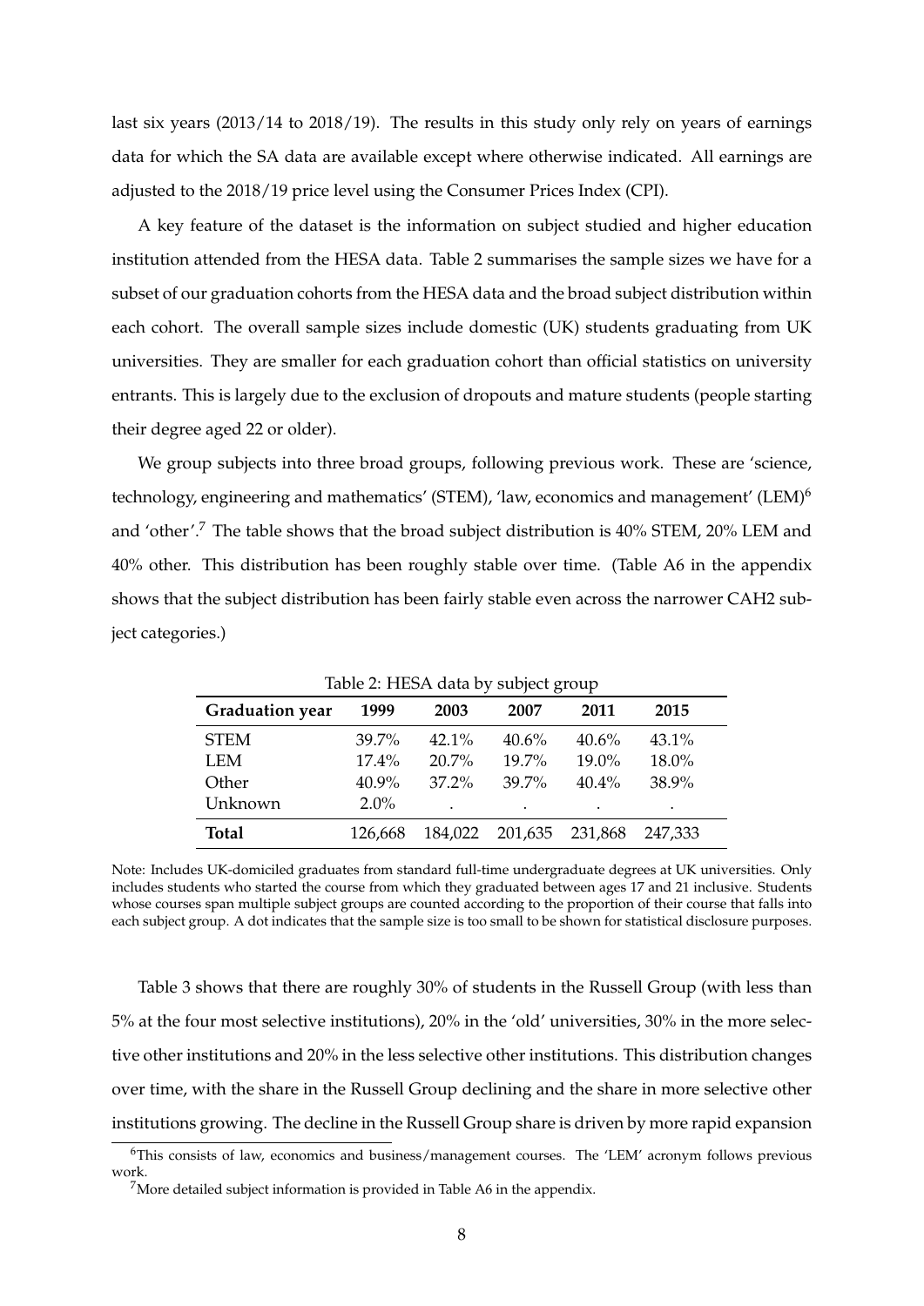last six years (2013/14 to 2018/19). The results in this study only rely on years of earnings data for which the SA data are available except where otherwise indicated. All earnings are adjusted to the 2018/19 price level using the Consumer Prices Index (CPI).

A key feature of the dataset is the information on subject studied and higher education institution attended from the HESA data. Table 2 summarises the sample sizes we have for a subset of our graduation cohorts from the HESA data and the broad subject distribution within each cohort. The overall sample sizes include domestic (UK) students graduating from UK universities. They are smaller for each graduation cohort than official statistics on university entrants. This is largely due to the exclusion of dropouts and mature students (people starting their degree aged 22 or older).

We group subjects into three broad groups, following previous work. These are 'science, technology, engineering and mathematics' (STEM), 'law, economics and management' (LEM)[6] and 'other'.[7] The table shows that the broad subject distribution is 40% STEM, 20% LEM and 40% other. This distribution has been roughly stable over time. (Table A6 in the appendix shows that the subject distribution has been fairly stable even across the narrower CAH2 subject categories.)

Table 2: HESA data by subject group

| **Graduation year** | **1999** | **2003** | **2007** | **2011** | **2015** |
|---|---|---|---|---|---|
| STEM | 39.7% | 42.1% | 40.6% | 40.6% | 43.1% |
| LEM | 17.4% | 20.7% | 19.7% | 19.0% | 18.0% |
| Other | 40.9% | 37.2% | 39.7% | 40.4% | 38.9% |
| Unknown | 2.0% | . | . | . | . |
| **Total** | 126,668 | 184,022 | 201,635 | 231,868 | 247,333 |

Note: Includes UK-domiciled graduates from standard full-time undergraduate degrees at UK universities. Only includes students who started the course from which they graduated between ages 17 and 21 inclusive. Students whose courses span multiple subject groups are counted according to the proportion of their course that falls into each subject group. A dot indicates that the sample size is too small to be shown for statistical disclosure purposes.

Table 3 shows that there are roughly 30% of students in the Russell Group (with less than 5% at the four most selective institutions), 20% in the 'old' universities, 30% in the more selective other institutions and 20% in the less selective other institutions. This distribution changes over time, with the share in the Russell Group declining and the share in more selective other institutions growing. The decline in the Russell Group share is driven by more rapid expansion

[6] This consists of law, economics and business/management courses. The 'LEM' acronym follows previous work.

[7] More detailed subject information is provided in Table A6 in the appendix.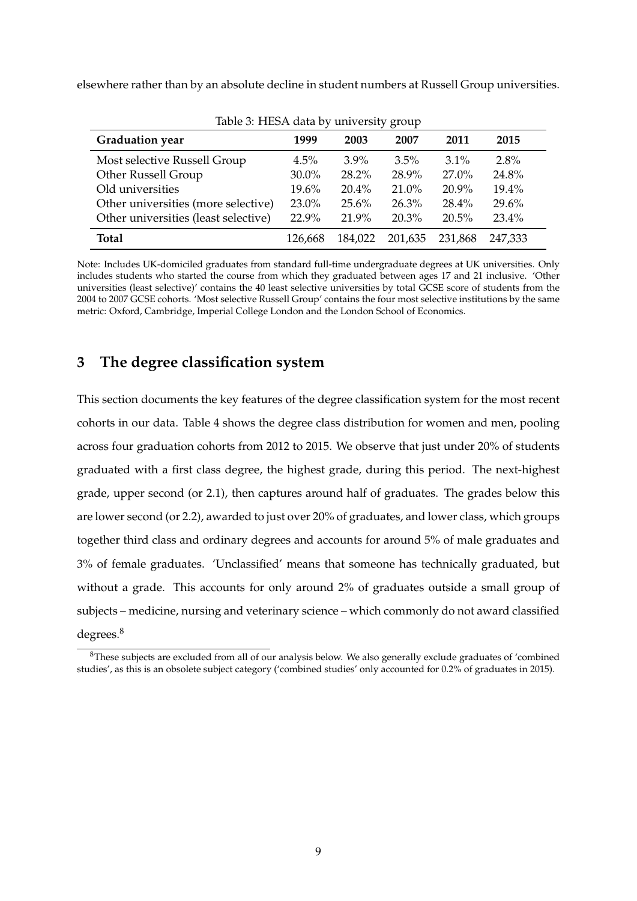elsewhere rather than by an absolute decline in student numbers at Russell Group universities.

Table 3: HESA data by university group

| **Graduation year** | **1999** | **2003** | **2007** | **2011** | **2015** |
|---|---|---|---|---|---|
| Most selective Russell Group | 4.5% | 3.9% | 3.5% | 3.1% | 2.8% |
| Other Russell Group | 30.0% | 28.2% | 28.9% | 27.0% | 24.8% |
| Old universities | 19.6% | 20.4% | 21.0% | 20.9% | 19.4% |
| Other universities (more selective) | 23.0% | 25.6% | 26.3% | 28.4% | 29.6% |
| Other universities (least selective) | 22.9% | 21.9% | 20.3% | 20.5% | 23.4% |
| **Total** | 126,668 | 184,022 | 201,635 | 231,868 | 247,333 |

Note: Includes UK-domiciled graduates from standard full-time undergraduate degrees at UK universities. Only includes students who started the course from which they graduated between ages 17 and 21 inclusive. 'Other universities (least selective)' contains the 40 least selective universities by total GCSE score of students from the 2004 to 2007 GCSE cohorts. 'Most selective Russell Group' contains the four most selective institutions by the same metric: Oxford, Cambridge, Imperial College London and the London School of Economics.

## 3 The degree classification system

This section documents the key features of the degree classification system for the most recent cohorts in our data. Table 4 shows the degree class distribution for women and men, pooling across four graduation cohorts from 2012 to 2015. We observe that just under 20% of students graduated with a first class degree, the highest grade, during this period. The next-highest grade, upper second (or 2.1), then captures around half of graduates. The grades below this are lower second (or 2.2), awarded to just over 20% of graduates, and lower class, which groups together third class and ordinary degrees and accounts for around 5% of male graduates and 3% of female graduates. 'Unclassified' means that someone has technically graduated, but without a grade. This accounts for only around 2% of graduates outside a small group of subjects – medicine, nursing and veterinary science – which commonly do not award classified degrees.[8]

[8] These subjects are excluded from all of our analysis below. We also generally exclude graduates of 'combined studies', as this is an obsolete subject category ('combined studies' only accounted for 0.2% of graduates in 2015).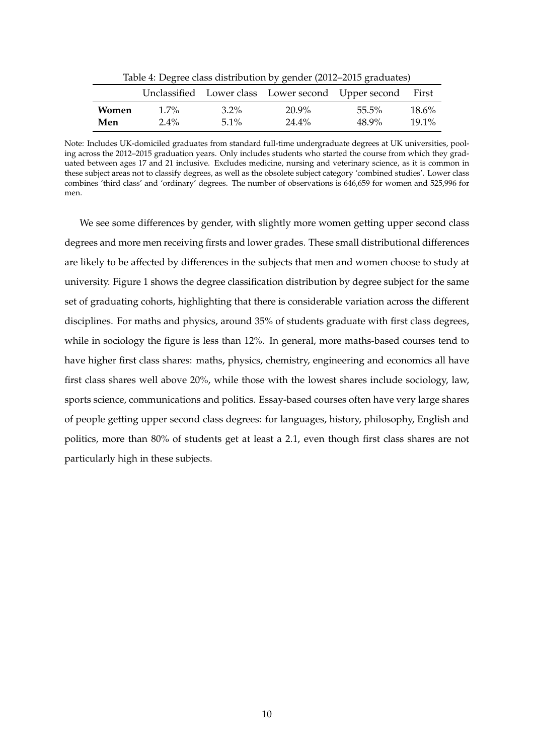Table 4: Degree class distribution by gender (2012–2015 graduates)

| | Unclassified | Lower class | Lower second | Upper second | First |
|---|---|---|---|---|---|
| **Women** | 1.7% | 3.2% | 20.9% | 55.5% | 18.6% |
| **Men** | 2.4% | 5.1% | 24.4% | 48.9% | 19.1% |

Note: Includes UK-domiciled graduates from standard full-time undergraduate degrees at UK universities, pooling across the 2012–2015 graduation years. Only includes students who started the course from which they graduated between ages 17 and 21 inclusive. Excludes medicine, nursing and veterinary science, as it is common in these subject areas not to classify degrees, as well as the obsolete subject category 'combined studies'. Lower class combines 'third class' and 'ordinary' degrees. The number of observations is 646,659 for women and 525,996 for men.

We see some differences by gender, with slightly more women getting upper second class degrees and more men receiving firsts and lower grades. These small distributional differences are likely to be affected by differences in the subjects that men and women choose to study at university. Figure 1 shows the degree classification distribution by degree subject for the same set of graduating cohorts, highlighting that there is considerable variation across the different disciplines. For maths and physics, around 35% of students graduate with first class degrees, while in sociology the figure is less than 12%. In general, more maths-based courses tend to have higher first class shares: maths, physics, chemistry, engineering and economics all have first class shares well above 20%, while those with the lowest shares include sociology, law, sports science, communications and politics. Essay-based courses often have very large shares of people getting upper second class degrees: for languages, history, philosophy, English and politics, more than 80% of students get at least a 2.1, even though first class shares are not particularly high in these subjects.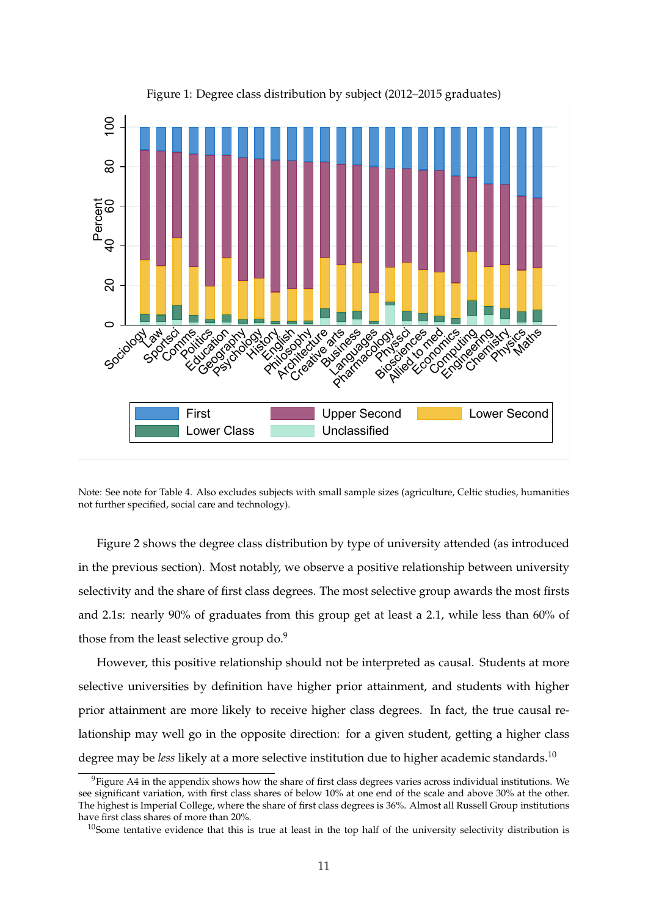Figure 1: Degree class distribution by subject (2012–2015 graduates)

Note: See note for Table 4. Also excludes subjects with small sample sizes (agriculture, Celtic studies, humanities not further specified, social care and technology).

Figure 2 shows the degree class distribution by type of university attended (as introduced in the previous section). Most notably, we observe a positive relationship between university selectivity and the share of first class degrees. The most selective group awards the most firsts and 2.1s: nearly 90% of graduates from this group get at least a 2.1, while less than 60% of those from the least selective group do.[9]

However, this positive relationship should not be interpreted as causal. Students at more selective universities by definition have higher prior attainment, and students with higher prior attainment are more likely to receive higher class degrees. In fact, the true causal relationship may well go in the opposite direction: for a given student, getting a higher class degree may be *less* likely at a more selective institution due to higher academic standards.[10]

[9] Figure A4 in the appendix shows how the share of first class degrees varies across individual institutions. We see significant variation, with first class shares of below 10% at one end of the scale and above 30% at the other. The highest is Imperial College, where the share of first class degrees is 36%. Almost all Russell Group institutions have first class shares of more than 20%.

[10] Some tentative evidence that this is true at least in the top half of the university selectivity distribution is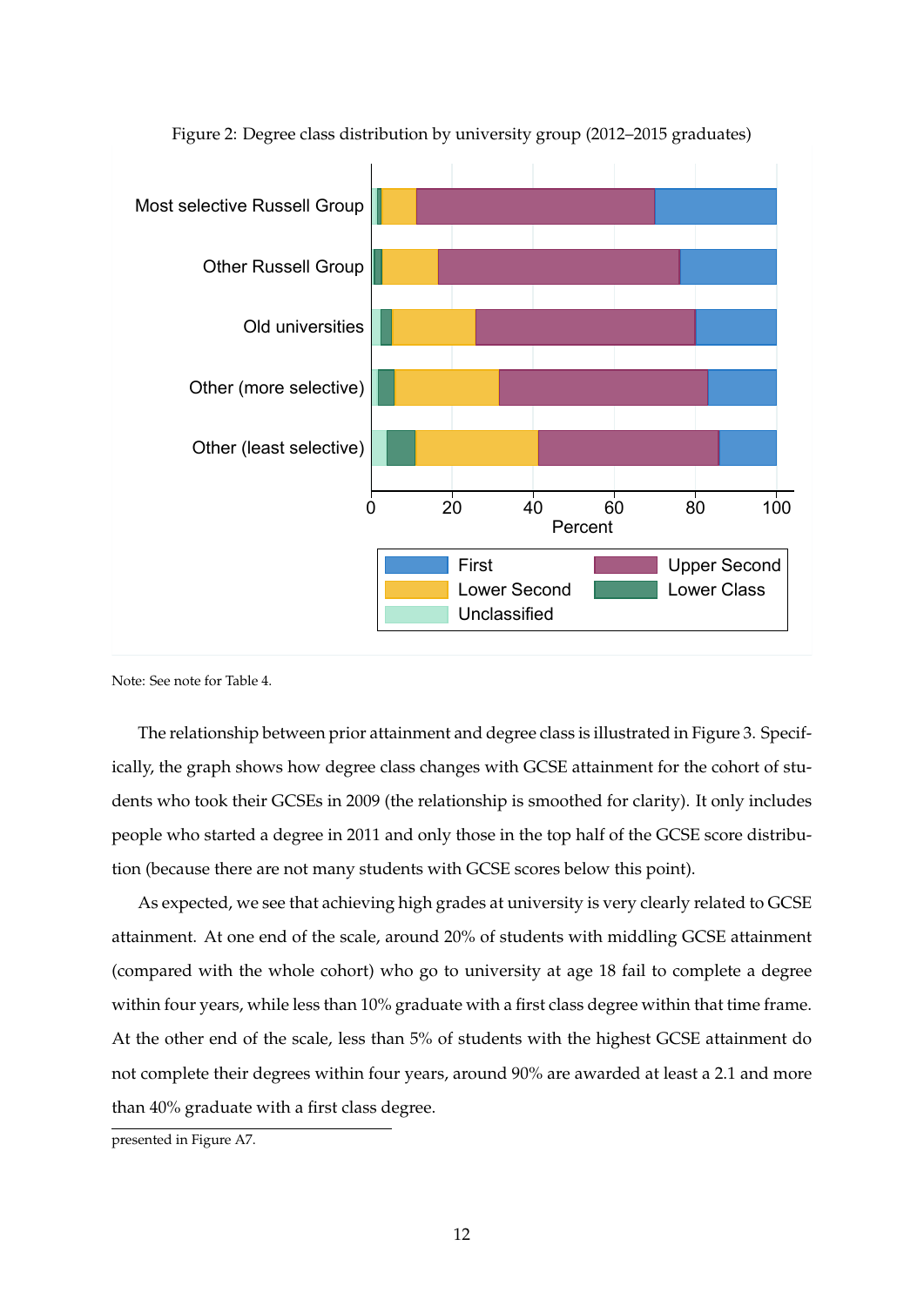Figure 2: Degree class distribution by university group (2012–2015 graduates)

Note: See note for Table 4.

The relationship between prior attainment and degree class is illustrated in Figure 3. Specifically, the graph shows how degree class changes with GCSE attainment for the cohort of students who took their GCSEs in 2009 (the relationship is smoothed for clarity). It only includes people who started a degree in 2011 and only those in the top half of the GCSE score distribution (because there are not many students with GCSE scores below this point).

As expected, we see that achieving high grades at university is very clearly related to GCSE attainment. At one end of the scale, around 20% of students with middling GCSE attainment (compared with the whole cohort) who go to university at age 18 fail to complete a degree within four years, while less than 10% graduate with a first class degree within that time frame. At the other end of the scale, less than 5% of students with the highest GCSE attainment do not complete their degrees within four years, around 90% are awarded at least a 2.1 and more than 40% graduate with a first class degree.

presented in Figure A7.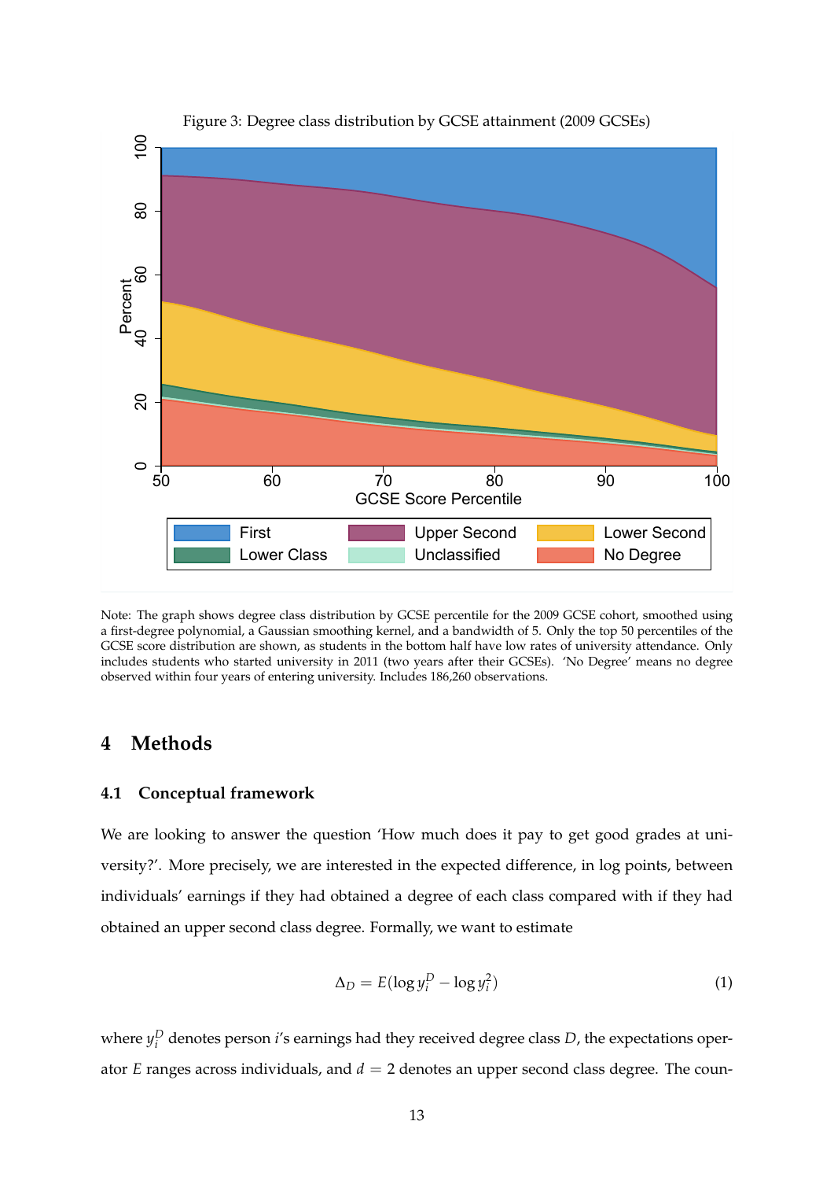Figure 3: Degree class distribution by GCSE attainment (2009 GCSEs)

Note: The graph shows degree class distribution by GCSE percentile for the 2009 GCSE cohort, smoothed using a first-degree polynomial, a Gaussian smoothing kernel, and a bandwidth of 5. Only the top 50 percentiles of the GCSE score distribution are shown, as students in the bottom half have low rates of university attendance. Only includes students who started university in 2011 (two years after their GCSEs). 'No Degree' means no degree observed within four years of entering university. Includes 186,260 observations.

## 4 Methods

### 4.1 Conceptual framework

We are looking to answer the question 'How much does it pay to get good grades at university?'. More precisely, we are interested in the expected difference, in log points, between individuals' earnings if they had obtained a degree of each class compared with if they had obtained an upper second class degree. Formally, we want to estimate

$$\Delta_D = E(\log y_i^D - \log y_i^2) \tag{1}$$

where $y_i^D$ denotes person $i$'s earnings had they received degree class $D$, the expectations operator $E$ ranges across individuals, and $d = 2$ denotes an upper second class degree. The coun-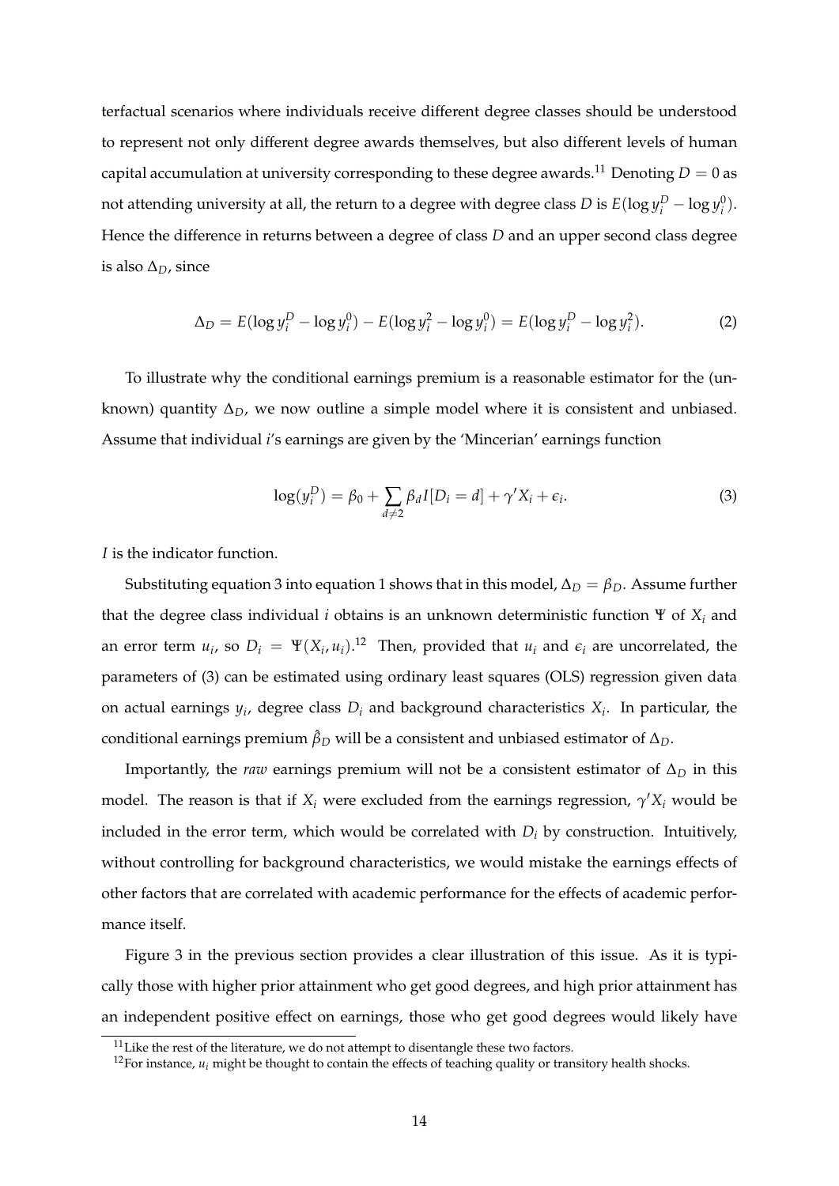terfactual scenarios where individuals receive different degree classes should be understood to represent not only different degree awards themselves, but also different levels of human capital accumulation at university corresponding to these degree awards.[11] Denoting $D = 0$ as not attending university at all, the return to a degree with degree class $D$ is $E(\log y_i^D - \log y_i^0)$. Hence the difference in returns between a degree of class $D$ and an upper second class degree is also $\Delta_D$, since

$$\Delta_D = E(\log y_i^D - \log y_i^0) - E(\log y_i^2 - \log y_i^0) = E(\log y_i^D - \log y_i^2). \tag{2}$$

To illustrate why the conditional earnings premium is a reasonable estimator for the (unknown) quantity $\Delta_D$, we now outline a simple model where it is consistent and unbiased. Assume that individual $i$'s earnings are given by the 'Mincerian' earnings function

$$\log(y_i^D) = \beta_0 + \sum_{d \neq 2} \beta_d I[D_i = d] + \gamma' X_i + \epsilon_i. \tag{3}$$

$I$ is the indicator function.

Substituting equation 3 into equation 1 shows that in this model, $\Delta_D = \beta_D$. Assume further that the degree class individual $i$ obtains is an unknown deterministic function $\Psi$ of $X_i$ and an error term $u_i$, so $D_i = \Psi(X_i, u_i)$.[12] Then, provided that $u_i$ and $\epsilon_i$ are uncorrelated, the parameters of (3) can be estimated using ordinary least squares (OLS) regression given data on actual earnings $y_i$, degree class $D_i$ and background characteristics $X_i$. In particular, the conditional earnings premium $\hat{\beta}_D$ will be a consistent and unbiased estimator of $\Delta_D$.

Importantly, the *raw* earnings premium will not be a consistent estimator of $\Delta_D$ in this model. The reason is that if $X_i$ were excluded from the earnings regression, $\gamma' X_i$ would be included in the error term, which would be correlated with $D_i$ by construction. Intuitively, without controlling for background characteristics, we would mistake the earnings effects of other factors that are correlated with academic performance for the effects of academic performance itself.

Figure 3 in the previous section provides a clear illustration of this issue. As it is typically those with higher prior attainment who get good degrees, and high prior attainment has an independent positive effect on earnings, those who get good degrees would likely have

[11] Like the rest of the literature, we do not attempt to disentangle these two factors.

[12] For instance, $u_i$ might be thought to contain the effects of teaching quality or transitory health shocks.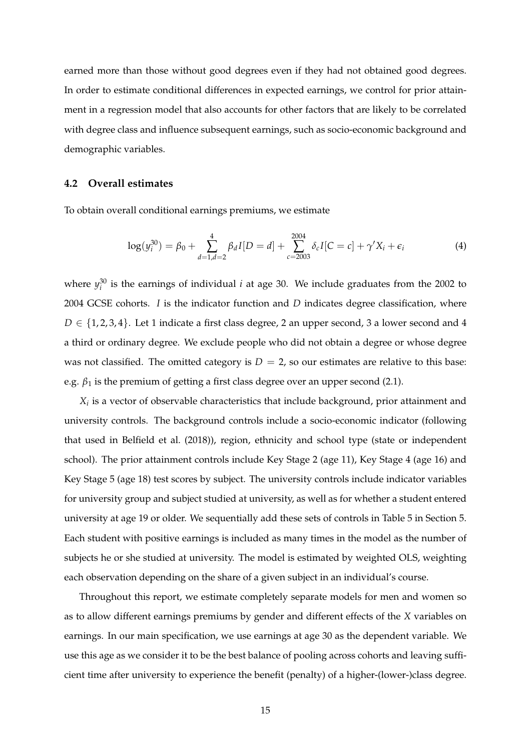earned more than those without good degrees even if they had not obtained good degrees. In order to estimate conditional differences in expected earnings, we control for prior attainment in a regression model that also accounts for other factors that are likely to be correlated with degree class and influence subsequent earnings, such as socio-economic background and demographic variables.

### 4.2 Overall estimates

To obtain overall conditional earnings premiums, we estimate

$$\log(y_i^{30}) = \beta_0 + \sum_{d=1, d \neq 2}^{4} \beta_d I[D = d] + \sum_{c=2003}^{2004} \delta_c I[C = c] + \gamma' X_i + \epsilon_i \tag{4}$$

where $y_i^{30}$ is the earnings of individual $i$ at age 30. We include graduates from the 2002 to 2004 GCSE cohorts. $I$ is the indicator function and $D$ indicates degree classification, where $D \in \{1, 2, 3, 4\}$. Let 1 indicate a first class degree, 2 an upper second, 3 a lower second and 4 a third or ordinary degree. We exclude people who did not obtain a degree or whose degree was not classified. The omitted category is $D = 2$, so our estimates are relative to this base: e.g. $\beta_1$ is the premium of getting a first class degree over an upper second (2.1).

$X_i$ is a vector of observable characteristics that include background, prior attainment and university controls. The background controls include a socio-economic indicator (following that used in Belfield et al. (2018)), region, ethnicity and school type (state or independent school). The prior attainment controls include Key Stage 2 (age 11), Key Stage 4 (age 16) and Key Stage 5 (age 18) test scores by subject. The university controls include indicator variables for university group and subject studied at university, as well as for whether a student entered university at age 19 or older. We sequentially add these sets of controls in Table 5 in Section 5. Each student with positive earnings is included as many times in the model as the number of subjects he or she studied at university. The model is estimated by weighted OLS, weighting each observation depending on the share of a given subject in an individual's course.

Throughout this report, we estimate completely separate models for men and women so as to allow different earnings premiums by gender and different effects of the $X$ variables on earnings. In our main specification, we use earnings at age 30 as the dependent variable. We use this age as we consider it to be the best balance of pooling across cohorts and leaving sufficient time after university to experience the benefit (penalty) of a higher-(lower-)class degree.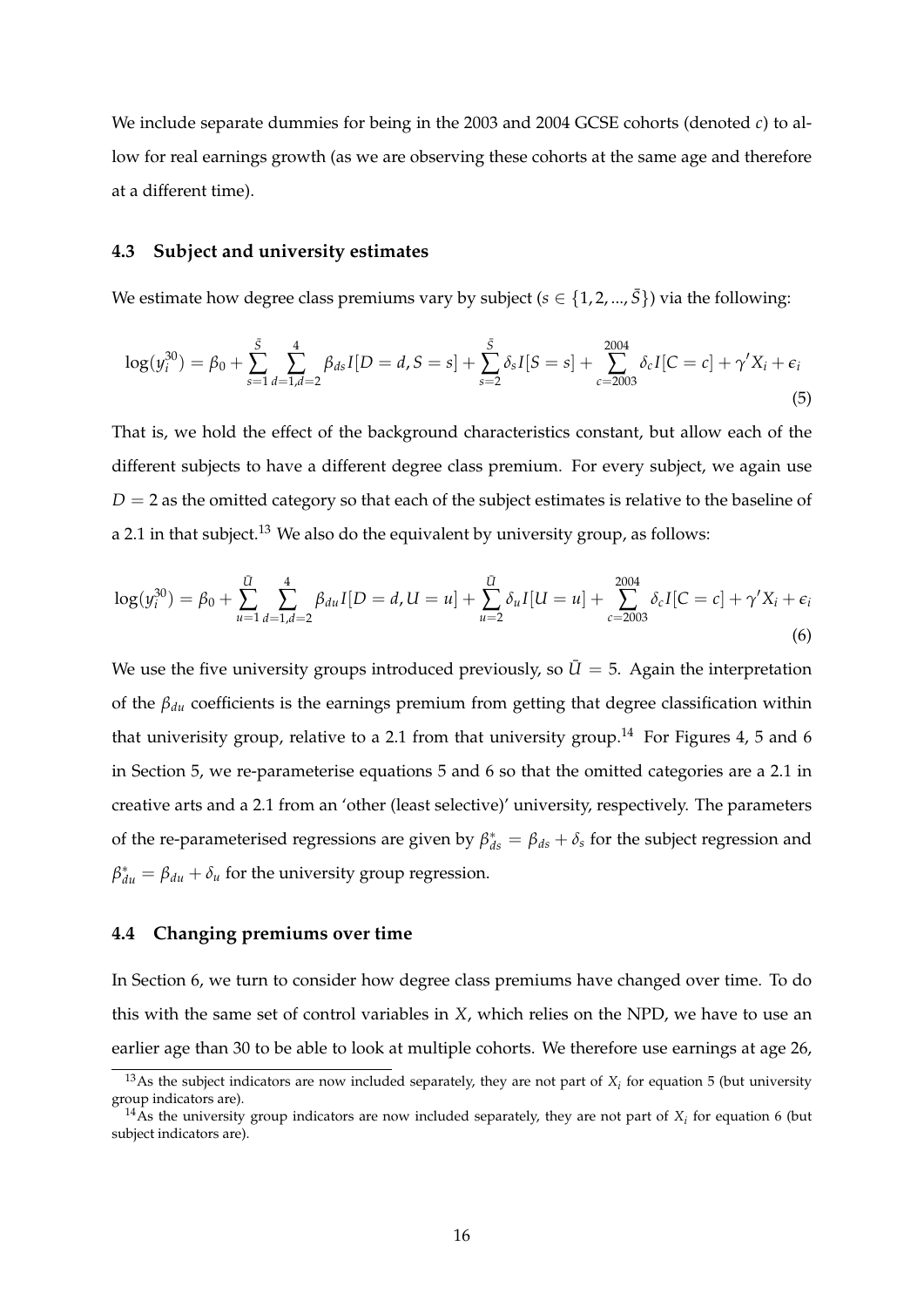We include separate dummies for being in the 2003 and 2004 GCSE cohorts (denoted $c$) to allow for real earnings growth (as we are observing these cohorts at the same age and therefore at a different time).

### 4.3 Subject and university estimates

We estimate how degree class premiums vary by subject ($s \in \{1, 2, ..., \bar{S}\}$) via the following:

$$\log(y_i^{30}) = \beta_0 + \sum_{s=1}^{\bar{S}} \sum_{d=1, d \neq 2}^{4} \beta_{ds} I[D = d, S = s] + \sum_{s=2}^{\bar{S}} \delta_s I[S = s] + \sum_{c=2003}^{2004} \delta_c I[C = c] + \gamma' X_i + \epsilon_i \tag{5}$$

That is, we hold the effect of the background characteristics constant, but allow each of the different subjects to have a different degree class premium. For every subject, we again use $D = 2$ as the omitted category so that each of the subject estimates is relative to the baseline of a 2.1 in that subject.[13] We also do the equivalent by university group, as follows:

$$\log(y_i^{30}) = \beta_0 + \sum_{u=1}^{\bar{U}} \sum_{d=1, d \neq 2}^{4} \beta_{du} I[D = d, U = u] + \sum_{u=2}^{\bar{U}} \delta_u I[U = u] + \sum_{c=2003}^{2004} \delta_c I[C = c] + \gamma' X_i + \epsilon_i \tag{6}$$

We use the five university groups introduced previously, so $\bar{U} = 5$. Again the interpretation of the $\beta_{du}$ coefficients is the earnings premium from getting that degree classification within that univerisity group, relative to a 2.1 from that university group.[14] For Figures 4, 5 and 6 in Section 5, we re-parameterise equations 5 and 6 so that the omitted categories are a 2.1 in creative arts and a 2.1 from an 'other (least selective)' university, respectively. The parameters of the re-parameterised regressions are given by $\beta^*_{ds} = \beta_{ds} + \delta_s$ for the subject regression and $\beta^*_{du} = \beta_{du} + \delta_u$ for the university group regression.

### 4.4 Changing premiums over time

In Section 6, we turn to consider how degree class premiums have changed over time. To do this with the same set of control variables in $X$, which relies on the NPD, we have to use an earlier age than 30 to be able to look at multiple cohorts. We therefore use earnings at age 26,

[13] As the subject indicators are now included separately, they are not part of $X_i$ for equation 5 (but university group indicators are).

[14] As the university group indicators are now included separately, they are not part of $X_i$ for equation 6 (but subject indicators are).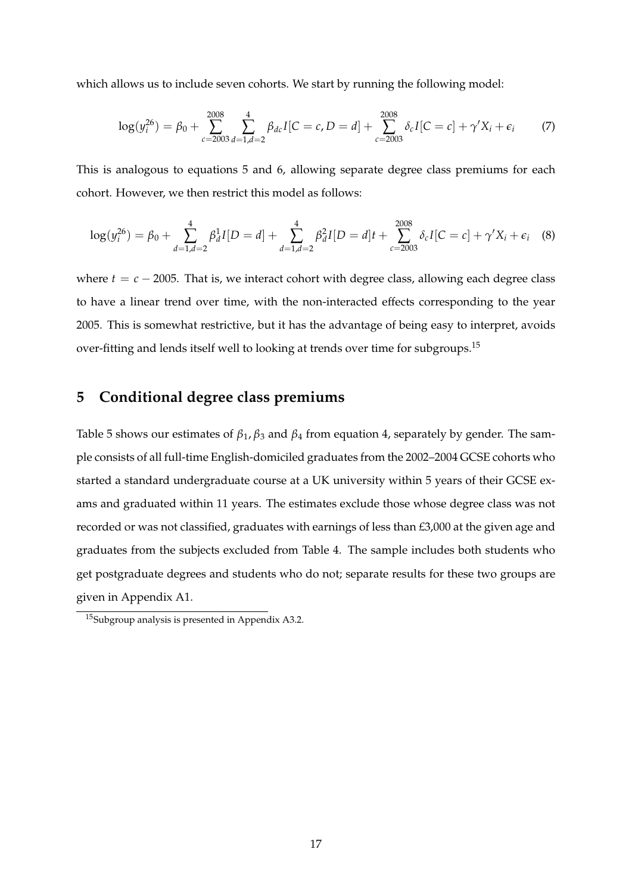which allows us to include seven cohorts. We start by running the following model:

$$\log(y_i^{26}) = \beta_0 + \sum_{c=2003}^{2008} \sum_{d=1,d=2}^{4} \beta_{dc} I[C=c, D=d] + \sum_{c=2003}^{2008} \delta_c I[C=c] + \gamma' X_i + \epsilon_i \tag{7}$$

This is analogous to equations 5 and 6, allowing separate degree class premiums for each cohort. However, we then restrict this model as follows:

$$\log(y_i^{26}) = \beta_0 + \sum_{d=1,d=2}^{4} \beta_d^1 I[D=d] + \sum_{d=1,d=2}^{4} \beta_d^2 I[D=d]t + \sum_{c=2003}^{2008} \delta_c I[C=c] + \gamma' X_i + \epsilon_i \tag{8}$$

where $t = c - 2005$. That is, we interact cohort with degree class, allowing each degree class to have a linear trend over time, with the non-interacted effects corresponding to the year 2005. This is somewhat restrictive, but it has the advantage of being easy to interpret, avoids over-fitting and lends itself well to looking at trends over time for subgroups.[15]

## 5 Conditional degree class premiums

Table 5 shows our estimates of $\beta_1, \beta_3$ and $\beta_4$ from equation 4, separately by gender. The sample consists of all full-time English-domiciled graduates from the 2002–2004 GCSE cohorts who started a standard undergraduate course at a UK university within 5 years of their GCSE exams and graduated within 11 years. The estimates exclude those whose degree class was not recorded or was not classified, graduates with earnings of less than £3,000 at the given age and graduates from the subjects excluded from Table 4. The sample includes both students who get postgraduate degrees and students who do not; separate results for these two groups are given in Appendix A1.

[15] Subgroup analysis is presented in Appendix A3.2.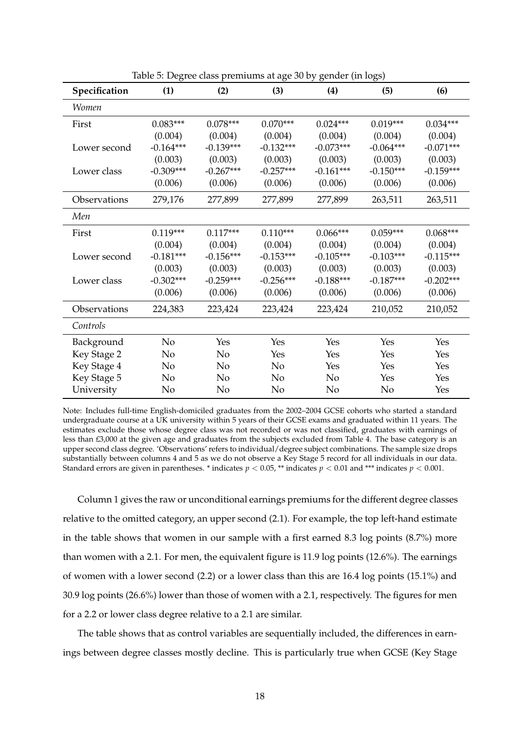Table 5: Degree class premiums at age 30 by gender (in logs)

| Specification | (1) | (2) | (3) | (4) | (5) | (6) |
|---|---|---|---|---|---|---|
| *Women* | | | | | | |
| First | 0.083*** | 0.078*** | 0.070*** | 0.024*** | 0.019*** | 0.034*** |
| | (0.004) | (0.004) | (0.004) | (0.004) | (0.004) | (0.004) |
| Lower second | -0.164*** | -0.139*** | -0.132*** | -0.073*** | -0.064*** | -0.071*** |
| | (0.003) | (0.003) | (0.003) | (0.003) | (0.003) | (0.003) |
| Lower class | -0.309*** | -0.267*** | -0.257*** | -0.161*** | -0.150*** | -0.159*** |
| | (0.006) | (0.006) | (0.006) | (0.006) | (0.006) | (0.006) |
| Observations | 279,176 | 277,899 | 277,899 | 277,899 | 263,511 | 263,511 |
| *Men* | | | | | | |
| First | 0.119*** | 0.117*** | 0.110*** | 0.066*** | 0.059*** | 0.068*** |
| | (0.004) | (0.004) | (0.004) | (0.004) | (0.004) | (0.004) |
| Lower second | -0.181*** | -0.156*** | -0.153*** | -0.105*** | -0.103*** | -0.115*** |
| | (0.003) | (0.003) | (0.003) | (0.003) | (0.003) | (0.003) |
| Lower class | -0.302*** | -0.259*** | -0.256*** | -0.188*** | -0.187*** | -0.202*** |
| | (0.006) | (0.006) | (0.006) | (0.006) | (0.006) | (0.006) |
| Observations | 224,383 | 223,424 | 223,424 | 223,424 | 210,052 | 210,052 |
| *Controls* | | | | | | |
| Background | No | Yes | Yes | Yes | Yes | Yes |
| Key Stage 2 | No | No | Yes | Yes | Yes | Yes |
| Key Stage 4 | No | No | No | Yes | Yes | Yes |
| Key Stage 5 | No | No | No | No | Yes | Yes |
| University | No | No | No | No | No | Yes |

Note: Includes full-time English-domiciled graduates from the 2002–2004 GCSE cohorts who started a standard undergraduate course at a UK university within 5 years of their GCSE exams and graduated within 11 years. The estimates exclude those whose degree class was not recorded or was not classified, graduates with earnings of less than £3,000 at the given age and graduates from the subjects excluded from Table 4. The base category is an upper second class degree. 'Observations' refers to individual/degree subject combinations. The sample size drops substantially between columns 4 and 5 as we do not observe a Key Stage 5 record for all individuals in our data. Standard errors are given in parentheses. * indicates $p < 0.05$, ** indicates $p < 0.01$ and *** indicates $p < 0.001$.

Column 1 gives the raw or unconditional earnings premiums for the different degree classes relative to the omitted category, an upper second (2.1). For example, the top left-hand estimate in the table shows that women in our sample with a first earned 8.3 log points (8.7%) more than women with a 2.1. For men, the equivalent figure is 11.9 log points (12.6%). The earnings of women with a lower second (2.2) or a lower class than this are 16.4 log points (15.1%) and 30.9 log points (26.6%) lower than those of women with a 2.1, respectively. The figures for men for a 2.2 or lower class degree relative to a 2.1 are similar.

The table shows that as control variables are sequentially included, the differences in earnings between degree classes mostly decline. This is particularly true when GCSE (Key Stage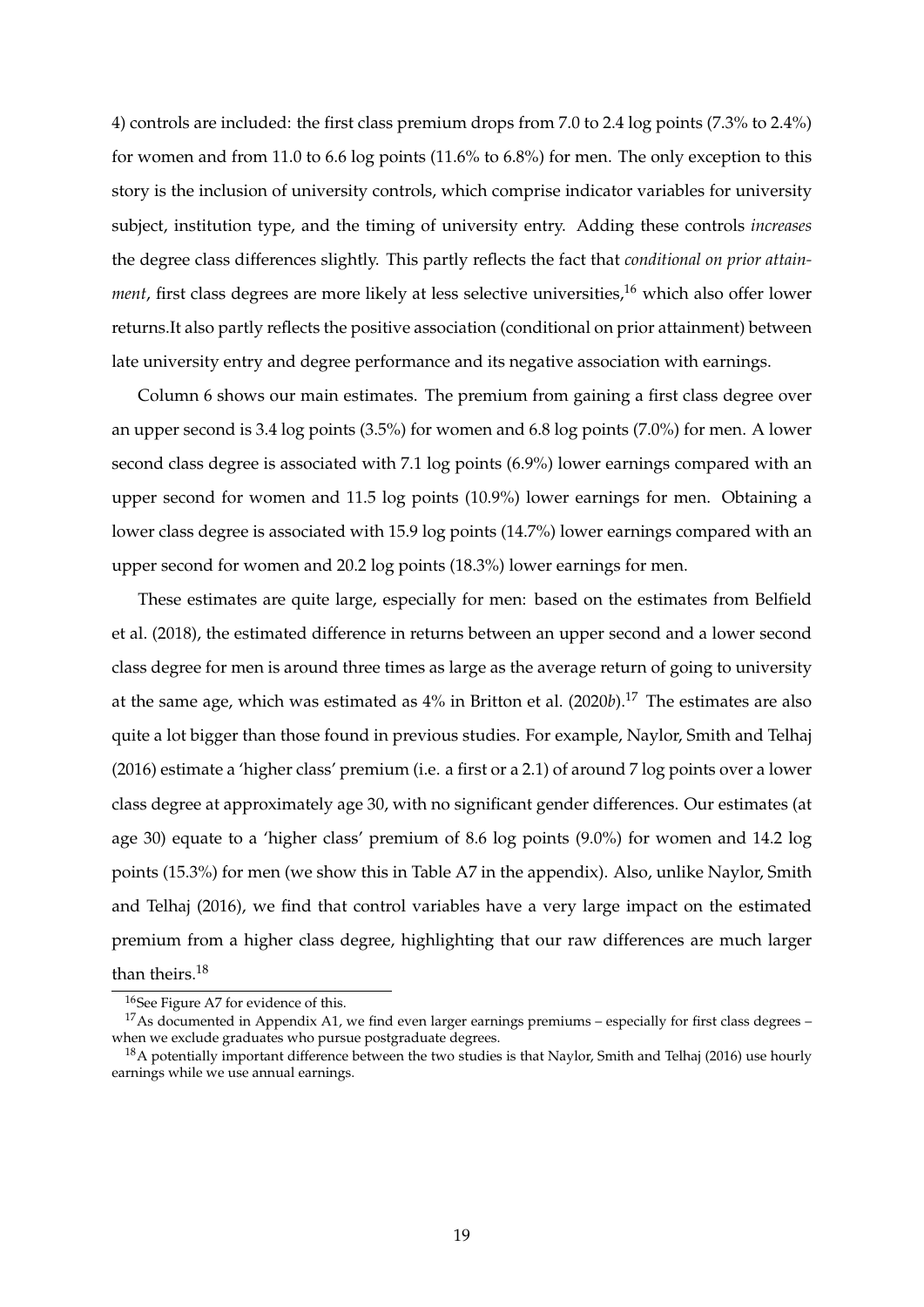4) controls are included: the first class premium drops from 7.0 to 2.4 log points (7.3% to 2.4%) for women and from 11.0 to 6.6 log points (11.6% to 6.8%) for men. The only exception to this story is the inclusion of university controls, which comprise indicator variables for university subject, institution type, and the timing of university entry. Adding these controls *increases* the degree class differences slightly. This partly reflects the fact that *conditional on prior attainment*, first class degrees are more likely at less selective universities,[16] which also offer lower returns.It also partly reflects the positive association (conditional on prior attainment) between late university entry and degree performance and its negative association with earnings.

Column 6 shows our main estimates. The premium from gaining a first class degree over an upper second is 3.4 log points (3.5%) for women and 6.8 log points (7.0%) for men. A lower second class degree is associated with 7.1 log points (6.9%) lower earnings compared with an upper second for women and 11.5 log points (10.9%) lower earnings for men. Obtaining a lower class degree is associated with 15.9 log points (14.7%) lower earnings compared with an upper second for women and 20.2 log points (18.3%) lower earnings for men.

These estimates are quite large, especially for men: based on the estimates from Belfield et al. (2018), the estimated difference in returns between an upper second and a lower second class degree for men is around three times as large as the average return of going to university at the same age, which was estimated as 4% in Britton et al. (2020*b*).[17] The estimates are also quite a lot bigger than those found in previous studies. For example, Naylor, Smith and Telhaj (2016) estimate a 'higher class' premium (i.e. a first or a 2.1) of around 7 log points over a lower class degree at approximately age 30, with no significant gender differences. Our estimates (at age 30) equate to a 'higher class' premium of 8.6 log points (9.0%) for women and 14.2 log points (15.3%) for men (we show this in Table A7 in the appendix). Also, unlike Naylor, Smith and Telhaj (2016), we find that control variables have a very large impact on the estimated premium from a higher class degree, highlighting that our raw differences are much larger than theirs.[18]

[16] See Figure A7 for evidence of this.

[17] As documented in Appendix A1, we find even larger earnings premiums – especially for first class degrees – when we exclude graduates who pursue postgraduate degrees.

[18] A potentially important difference between the two studies is that Naylor, Smith and Telhaj (2016) use hourly earnings while we use annual earnings.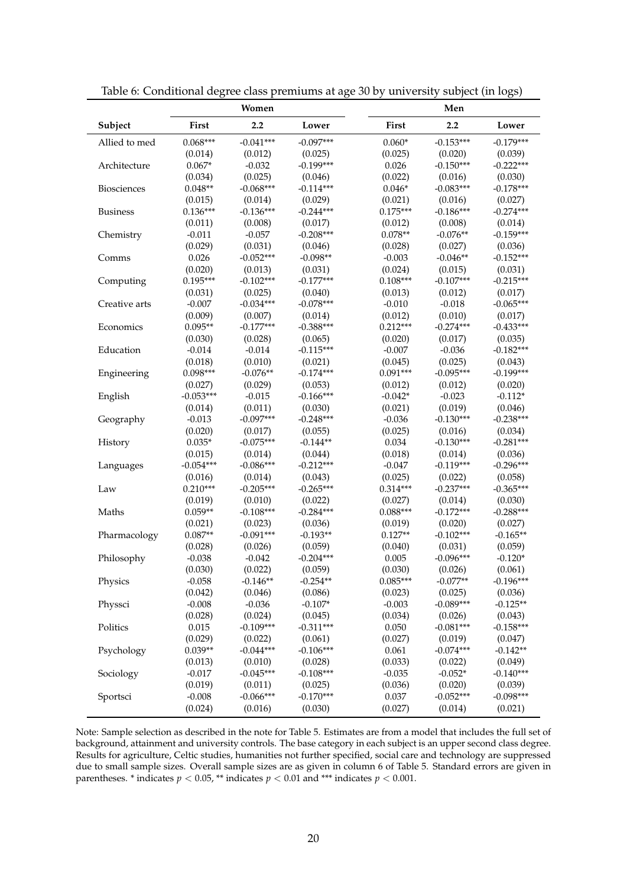Table 6: Conditional degree class premiums at age 30 by university subject (in logs)

| Subject | Women | | | Men | | |
|---|---|---|---|---|---|---|
| | First | 2.2 | Lower | First | 2.2 | Lower |
| Allied to med | 0.068*** | -0.041*** | -0.097*** | 0.060* | -0.153*** | -0.179*** |
| | (0.014) | (0.012) | (0.025) | (0.025) | (0.020) | (0.039) |
| Architecture | 0.067* | -0.032 | -0.199*** | 0.026 | -0.150*** | -0.222*** |
| | (0.034) | (0.025) | (0.046) | (0.022) | (0.016) | (0.030) |
| Biosciences | 0.048** | -0.068*** | -0.114*** | 0.046* | -0.083*** | -0.178*** |
| | (0.015) | (0.014) | (0.029) | (0.021) | (0.016) | (0.027) |
| Business | 0.136*** | -0.136*** | -0.244*** | 0.175*** | -0.186*** | -0.274*** |
| | (0.011) | (0.008) | (0.017) | (0.012) | (0.008) | (0.014) |
| Chemistry | -0.011 | -0.057 | -0.208*** | 0.078** | -0.076** | -0.159*** |
| | (0.029) | (0.031) | (0.046) | (0.028) | (0.027) | (0.036) |
| Comms | 0.026 | -0.052*** | -0.098** | -0.003 | -0.046** | -0.152*** |
| | (0.020) | (0.013) | (0.031) | (0.024) | (0.015) | (0.031) |
| Computing | 0.195*** | -0.102*** | -0.177*** | 0.108*** | -0.107*** | -0.215*** |
| | (0.031) | (0.025) | (0.040) | (0.013) | (0.012) | (0.017) |
| Creative arts | -0.007 | -0.034*** | -0.078*** | -0.010 | -0.018 | -0.065*** |
| | (0.009) | (0.007) | (0.014) | (0.012) | (0.010) | (0.017) |
| Economics | 0.095** | -0.177*** | -0.388*** | 0.212*** | -0.274*** | -0.433*** |
| | (0.030) | (0.028) | (0.065) | (0.020) | (0.017) | (0.035) |
| Education | -0.014 | -0.014 | -0.115*** | -0.007 | -0.036 | -0.182*** |
| | (0.018) | (0.010) | (0.021) | (0.045) | (0.025) | (0.043) |
| Engineering | 0.098*** | -0.076** | -0.174*** | 0.091*** | -0.095*** | -0.199*** |
| | (0.027) | (0.029) | (0.053) | (0.012) | (0.012) | (0.020) |
| English | -0.053*** | -0.015 | -0.166*** | -0.042* | -0.023 | -0.112* |
| | (0.014) | (0.011) | (0.030) | (0.021) | (0.019) | (0.046) |
| Geography | -0.013 | -0.097*** | -0.248*** | -0.036 | -0.130*** | -0.238*** |
| | (0.020) | (0.017) | (0.055) | (0.025) | (0.016) | (0.034) |
| History | 0.035* | -0.075*** | -0.144** | 0.034 | -0.130*** | -0.281*** |
| | (0.015) | (0.014) | (0.044) | (0.018) | (0.014) | (0.036) |
| Languages | -0.054*** | -0.086*** | -0.212*** | -0.047 | -0.119*** | -0.296*** |
| | (0.016) | (0.014) | (0.043) | (0.025) | (0.022) | (0.058) |
| Law | 0.210*** | -0.205*** | -0.265*** | 0.314*** | -0.237*** | -0.365*** |
| | (0.019) | (0.010) | (0.022) | (0.027) | (0.014) | (0.030) |
| Maths | 0.059** | -0.108*** | -0.284*** | 0.088*** | -0.172*** | -0.288*** |
| | (0.021) | (0.023) | (0.036) | (0.019) | (0.020) | (0.027) |
| Pharmacology | 0.087** | -0.091*** | -0.193** | 0.127** | -0.102*** | -0.165** |
| | (0.028) | (0.026) | (0.059) | (0.040) | (0.031) | (0.059) |
| Philosophy | -0.038 | -0.042 | -0.204*** | 0.005 | -0.096*** | -0.120* |
| | (0.030) | (0.022) | (0.059) | (0.030) | (0.026) | (0.061) |
| Physics | -0.058 | -0.146** | -0.254** | 0.085*** | -0.077** | -0.196*** |
| | (0.042) | (0.046) | (0.086) | (0.023) | (0.025) | (0.036) |
| Physsci | -0.008 | -0.036 | -0.107* | -0.003 | -0.089*** | -0.125** |
| | (0.028) | (0.024) | (0.045) | (0.034) | (0.026) | (0.043) |
| Politics | 0.015 | -0.109*** | -0.311*** | 0.050 | -0.081*** | -0.158*** |
| | (0.029) | (0.022) | (0.061) | (0.027) | (0.019) | (0.047) |
| Psychology | 0.039** | -0.044*** | -0.106*** | 0.061 | -0.074*** | -0.142** |
| | (0.013) | (0.010) | (0.028) | (0.033) | (0.022) | (0.049) |
| Sociology | -0.017 | -0.045*** | -0.108*** | -0.035 | -0.052* | -0.140*** |
| | (0.019) | (0.011) | (0.025) | (0.036) | (0.020) | (0.039) |
| Sportsci | -0.008 | -0.066*** | -0.170*** | 0.037 | -0.052*** | -0.098*** |
| | (0.024) | (0.016) | (0.030) | (0.027) | (0.014) | (0.021) |

Note: Sample selection as described in the note for Table 5. Estimates are from a model that includes the full set of background, attainment and university controls. The base category in each subject is an upper second class degree. Results for agriculture, Celtic studies, humanities not further specified, social care and technology are suppressed due to small sample sizes. Overall sample sizes are as given in column 6 of Table 5. Standard errors are given in parentheses. * indicates $p < 0.05$, ** indicates $p < 0.01$ and *** indicates $p < 0.001$.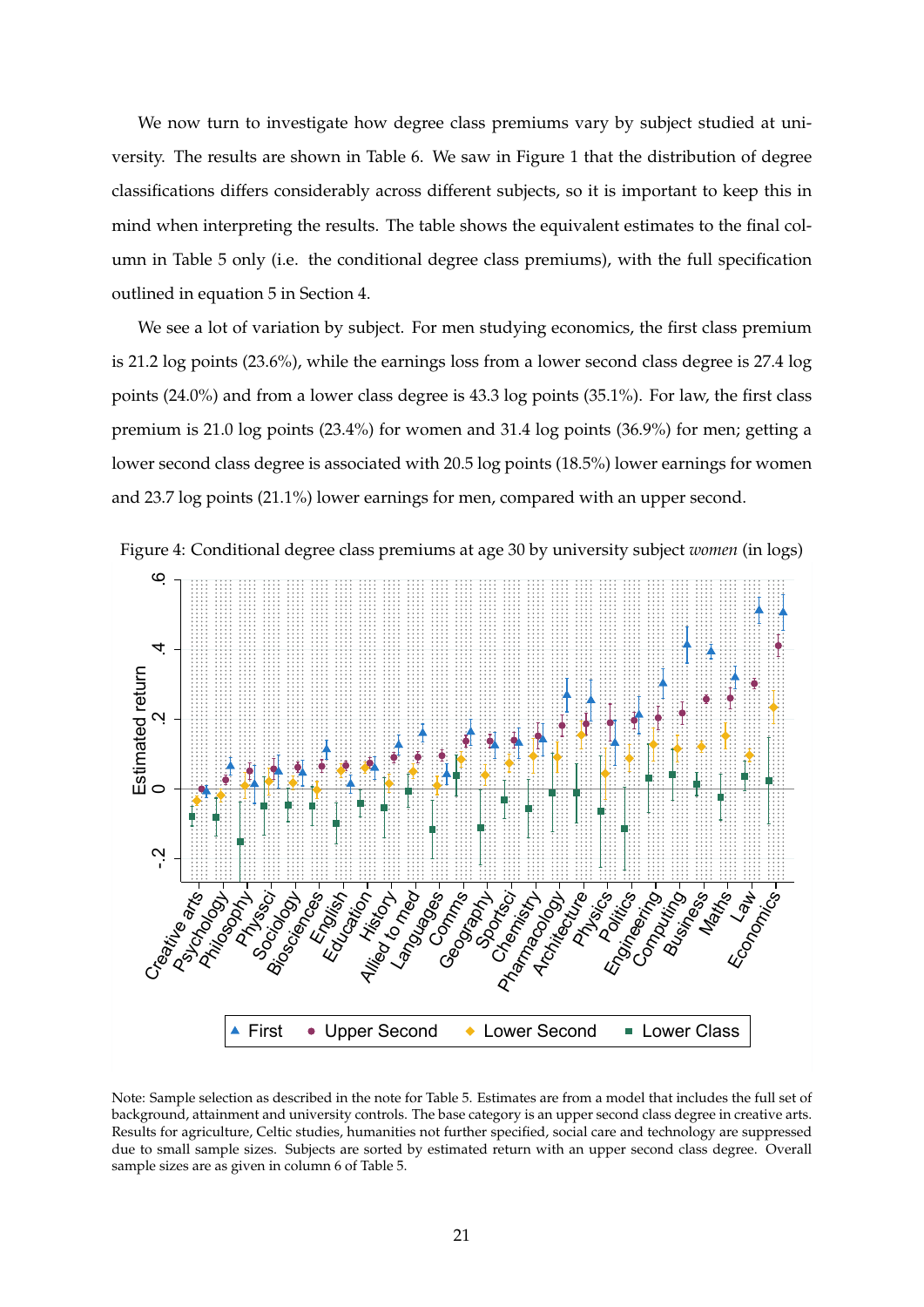We now turn to investigate how degree class premiums vary by subject studied at university. The results are shown in Table 6. We saw in Figure 1 that the distribution of degree classifications differs considerably across different subjects, so it is important to keep this in mind when interpreting the results. The table shows the equivalent estimates to the final column in Table 5 only (i.e. the conditional degree class premiums), with the full specification outlined in equation 5 in Section 4.

We see a lot of variation by subject. For men studying economics, the first class premium is 21.2 log points (23.6%), while the earnings loss from a lower second class degree is 27.4 log points (24.0%) and from a lower class degree is 43.3 log points (35.1%). For law, the first class premium is 21.0 log points (23.4%) for women and 31.4 log points (36.9%) for men; getting a lower second class degree is associated with 20.5 log points (18.5%) lower earnings for women and 23.7 log points (21.1%) lower earnings for men, compared with an upper second.

Figure 4: Conditional degree class premiums at age 30 by university subject *women* (in logs)

Note: Sample selection as described in the note for Table 5. Estimates are from a model that includes the full set of background, attainment and university controls. The base category is an upper second class degree in creative arts. Results for agriculture, Celtic studies, humanities not further specified, social care and technology are suppressed due to small sample sizes. Subjects are sorted by estimated return with an upper second class degree. Overall sample sizes are as given in column 6 of Table 5.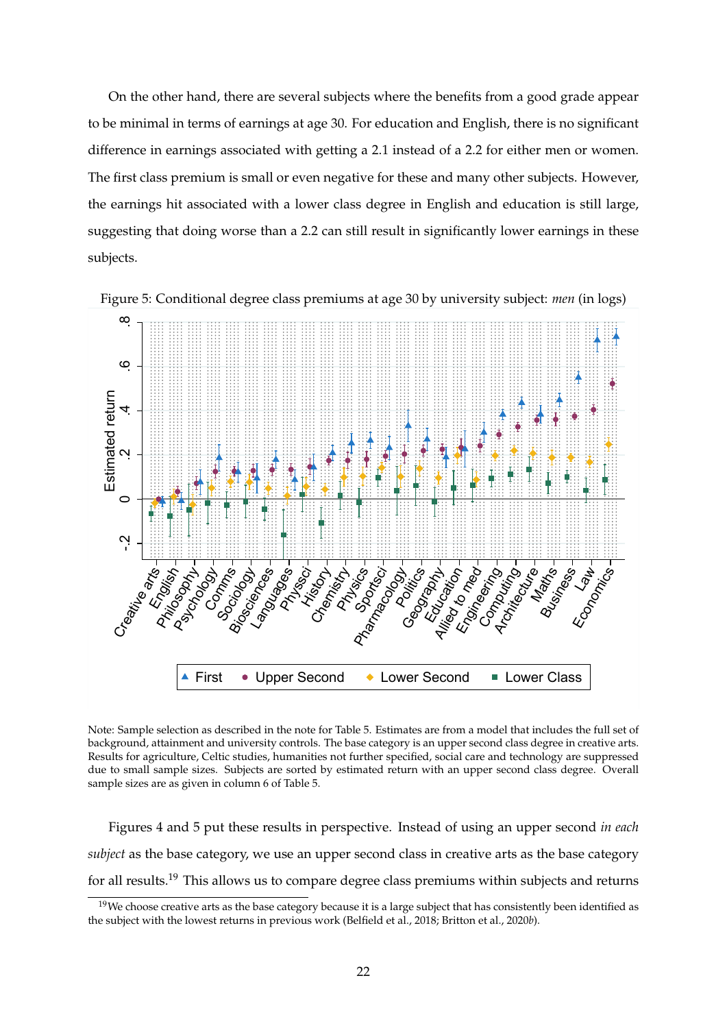On the other hand, there are several subjects where the benefits from a good grade appear to be minimal in terms of earnings at age 30. For education and English, there is no significant difference in earnings associated with getting a 2.1 instead of a 2.2 for either men or women. The first class premium is small or even negative for these and many other subjects. However, the earnings hit associated with a lower class degree in English and education is still large, suggesting that doing worse than a 2.2 can still result in significantly lower earnings in these subjects.

Figure 5: Conditional degree class premiums at age 30 by university subject: *men* (in logs)

Note: Sample selection as described in the note for Table 5. Estimates are from a model that includes the full set of background, attainment and university controls. The base category is an upper second class degree in creative arts. Results for agriculture, Celtic studies, humanities not further specified, social care and technology are suppressed due to small sample sizes. Subjects are sorted by estimated return with an upper second class degree. Overall sample sizes are as given in column 6 of Table 5.

Figures 4 and 5 put these results in perspective. Instead of using an upper second *in each subject* as the base category, we use an upper second class in creative arts as the base category for all results.[19] This allows us to compare degree class premiums within subjects and returns

[19] We choose creative arts as the base category because it is a large subject that has consistently been identified as the subject with the lowest returns in previous work (Belfield et al., 2018; Britton et al., 2020*b*).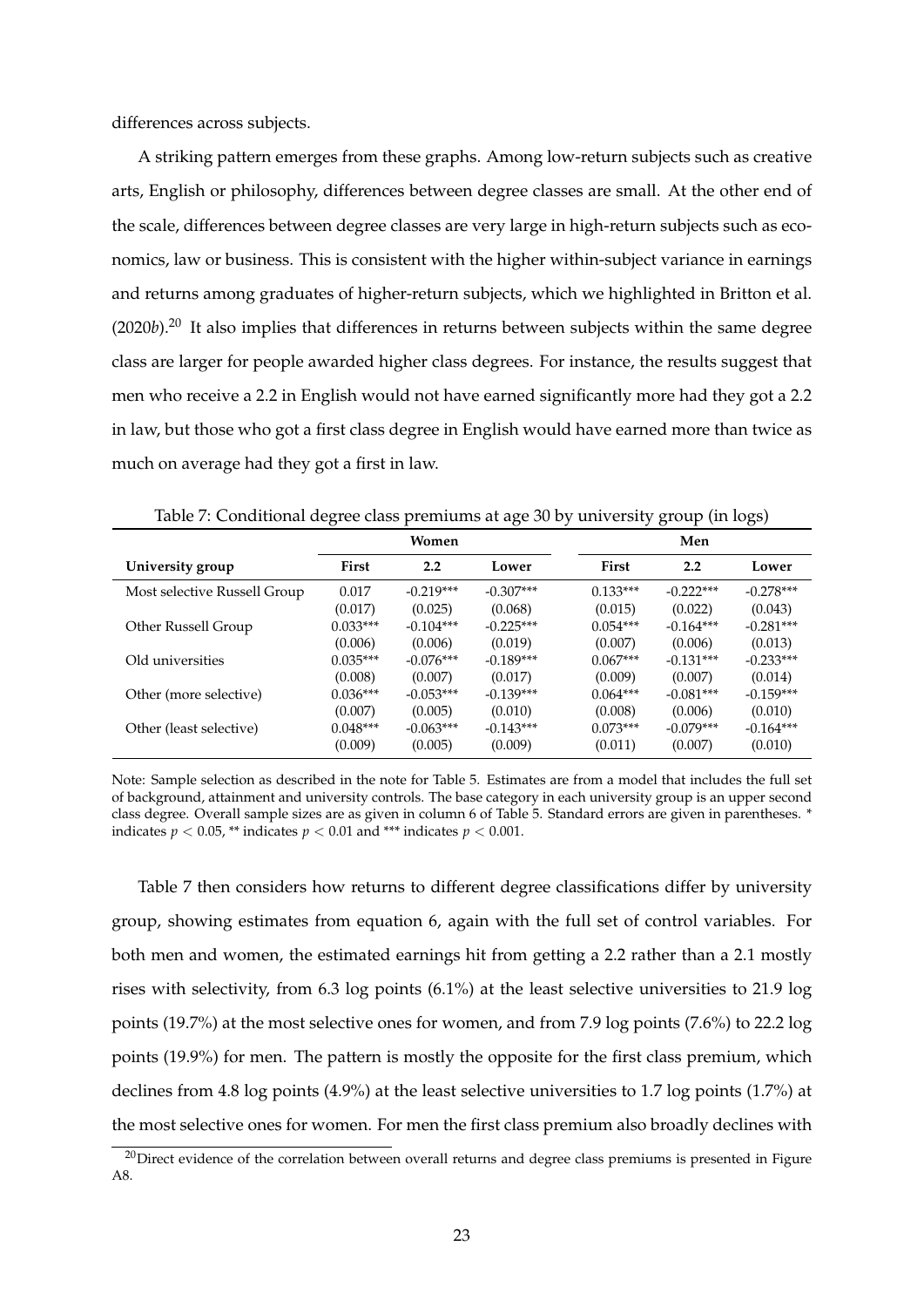differences across subjects.

A striking pattern emerges from these graphs. Among low-return subjects such as creative arts, English or philosophy, differences between degree classes are small. At the other end of the scale, differences between degree classes are very large in high-return subjects such as economics, law or business. This is consistent with the higher within-subject variance in earnings and returns among graduates of higher-return subjects, which we highlighted in Britton et al. (2020*b*).[20] It also implies that differences in returns between subjects within the same degree class are larger for people awarded higher class degrees. For instance, the results suggest that men who receive a 2.2 in English would not have earned significantly more had they got a 2.2 in law, but those who got a first class degree in English would have earned more than twice as much on average had they got a first in law.

Table 7: Conditional degree class premiums at age 30 by university group (in logs)

| | Women | | | Men | | |
|---|---|---|---|---|---|---|
| **University group** | **First** | **2.2** | **Lower** | **First** | **2.2** | **Lower** |
| Most selective Russell Group | 0.017 | -0.219*** | -0.307*** | 0.133*** | -0.222*** | -0.278*** |
| | (0.017) | (0.025) | (0.068) | (0.015) | (0.022) | (0.043) |
| Other Russell Group | 0.033*** | -0.104*** | -0.225*** | 0.054*** | -0.164*** | -0.281*** |
| | (0.006) | (0.006) | (0.019) | (0.007) | (0.006) | (0.013) |
| Old universities | 0.035*** | -0.076*** | -0.189*** | 0.067*** | -0.131*** | -0.233*** |
| | (0.008) | (0.007) | (0.017) | (0.009) | (0.007) | (0.014) |
| Other (more selective) | 0.036*** | -0.053*** | -0.139*** | 0.064*** | -0.081*** | -0.159*** |
| | (0.007) | (0.005) | (0.010) | (0.008) | (0.006) | (0.010) |
| Other (least selective) | 0.048*** | -0.063*** | -0.143*** | 0.073*** | -0.079*** | -0.164*** |
| | (0.009) | (0.005) | (0.009) | (0.011) | (0.007) | (0.010) |

Note: Sample selection as described in the note for Table 5. Estimates are from a model that includes the full set of background, attainment and university controls. The base category in each university group is an upper second class degree. Overall sample sizes are as given in column 6 of Table 5. Standard errors are given in parentheses. * indicates $p < 0.05$, ** indicates $p < 0.01$ and *** indicates $p < 0.001$.

Table 7 then considers how returns to different degree classifications differ by university group, showing estimates from equation 6, again with the full set of control variables. For both men and women, the estimated earnings hit from getting a 2.2 rather than a 2.1 mostly rises with selectivity, from 6.3 log points (6.1%) at the least selective universities to 21.9 log points (19.7%) at the most selective ones for women, and from 7.9 log points (7.6%) to 22.2 log points (19.9%) for men. The pattern is mostly the opposite for the first class premium, which declines from 4.8 log points (4.9%) at the least selective universities to 1.7 log points (1.7%) at the most selective ones for women. For men the first class premium also broadly declines with

[20] Direct evidence of the correlation between overall returns and degree class premiums is presented in Figure A8.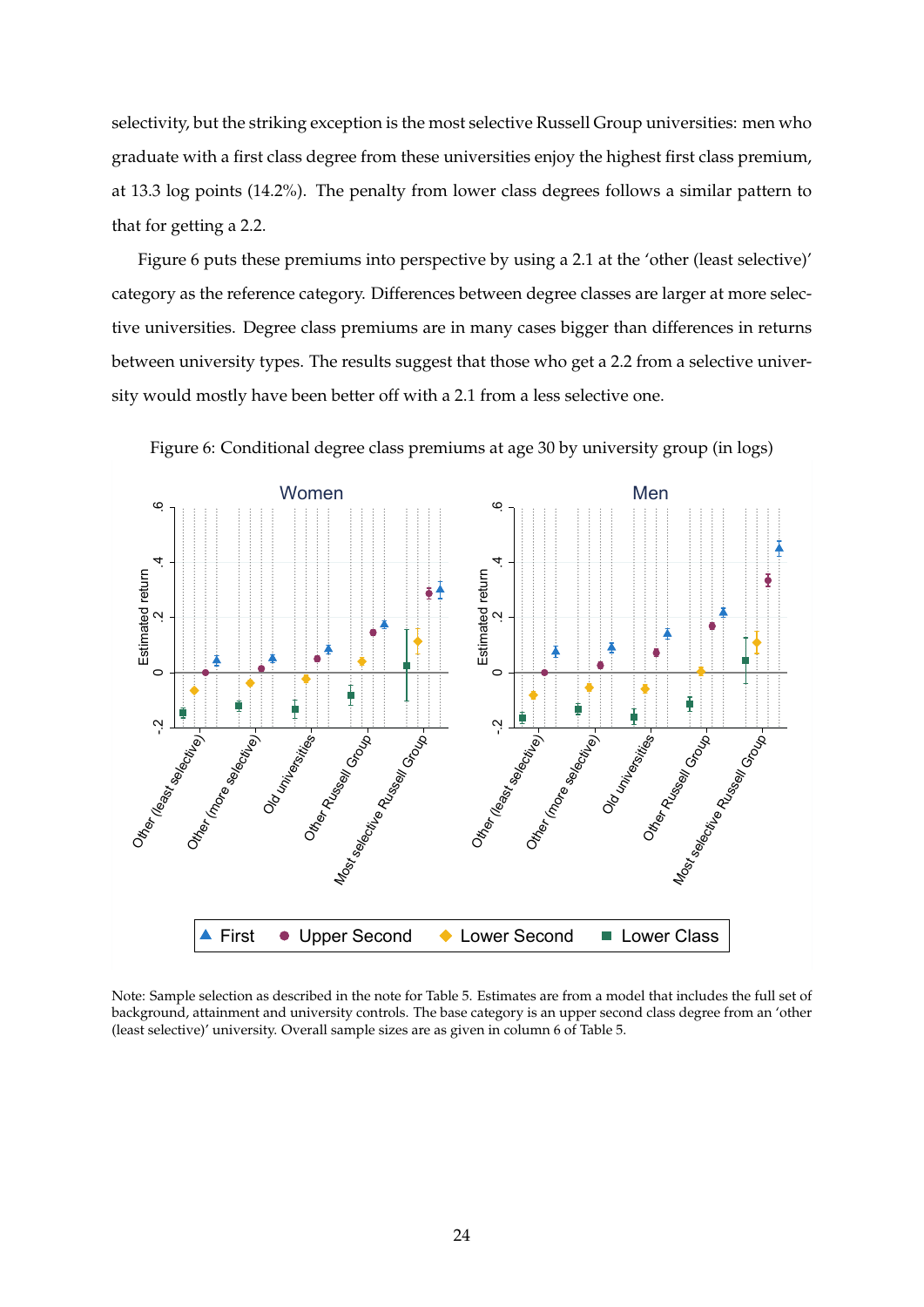selectivity, but the striking exception is the most selective Russell Group universities: men who graduate with a first class degree from these universities enjoy the highest first class premium, at 13.3 log points (14.2%). The penalty from lower class degrees follows a similar pattern to that for getting a 2.2.

Figure 6 puts these premiums into perspective by using a 2.1 at the 'other (least selective)' category as the reference category. Differences between degree classes are larger at more selective universities. Degree class premiums are in many cases bigger than differences in returns between university types. The results suggest that those who get a 2.2 from a selective university would mostly have been better off with a 2.1 from a less selective one.

Figure 6: Conditional degree class premiums at age 30 by university group (in logs)

Note: Sample selection as described in the note for Table 5. Estimates are from a model that includes the full set of background, attainment and university controls. The base category is an upper second class degree from an 'other (least selective)' university. Overall sample sizes are as given in column 6 of Table 5.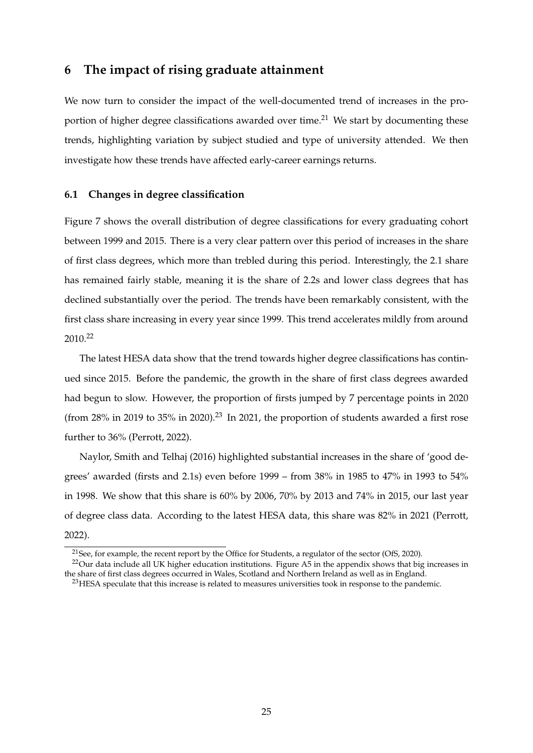# 6 The impact of rising graduate attainment

We now turn to consider the impact of the well-documented trend of increases in the proportion of higher degree classifications awarded over time.[21] We start by documenting these trends, highlighting variation by subject studied and type of university attended. We then investigate how these trends have affected early-career earnings returns.

## 6.1 Changes in degree classification

Figure 7 shows the overall distribution of degree classifications for every graduating cohort between 1999 and 2015. There is a very clear pattern over this period of increases in the share of first class degrees, which more than trebled during this period. Interestingly, the 2.1 share has remained fairly stable, meaning it is the share of 2.2s and lower class degrees that has declined substantially over the period. The trends have been remarkably consistent, with the first class share increasing in every year since 1999. This trend accelerates mildly from around 2010.[22]

The latest HESA data show that the trend towards higher degree classifications has continued since 2015. Before the pandemic, the growth in the share of first class degrees awarded had begun to slow. However, the proportion of firsts jumped by 7 percentage points in 2020 (from 28% in 2019 to 35% in 2020).[23] In 2021, the proportion of students awarded a first rose further to 36% (Perrott, 2022).

Naylor, Smith and Telhaj (2016) highlighted substantial increases in the share of 'good degrees' awarded (firsts and 2.1s) even before 1999 – from 38% in 1985 to 47% in 1993 to 54% in 1998. We show that this share is 60% by 2006, 70% by 2013 and 74% in 2015, our last year of degree class data. According to the latest HESA data, this share was 82% in 2021 (Perrott, 2022).

---

[21] See, for example, the recent report by the Office for Students, a regulator of the sector (OfS, 2020).

[22] Our data include all UK higher education institutions. Figure A5 in the appendix shows that big increases in the share of first class degrees occurred in Wales, Scotland and Northern Ireland as well as in England.

[23] HESA speculate that this increase is related to measures universities took in response to the pandemic.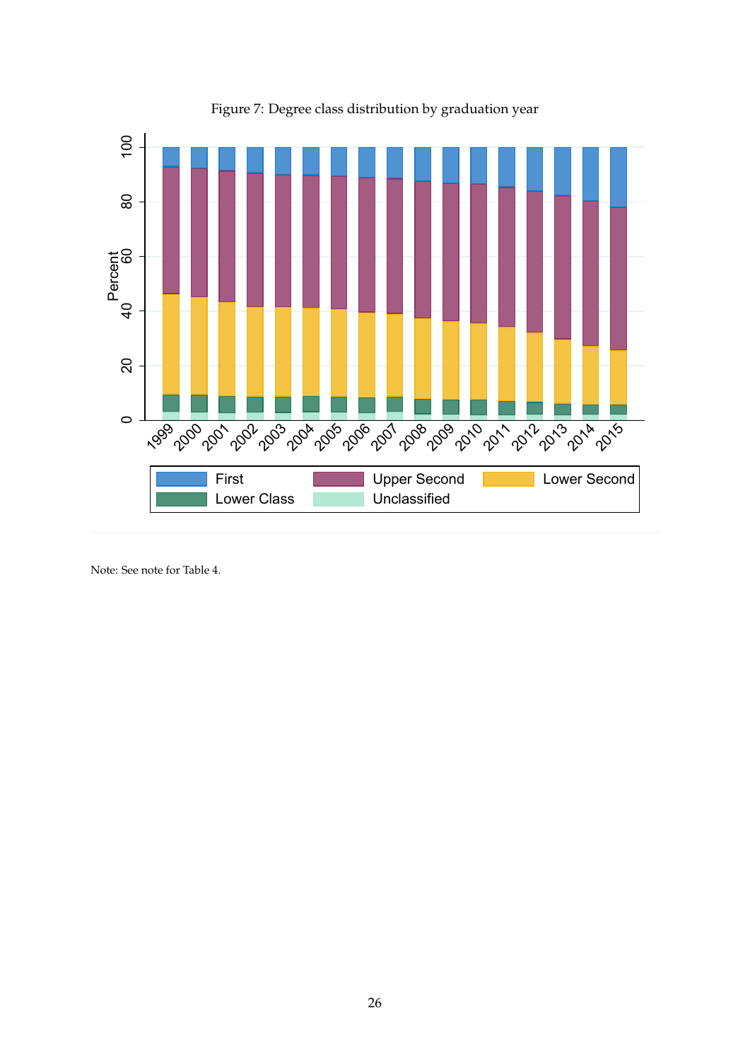Figure 7: Degree class distribution by graduation year

Note: See note for Table 4.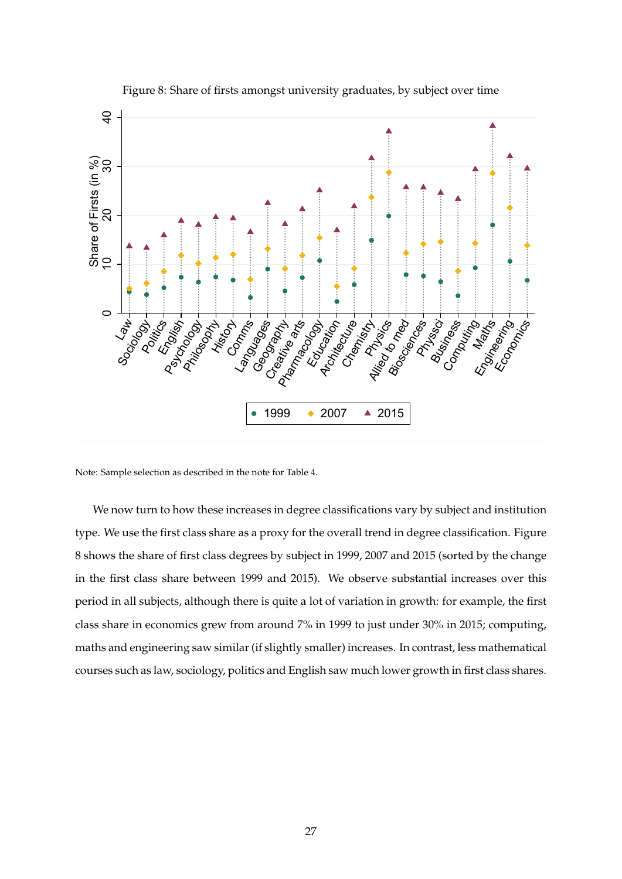Figure 8: Share of firsts amongst university graduates, by subject over time

Note: Sample selection as described in the note for Table 4.

We now turn to how these increases in degree classifications vary by subject and institution type. We use the first class share as a proxy for the overall trend in degree classification. Figure 8 shows the share of first class degrees by subject in 1999, 2007 and 2015 (sorted by the change in the first class share between 1999 and 2015). We observe substantial increases over this period in all subjects, although there is quite a lot of variation in growth: for example, the first class share in economics grew from around 7% in 1999 to just under 30% in 2015; computing, maths and engineering saw similar (if slightly smaller) increases. In contrast, less mathematical courses such as law, sociology, politics and English saw much lower growth in first class shares.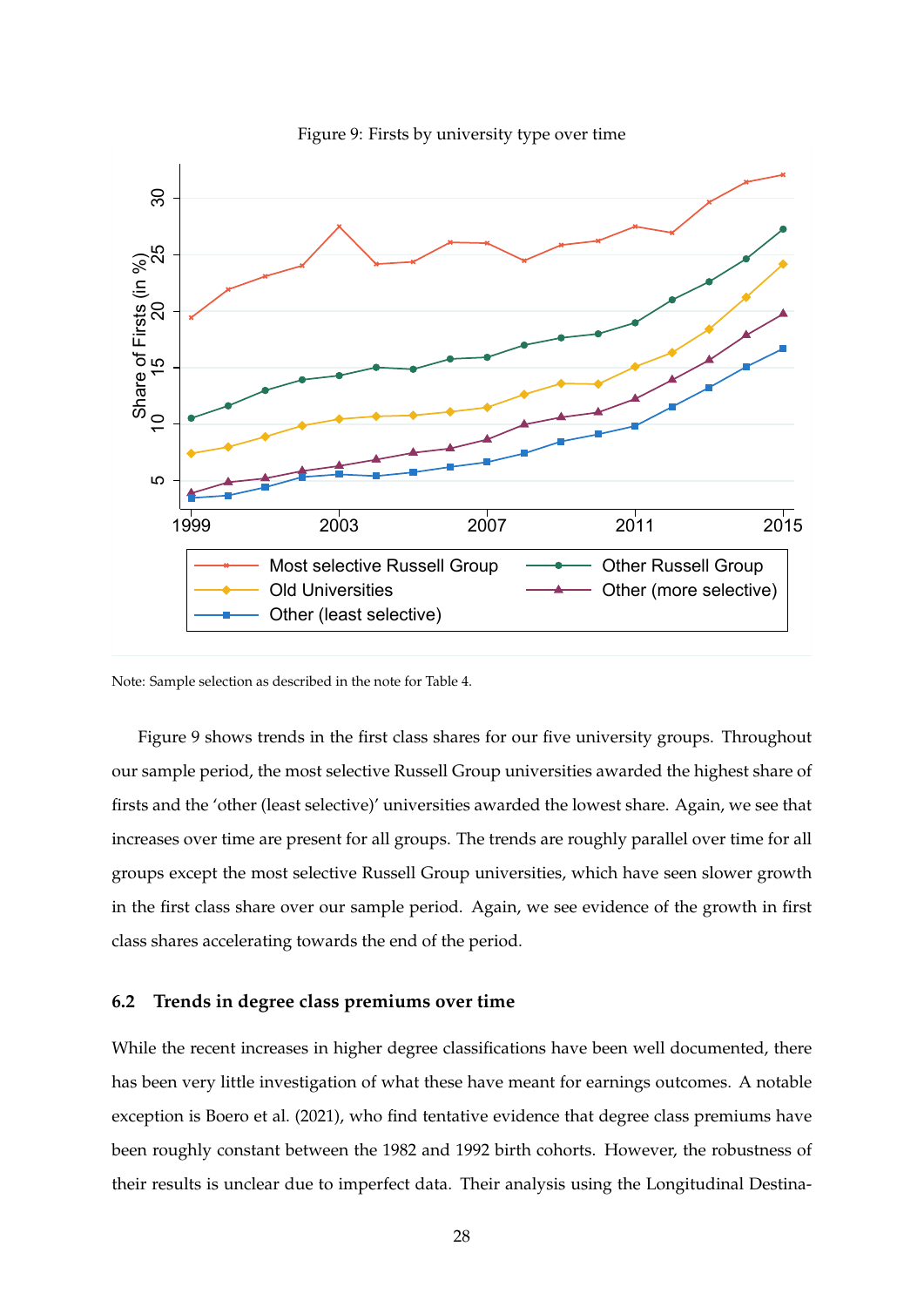Figure 9: Firsts by university type over time

Note: Sample selection as described in the note for Table 4.

Figure 9 shows trends in the first class shares for our five university groups. Throughout our sample period, the most selective Russell Group universities awarded the highest share of firsts and the 'other (least selective)' universities awarded the lowest share. Again, we see that increases over time are present for all groups. The trends are roughly parallel over time for all groups except the most selective Russell Group universities, which have seen slower growth in the first class share over our sample period. Again, we see evidence of the growth in first class shares accelerating towards the end of the period.

### 6.2 Trends in degree class premiums over time

While the recent increases in higher degree classifications have been well documented, there has been very little investigation of what these have meant for earnings outcomes. A notable exception is Boero et al. (2021), who find tentative evidence that degree class premiums have been roughly constant between the 1982 and 1992 birth cohorts. However, the robustness of their results is unclear due to imperfect data. Their analysis using the Longitudinal Destina-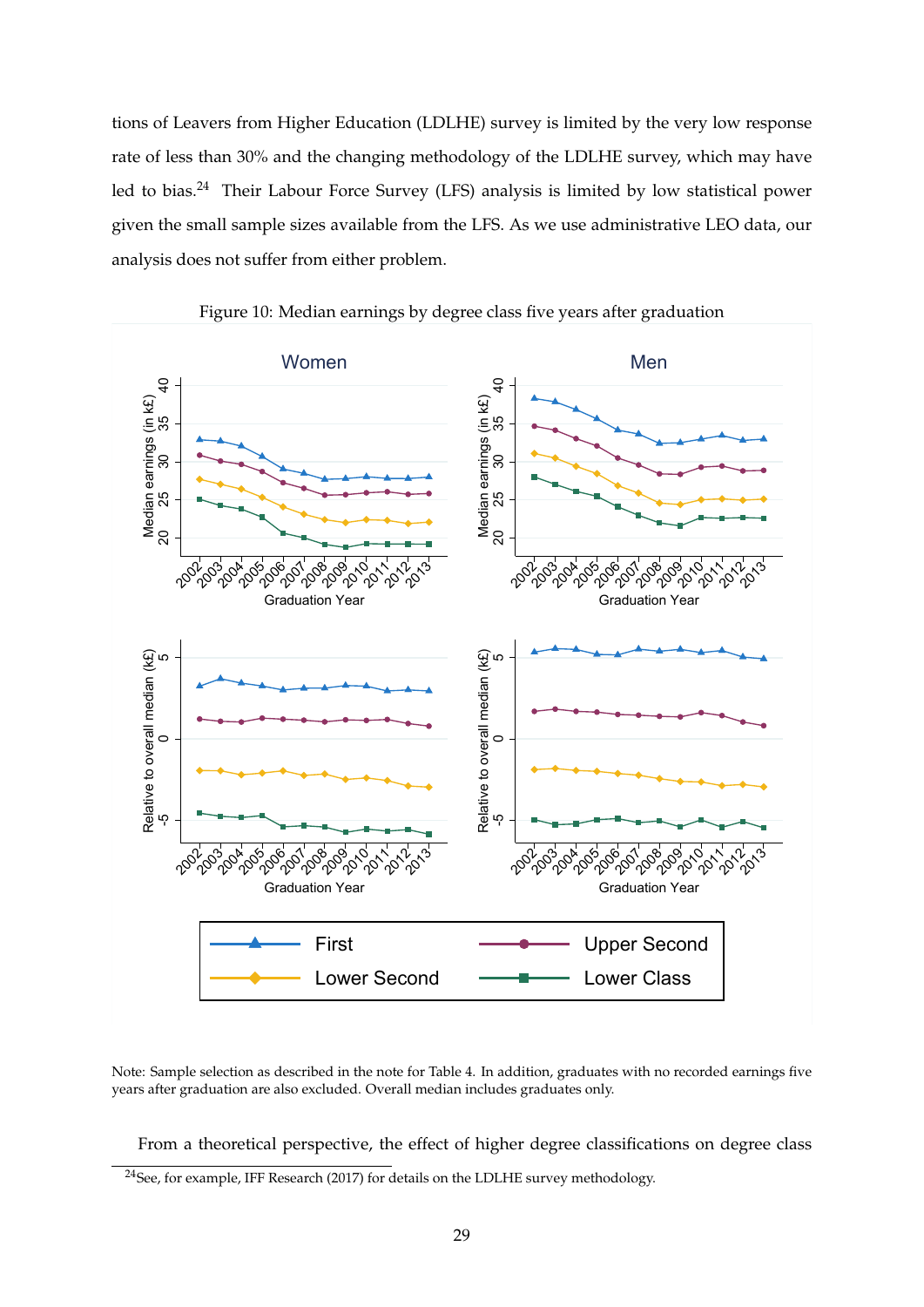tions of Leavers from Higher Education (LDLHE) survey is limited by the very low response rate of less than 30% and the changing methodology of the LDLHE survey, which may have led to bias.[24] Their Labour Force Survey (LFS) analysis is limited by low statistical power given the small sample sizes available from the LFS. As we use administrative LEO data, our analysis does not suffer from either problem.

Figure 10: Median earnings by degree class five years after graduation

Note: Sample selection as described in the note for Table 4. In addition, graduates with no recorded earnings five years after graduation are also excluded. Overall median includes graduates only.

From a theoretical perspective, the effect of higher degree classifications on degree class

[24]See, for example, IFF Research (2017) for details on the LDLHE survey methodology.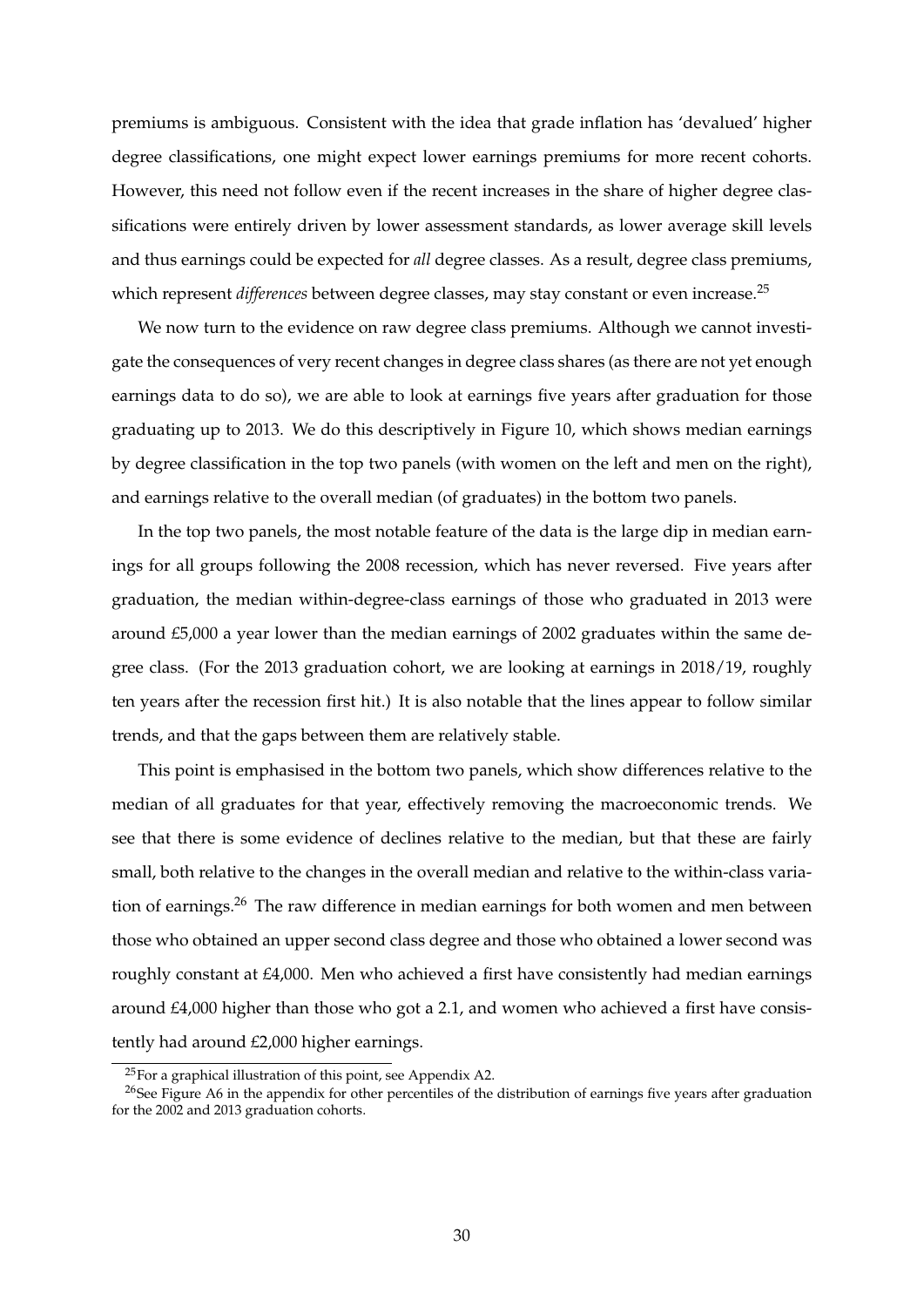premiums is ambiguous. Consistent with the idea that grade inflation has 'devalued' higher degree classifications, one might expect lower earnings premiums for more recent cohorts. However, this need not follow even if the recent increases in the share of higher degree classifications were entirely driven by lower assessment standards, as lower average skill levels and thus earnings could be expected for *all* degree classes. As a result, degree class premiums, which represent *differences* between degree classes, may stay constant or even increase.[25]

We now turn to the evidence on raw degree class premiums. Although we cannot investigate the consequences of very recent changes in degree class shares (as there are not yet enough earnings data to do so), we are able to look at earnings five years after graduation for those graduating up to 2013. We do this descriptively in Figure 10, which shows median earnings by degree classification in the top two panels (with women on the left and men on the right), and earnings relative to the overall median (of graduates) in the bottom two panels.

In the top two panels, the most notable feature of the data is the large dip in median earnings for all groups following the 2008 recession, which has never reversed. Five years after graduation, the median within-degree-class earnings of those who graduated in 2013 were around £5,000 a year lower than the median earnings of 2002 graduates within the same degree class. (For the 2013 graduation cohort, we are looking at earnings in 2018/19, roughly ten years after the recession first hit.) It is also notable that the lines appear to follow similar trends, and that the gaps between them are relatively stable.

This point is emphasised in the bottom two panels, which show differences relative to the median of all graduates for that year, effectively removing the macroeconomic trends. We see that there is some evidence of declines relative to the median, but that these are fairly small, both relative to the changes in the overall median and relative to the within-class variation of earnings.[26] The raw difference in median earnings for both women and men between those who obtained an upper second class degree and those who obtained a lower second was roughly constant at £4,000. Men who achieved a first have consistently had median earnings around £4,000 higher than those who got a 2.1, and women who achieved a first have consistently had around £2,000 higher earnings.

[25] For a graphical illustration of this point, see Appendix A2.

[26] See Figure A6 in the appendix for other percentiles of the distribution of earnings five years after graduation for the 2002 and 2013 graduation cohorts.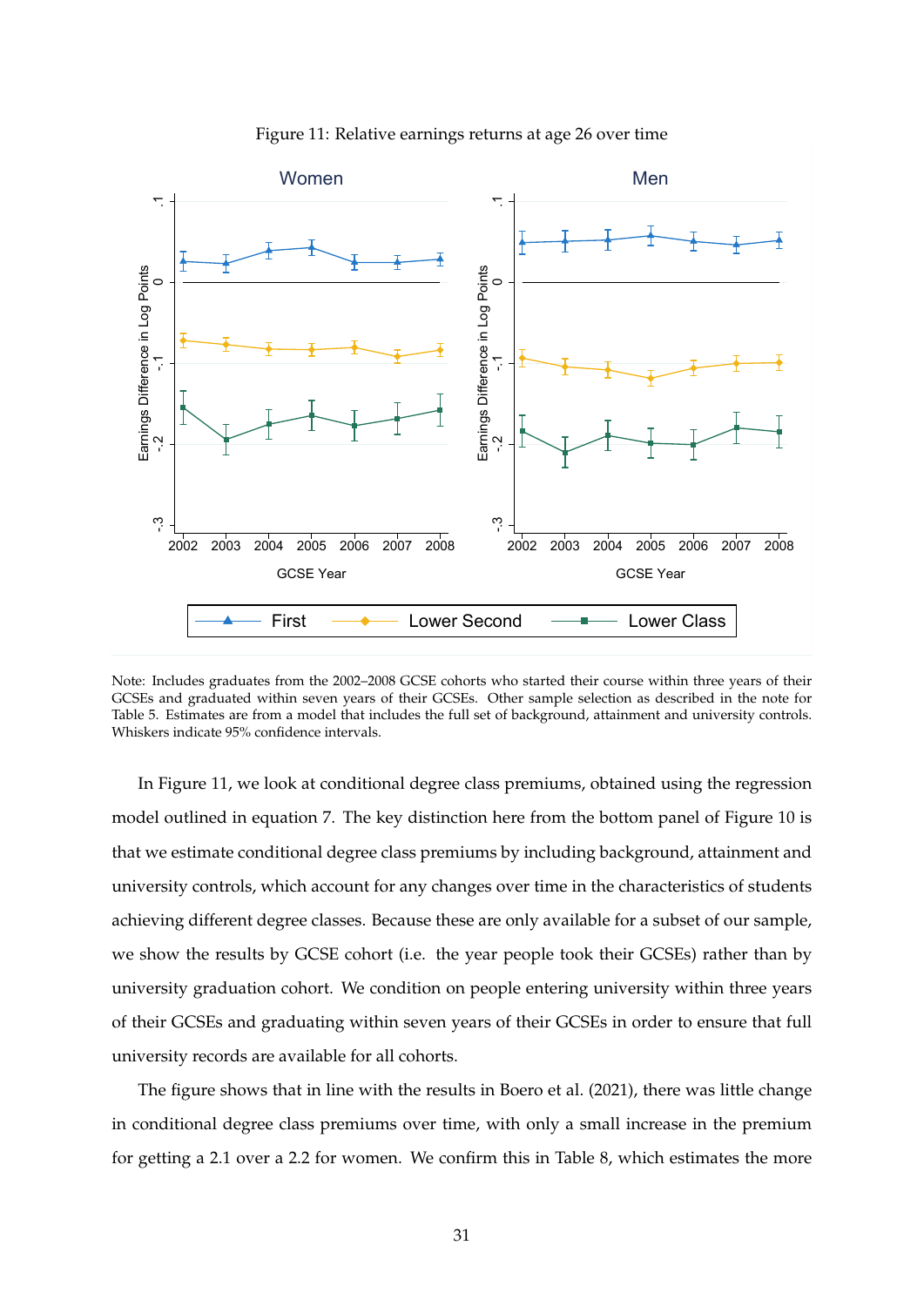Figure 11: Relative earnings returns at age 26 over time

Note: Includes graduates from the 2002–2008 GCSE cohorts who started their course within three years of their GCSEs and graduated within seven years of their GCSEs. Other sample selection as described in the note for Table 5. Estimates are from a model that includes the full set of background, attainment and university controls. Whiskers indicate 95% confidence intervals.

In Figure 11, we look at conditional degree class premiums, obtained using the regression model outlined in equation 7. The key distinction here from the bottom panel of Figure 10 is that we estimate conditional degree class premiums by including background, attainment and university controls, which account for any changes over time in the characteristics of students achieving different degree classes. Because these are only available for a subset of our sample, we show the results by GCSE cohort (i.e. the year people took their GCSEs) rather than by university graduation cohort. We condition on people entering university within three years of their GCSEs and graduating within seven years of their GCSEs in order to ensure that full university records are available for all cohorts.

The figure shows that in line with the results in Boero et al. (2021), there was little change in conditional degree class premiums over time, with only a small increase in the premium for getting a 2.1 over a 2.2 for women. We confirm this in Table 8, which estimates the more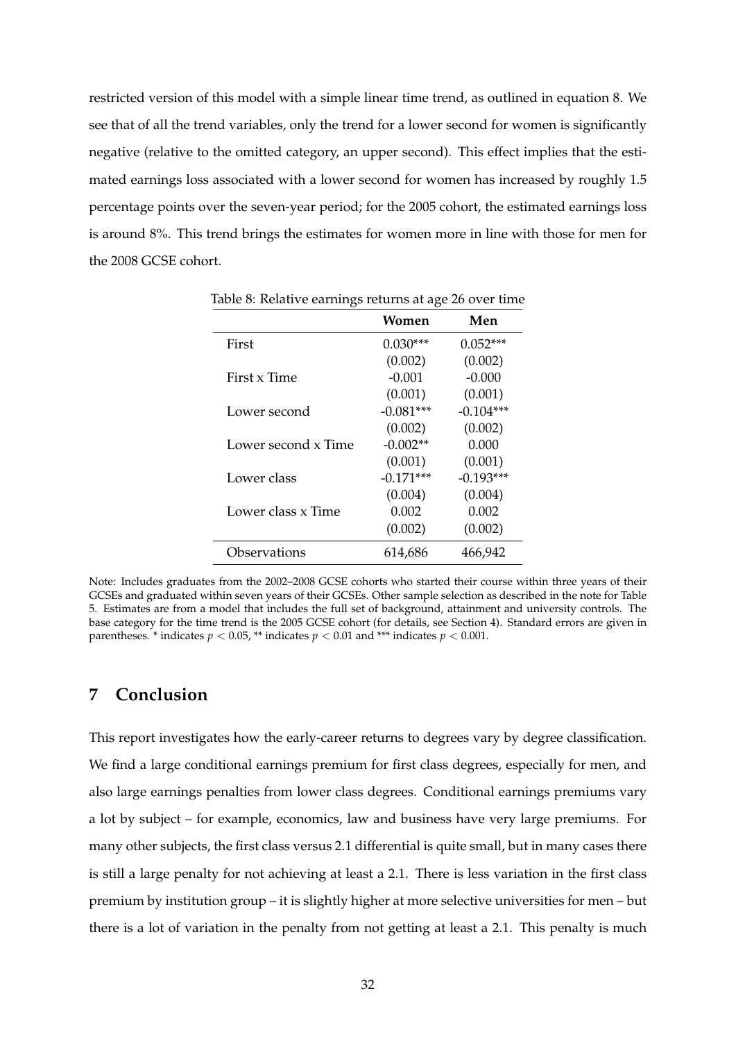restricted version of this model with a simple linear time trend, as outlined in equation 8. We see that of all the trend variables, only the trend for a lower second for women is significantly negative (relative to the omitted category, an upper second). This effect implies that the estimated earnings loss associated with a lower second for women has increased by roughly 1.5 percentage points over the seven-year period; for the 2005 cohort, the estimated earnings loss is around 8%. This trend brings the estimates for women more in line with those for men for the 2008 GCSE cohort.

Table 8: Relative earnings returns at age 26 over time

| | **Women** | **Men** |
|---|---|---|
| First | 0.030*** | 0.052*** |
| | (0.002) | (0.002) |
| First x Time | -0.001 | -0.000 |
| | (0.001) | (0.001) |
| Lower second | -0.081*** | -0.104*** |
| | (0.002) | (0.002) |
| Lower second x Time | -0.002** | 0.000 |
| | (0.001) | (0.001) |
| Lower class | -0.171*** | -0.193*** |
| | (0.004) | (0.004) |
| Lower class x Time | 0.002 | 0.002 |
| | (0.002) | (0.002) |
| Observations | 614,686 | 466,942 |

Note: Includes graduates from the 2002–2008 GCSE cohorts who started their course within three years of their GCSEs and graduated within seven years of their GCSEs. Other sample selection as described in the note for Table 5. Estimates are from a model that includes the full set of background, attainment and university controls. The base category for the time trend is the 2005 GCSE cohort (for details, see Section 4). Standard errors are given in parentheses. * indicates $p < 0.05$, ** indicates $p < 0.01$ and *** indicates $p < 0.001$.

## 7 Conclusion

This report investigates how the early-career returns to degrees vary by degree classification. We find a large conditional earnings premium for first class degrees, especially for men, and also large earnings penalties from lower class degrees. Conditional earnings premiums vary a lot by subject – for example, economics, law and business have very large premiums. For many other subjects, the first class versus 2.1 differential is quite small, but in many cases there is still a large penalty for not achieving at least a 2.1. There is less variation in the first class premium by institution group – it is slightly higher at more selective universities for men – but there is a lot of variation in the penalty from not getting at least a 2.1. This penalty is much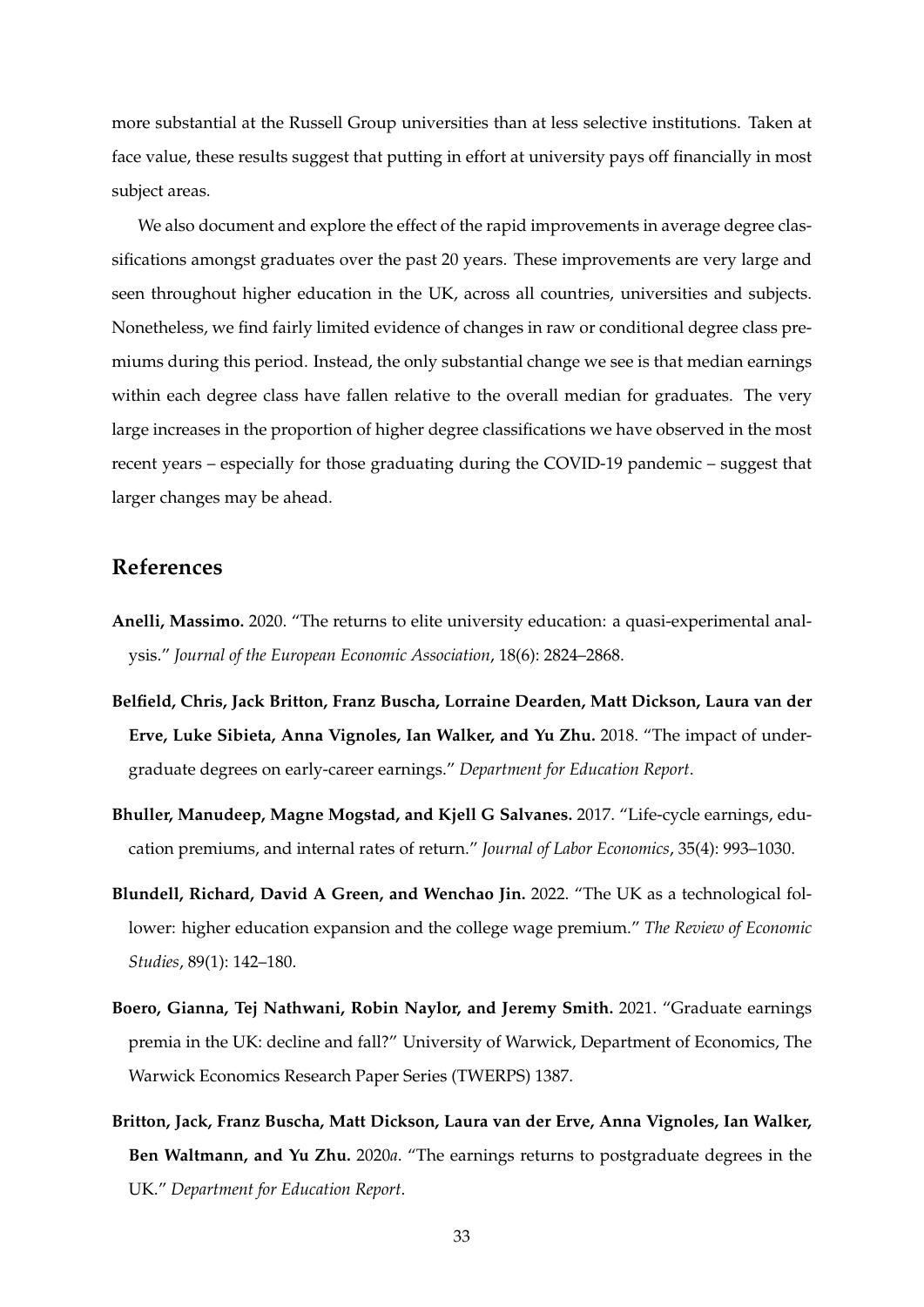more substantial at the Russell Group universities than at less selective institutions. Taken at face value, these results suggest that putting in effort at university pays off financially in most subject areas.

We also document and explore the effect of the rapid improvements in average degree classifications amongst graduates over the past 20 years. These improvements are very large and seen throughout higher education in the UK, across all countries, universities and subjects. Nonetheless, we find fairly limited evidence of changes in raw or conditional degree class premiums during this period. Instead, the only substantial change we see is that median earnings within each degree class have fallen relative to the overall median for graduates. The very large increases in the proportion of higher degree classifications we have observed in the most recent years – especially for those graduating during the COVID-19 pandemic – suggest that larger changes may be ahead.

## References

**Anelli, Massimo.** 2020. "The returns to elite university education: a quasi-experimental analysis." *Journal of the European Economic Association*, 18(6): 2824–2868.

**Belfield, Chris, Jack Britton, Franz Buscha, Lorraine Dearden, Matt Dickson, Laura van der Erve, Luke Sibieta, Anna Vignoles, Ian Walker, and Yu Zhu.** 2018. "The impact of undergraduate degrees on early-career earnings." *Department for Education Report*.

**Bhuller, Manudeep, Magne Mogstad, and Kjell G Salvanes.** 2017. "Life-cycle earnings, education premiums, and internal rates of return." *Journal of Labor Economics*, 35(4): 993–1030.

**Blundell, Richard, David A Green, and Wenchao Jin.** 2022. "The UK as a technological follower: higher education expansion and the college wage premium." *The Review of Economic Studies*, 89(1): 142–180.

**Boero, Gianna, Tej Nathwani, Robin Naylor, and Jeremy Smith.** 2021. "Graduate earnings premia in the UK: decline and fall?" University of Warwick, Department of Economics, The Warwick Economics Research Paper Series (TWERPS) 1387.

**Britton, Jack, Franz Buscha, Matt Dickson, Laura van der Erve, Anna Vignoles, Ian Walker, Ben Waltmann, and Yu Zhu.** 2020*a*. "The earnings returns to postgraduate degrees in the UK." *Department for Education Report*.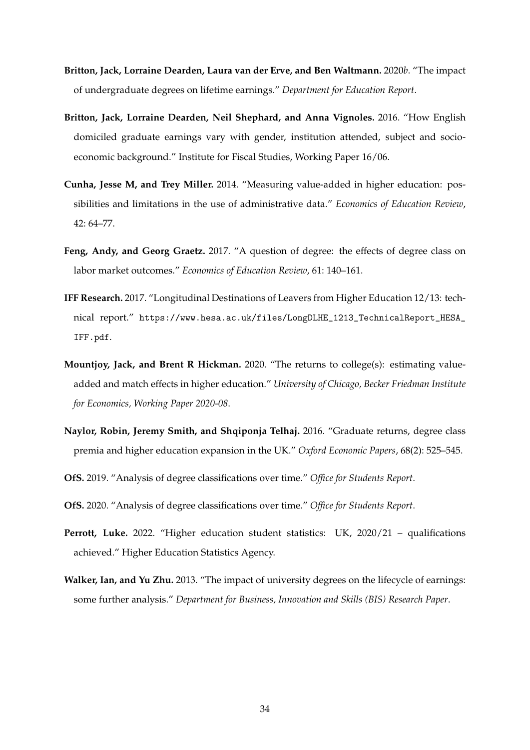**Britton, Jack, Lorraine Dearden, Laura van der Erve, and Ben Waltmann.** 2020*b*. "The impact of undergraduate degrees on lifetime earnings." *Department for Education Report*.

**Britton, Jack, Lorraine Dearden, Neil Shephard, and Anna Vignoles.** 2016. "How English domiciled graduate earnings vary with gender, institution attended, subject and socio-economic background." Institute for Fiscal Studies, Working Paper 16/06.

**Cunha, Jesse M, and Trey Miller.** 2014. "Measuring value-added in higher education: possibilities and limitations in the use of administrative data." *Economics of Education Review*, 42: 64–77.

**Feng, Andy, and Georg Graetz.** 2017. "A question of degree: the effects of degree class on labor market outcomes." *Economics of Education Review*, 61: 140–161.

**IFF Research.** 2017. "Longitudinal Destinations of Leavers from Higher Education 12/13: technical report." `https://www.hesa.ac.uk/files/LongDLHE_1213_TechnicalReport_HESA_IFF.pdf`.

**Mountjoy, Jack, and Brent R Hickman.** 2020. "The returns to college(s): estimating value-added and match effects in higher education." *University of Chicago, Becker Friedman Institute for Economics, Working Paper 2020-08*.

**Naylor, Robin, Jeremy Smith, and Shqiponja Telhaj.** 2016. "Graduate returns, degree class premia and higher education expansion in the UK." *Oxford Economic Papers*, 68(2): 525–545.

**OfS.** 2019. "Analysis of degree classifications over time." *Office for Students Report*.

**OfS.** 2020. "Analysis of degree classifications over time." *Office for Students Report*.

**Perrott, Luke.** 2022. "Higher education student statistics: UK, 2020/21 – qualifications achieved." Higher Education Statistics Agency.

**Walker, Ian, and Yu Zhu.** 2013. "The impact of university degrees on the lifecycle of earnings: some further analysis." *Department for Business, Innovation and Skills (BIS) Research Paper*.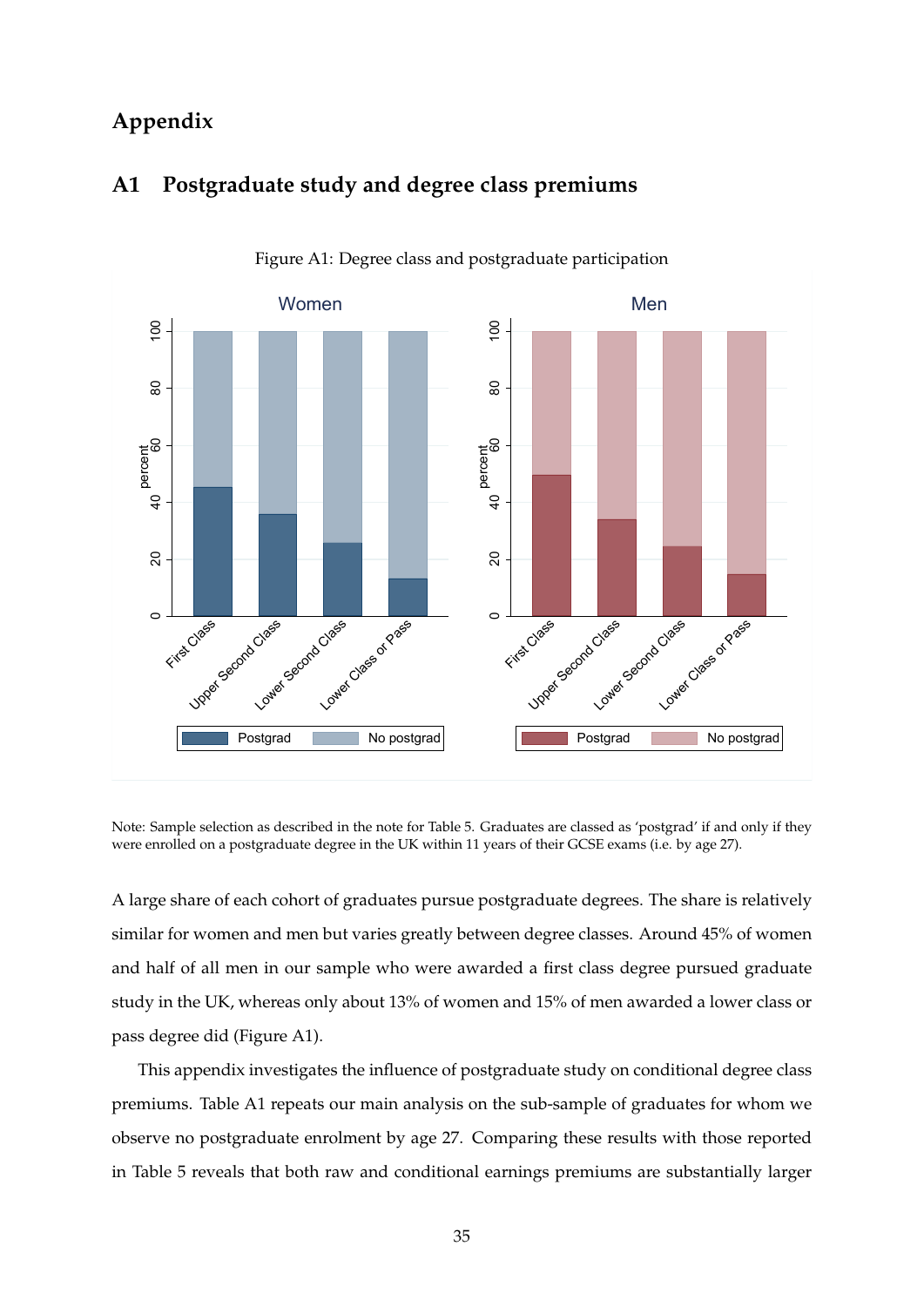# Appendix

## A1 Postgraduate study and degree class premiums

Figure A1: Degree class and postgraduate participation

Note: Sample selection as described in the note for Table 5. Graduates are classed as 'postgrad' if and only if they were enrolled on a postgraduate degree in the UK within 11 years of their GCSE exams (i.e. by age 27).

A large share of each cohort of graduates pursue postgraduate degrees. The share is relatively similar for women and men but varies greatly between degree classes. Around 45% of women and half of all men in our sample who were awarded a first class degree pursued graduate study in the UK, whereas only about 13% of women and 15% of men awarded a lower class or pass degree did (Figure A1).

This appendix investigates the influence of postgraduate study on conditional degree class premiums. Table A1 repeats our main analysis on the sub-sample of graduates for whom we observe no postgraduate enrolment by age 27. Comparing these results with those reported in Table 5 reveals that both raw and conditional earnings premiums are substantially larger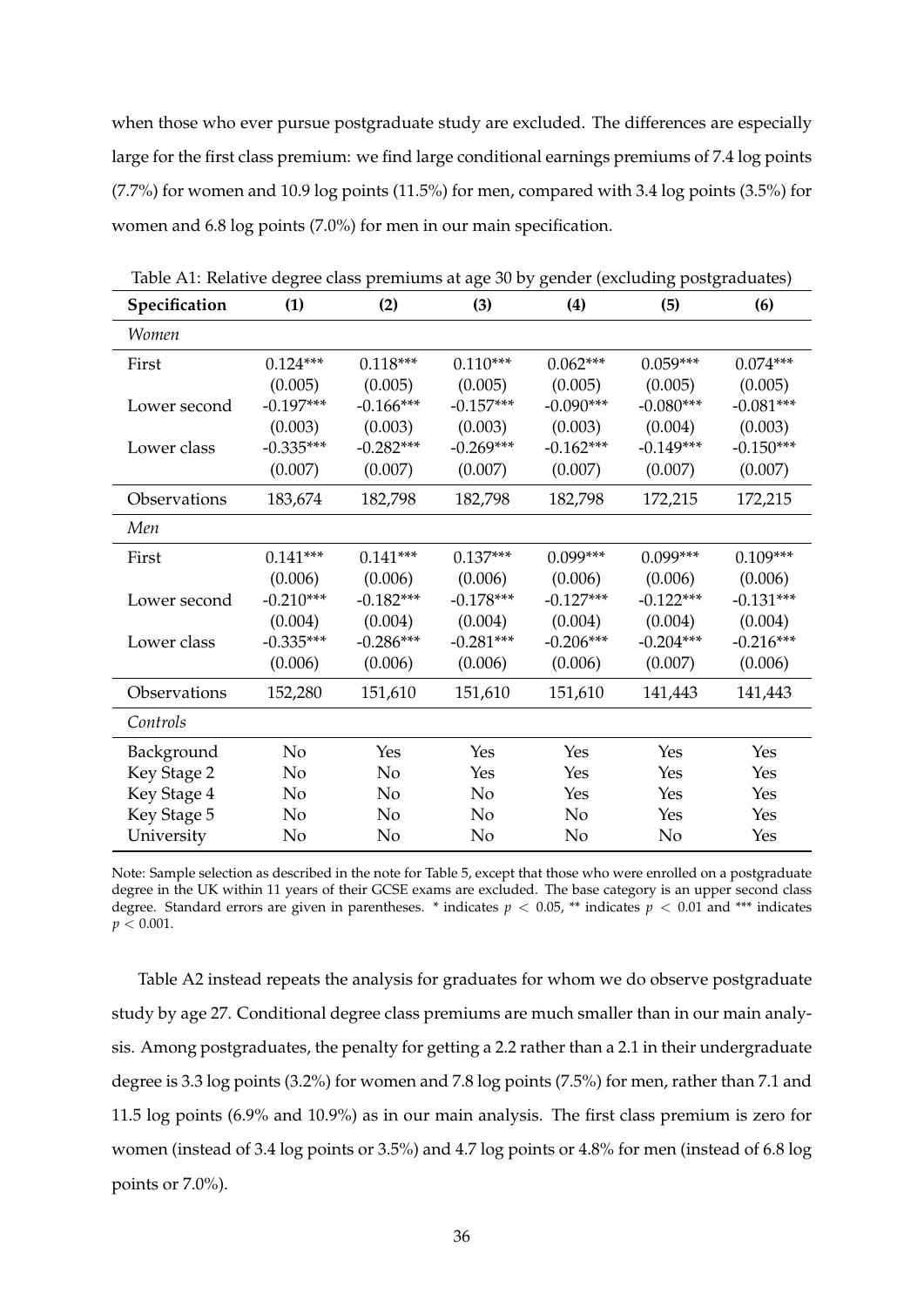when those who ever pursue postgraduate study are excluded. The differences are especially large for the first class premium: we find large conditional earnings premiums of 7.4 log points (7.7%) for women and 10.9 log points (11.5%) for men, compared with 3.4 log points (3.5%) for women and 6.8 log points (7.0%) for men in our main specification.

Table A1: Relative degree class premiums at age 30 by gender (excluding postgraduates)

| **Specification** | **(1)** | **(2)** | **(3)** | **(4)** | **(5)** | **(6)** |
|---|---|---|---|---|---|---|
| *Women* | | | | | | |
| First | 0.124*** | 0.118*** | 0.110*** | 0.062*** | 0.059*** | 0.074*** |
| | (0.005) | (0.005) | (0.005) | (0.005) | (0.005) | (0.005) |
| Lower second | -0.197*** | -0.166*** | -0.157*** | -0.090*** | -0.080*** | -0.081*** |
| | (0.003) | (0.003) | (0.003) | (0.003) | (0.004) | (0.003) |
| Lower class | -0.335*** | -0.282*** | -0.269*** | -0.162*** | -0.149*** | -0.150*** |
| | (0.007) | (0.007) | (0.007) | (0.007) | (0.007) | (0.007) |
| Observations | 183,674 | 182,798 | 182,798 | 182,798 | 172,215 | 172,215 |
| *Men* | | | | | | |
| First | 0.141*** | 0.141*** | 0.137*** | 0.099*** | 0.099*** | 0.109*** |
| | (0.006) | (0.006) | (0.006) | (0.006) | (0.006) | (0.006) |
| Lower second | -0.210*** | -0.182*** | -0.178*** | -0.127*** | -0.122*** | -0.131*** |
| | (0.004) | (0.004) | (0.004) | (0.004) | (0.004) | (0.004) |
| Lower class | -0.335*** | -0.286*** | -0.281*** | -0.206*** | -0.204*** | -0.216*** |
| | (0.006) | (0.006) | (0.006) | (0.006) | (0.007) | (0.006) |
| Observations | 152,280 | 151,610 | 151,610 | 151,610 | 141,443 | 141,443 |
| *Controls* | | | | | | |
| Background | No | Yes | Yes | Yes | Yes | Yes |
| Key Stage 2 | No | No | Yes | Yes | Yes | Yes |
| Key Stage 4 | No | No | No | Yes | Yes | Yes |
| Key Stage 5 | No | No | No | No | Yes | Yes |
| University | No | No | No | No | No | Yes |

Note: Sample selection as described in the note for Table 5, except that those who were enrolled on a postgraduate degree in the UK within 11 years of their GCSE exams are excluded. The base category is an upper second class degree. Standard errors are given in parentheses. * indicates $p < 0.05$, ** indicates $p < 0.01$ and *** indicates $p < 0.001$.

Table A2 instead repeats the analysis for graduates for whom we do observe postgraduate study by age 27. Conditional degree class premiums are much smaller than in our main analysis. Among postgraduates, the penalty for getting a 2.2 rather than a 2.1 in their undergraduate degree is 3.3 log points (3.2%) for women and 7.8 log points (7.5%) for men, rather than 7.1 and 11.5 log points (6.9% and 10.9%) as in our main analysis. The first class premium is zero for women (instead of 3.4 log points or 3.5%) and 4.7 log points or 4.8% for men (instead of 6.8 log points or 7.0%).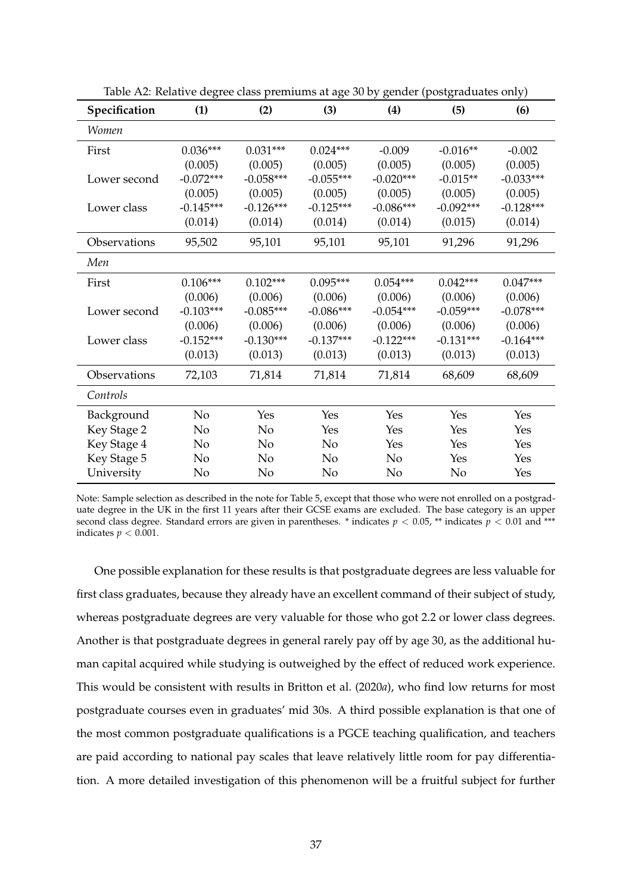Table A2: Relative degree class premiums at age 30 by gender (postgraduates only)

| Specification | (1) | (2) | (3) | (4) | (5) | (6) |
|---|---|---|---|---|---|---|
| *Women* | | | | | | |
| First | 0.036*** | 0.031*** | 0.024*** | -0.009 | -0.016** | -0.002 |
| | (0.005) | (0.005) | (0.005) | (0.005) | (0.005) | (0.005) |
| Lower second | -0.072*** | -0.058*** | -0.055*** | -0.020*** | -0.015** | -0.033*** |
| | (0.005) | (0.005) | (0.005) | (0.005) | (0.005) | (0.005) |
| Lower class | -0.145*** | -0.126*** | -0.125*** | -0.086*** | -0.092*** | -0.128*** |
| | (0.014) | (0.014) | (0.014) | (0.014) | (0.015) | (0.014) |
| Observations | 95,502 | 95,101 | 95,101 | 95,101 | 91,296 | 91,296 |
| *Men* | | | | | | |
| First | 0.106*** | 0.102*** | 0.095*** | 0.054*** | 0.042*** | 0.047*** |
| | (0.006) | (0.006) | (0.006) | (0.006) | (0.006) | (0.006) |
| Lower second | -0.103*** | -0.085*** | -0.086*** | -0.054*** | -0.059*** | -0.078*** |
| | (0.006) | (0.006) | (0.006) | (0.006) | (0.006) | (0.006) |
| Lower class | -0.152*** | -0.130*** | -0.137*** | -0.122*** | -0.131*** | -0.164*** |
| | (0.013) | (0.013) | (0.013) | (0.013) | (0.013) | (0.013) |
| Observations | 72,103 | 71,814 | 71,814 | 71,814 | 68,609 | 68,609 |
| *Controls* | | | | | | |
| Background | No | Yes | Yes | Yes | Yes | Yes |
| Key Stage 2 | No | No | Yes | Yes | Yes | Yes |
| Key Stage 4 | No | No | No | Yes | Yes | Yes |
| Key Stage 5 | No | No | No | No | Yes | Yes |
| University | No | No | No | No | No | Yes |

Note: Sample selection as described in the note for Table 5, except that those who were not enrolled on a postgraduate degree in the UK in the first 11 years after their GCSE exams are excluded. The base category is an upper second class degree. Standard errors are given in parentheses. * indicates $p < 0.05$, ** indicates $p < 0.01$ and *** indicates $p < 0.001$.

One possible explanation for these results is that postgraduate degrees are less valuable for first class graduates, because they already have an excellent command of their subject of study, whereas postgraduate degrees are very valuable for those who got 2.2 or lower class degrees. Another is that postgraduate degrees in general rarely pay off by age 30, as the additional human capital acquired while studying is outweighed by the effect of reduced work experience. This would be consistent with results in Britton et al. (2020*a*), who find low returns for most postgraduate courses even in graduates' mid 30s. A third possible explanation is that one of the most common postgraduate qualifications is a PGCE teaching qualification, and teachers are paid according to national pay scales that leave relatively little room for pay differentiation. A more detailed investigation of this phenomenon will be a fruitful subject for further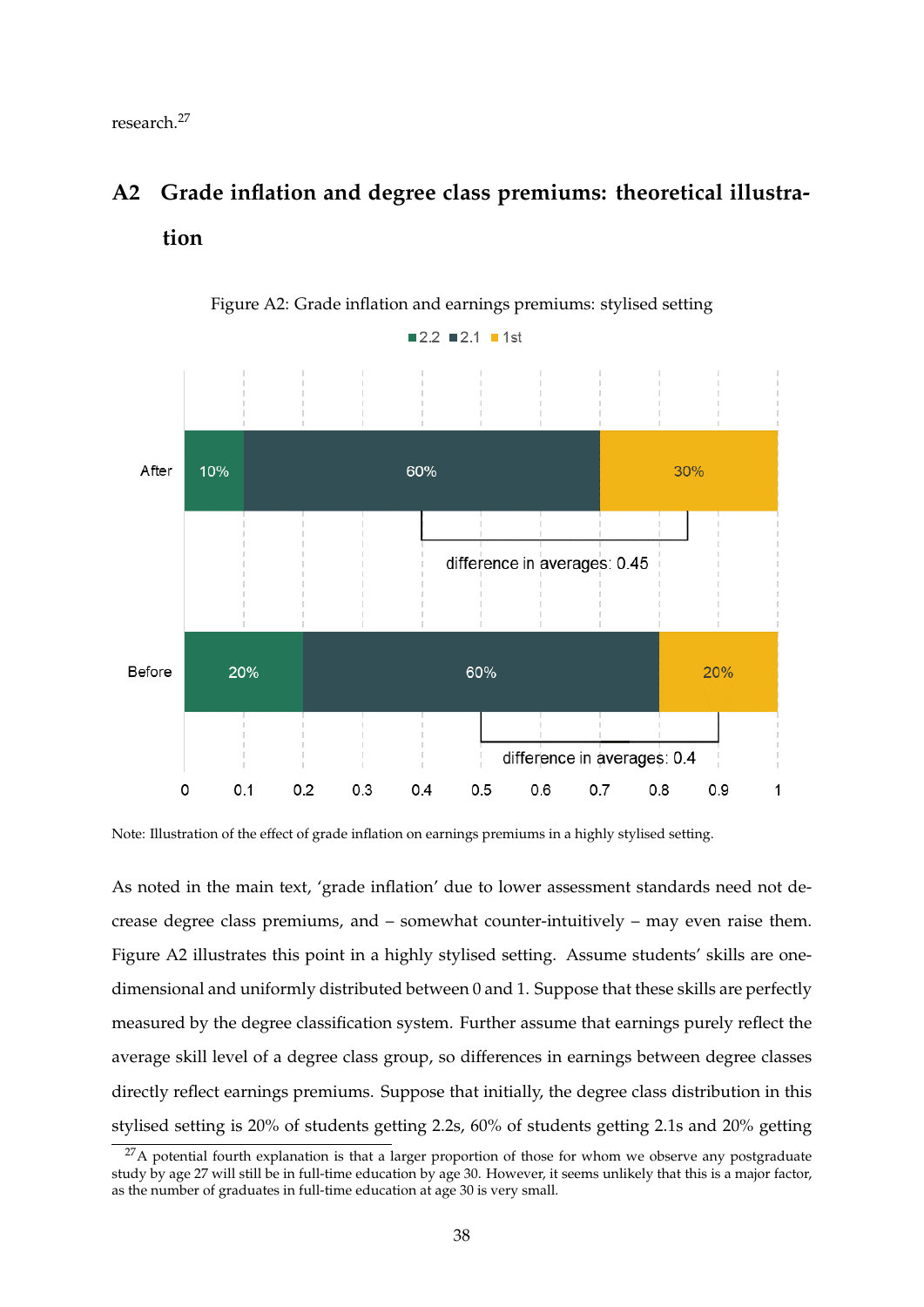research.[27]

## A2 Grade inflation and degree class premiums: theoretical illustration

Figure A2: Grade inflation and earnings premiums: stylised setting

Note: Illustration of the effect of grade inflation on earnings premiums in a highly stylised setting.

As noted in the main text, 'grade inflation' due to lower assessment standards need not decrease degree class premiums, and – somewhat counter-intuitively – may even raise them. Figure A2 illustrates this point in a highly stylised setting. Assume students' skills are one-dimensional and uniformly distributed between 0 and 1. Suppose that these skills are perfectly measured by the degree classification system. Further assume that earnings purely reflect the average skill level of a degree class group, so differences in earnings between degree classes directly reflect earnings premiums. Suppose that initially, the degree class distribution in this stylised setting is 20% of students getting 2.2s, 60% of students getting 2.1s and 20% getting

[27] A potential fourth explanation is that a larger proportion of those for whom we observe any postgraduate study by age 27 will still be in full-time education by age 30. However, it seems unlikely that this is a major factor, as the number of graduates in full-time education at age 30 is very small.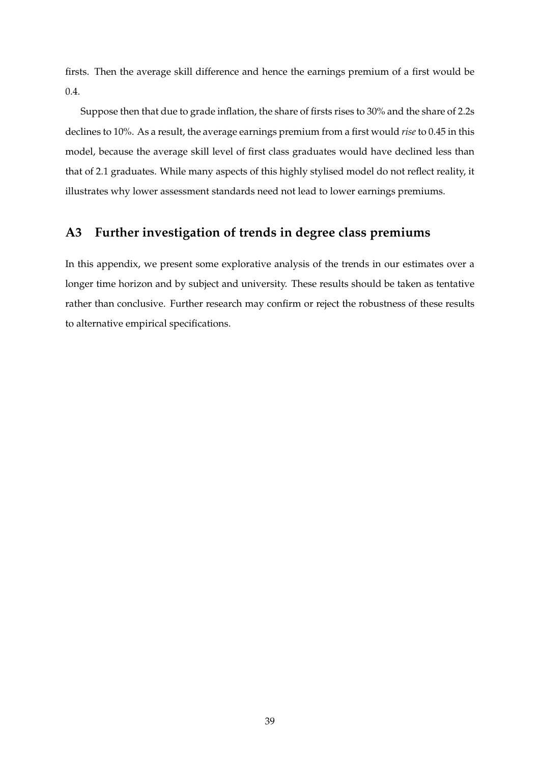firsts. Then the average skill difference and hence the earnings premium of a first would be 0.4.

Suppose then that due to grade inflation, the share of firsts rises to 30% and the share of 2.2s declines to 10%. As a result, the average earnings premium from a first would *rise* to 0.45 in this model, because the average skill level of first class graduates would have declined less than that of 2.1 graduates. While many aspects of this highly stylised model do not reflect reality, it illustrates why lower assessment standards need not lead to lower earnings premiums.

## A3 Further investigation of trends in degree class premiums

In this appendix, we present some explorative analysis of the trends in our estimates over a longer time horizon and by subject and university. These results should be taken as tentative rather than conclusive. Further research may confirm or reject the robustness of these results to alternative empirical specifications.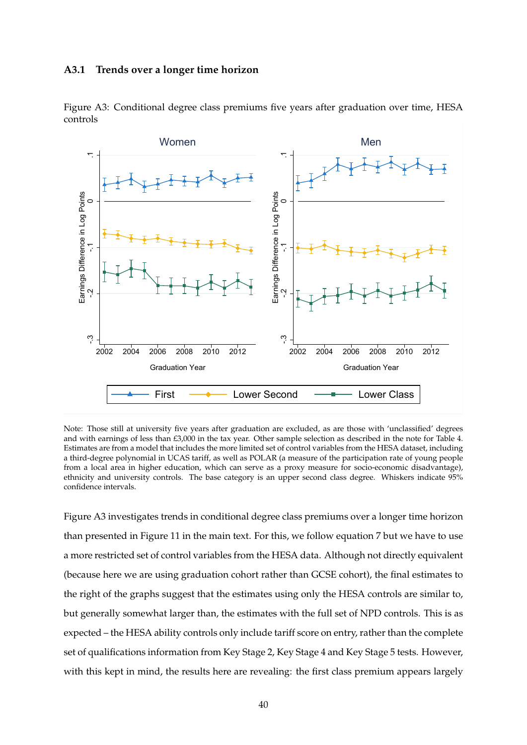### A3.1 Trends over a longer time horizon

Figure A3: Conditional degree class premiums five years after graduation over time, HESA controls

Note: Those still at university five years after graduation are excluded, as are those with 'unclassified' degrees and with earnings of less than £3,000 in the tax year. Other sample selection as described in the note for Table 4. Estimates are from a model that includes the more limited set of control variables from the HESA dataset, including a third-degree polynomial in UCAS tariff, as well as POLAR (a measure of the participation rate of young people from a local area in higher education, which can serve as a proxy measure for socio-economic disadvantage), ethnicity and university controls. The base category is an upper second class degree. Whiskers indicate 95% confidence intervals.

Figure A3 investigates trends in conditional degree class premiums over a longer time horizon than presented in Figure 11 in the main text. For this, we follow equation 7 but we have to use a more restricted set of control variables from the HESA data. Although not directly equivalent (because here we are using graduation cohort rather than GCSE cohort), the final estimates to the right of the graphs suggest that the estimates using only the HESA controls are similar to, but generally somewhat larger than, the estimates with the full set of NPD controls. This is as expected – the HESA ability controls only include tariff score on entry, rather than the complete set of qualifications information from Key Stage 2, Key Stage 4 and Key Stage 5 tests. However, with this kept in mind, the results here are revealing: the first class premium appears largely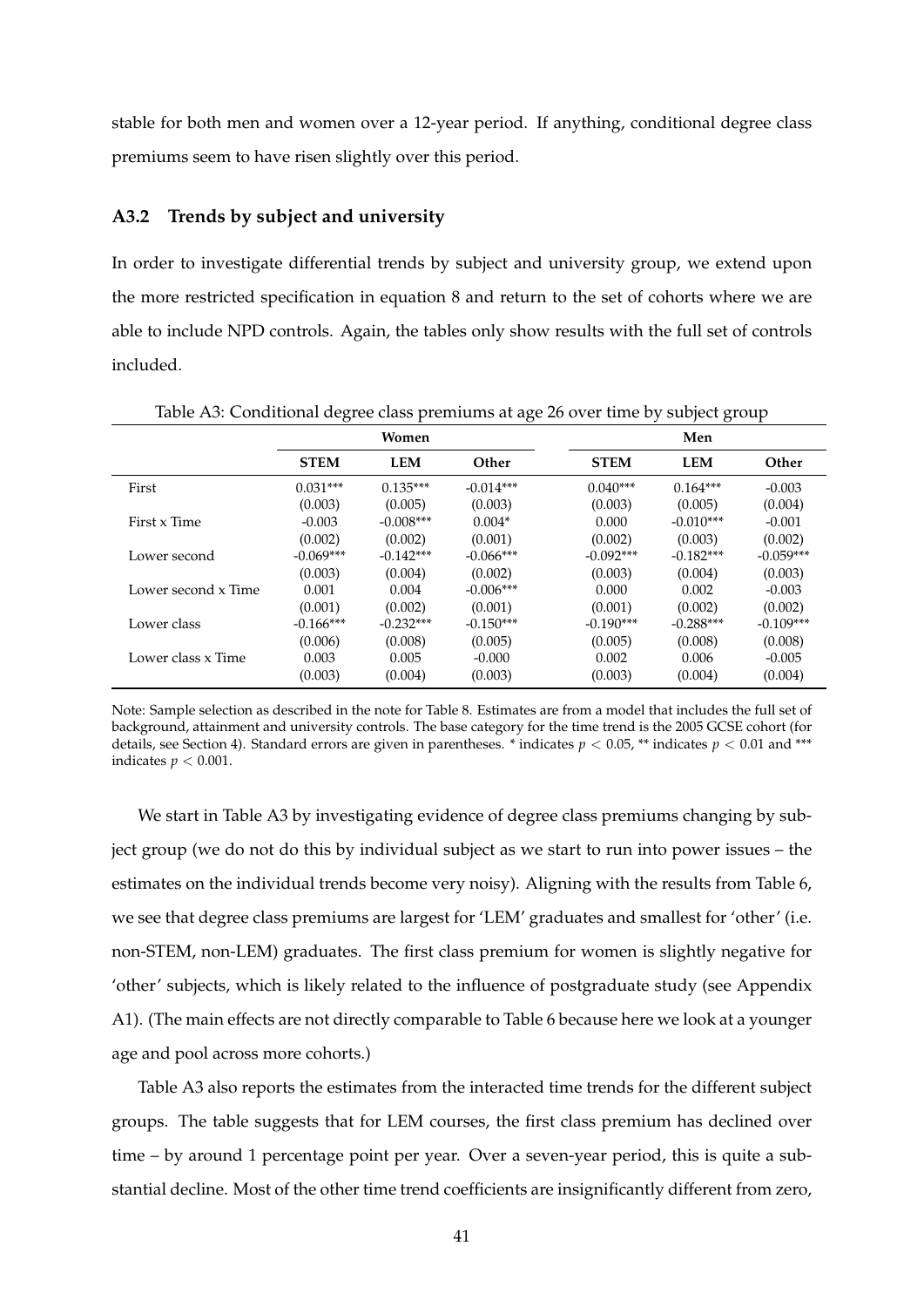stable for both men and women over a 12-year period. If anything, conditional degree class premiums seem to have risen slightly over this period.

### A3.2 Trends by subject and university

In order to investigate differential trends by subject and university group, we extend upon the more restricted specification in equation 8 and return to the set of cohorts where we are able to include NPD controls. Again, the tables only show results with the full set of controls included.

Table A3: Conditional degree class premiums at age 26 over time by subject group

| | Women | | | Men | | |
|---|---|---|---|---|---|---|
| | **STEM** | **LEM** | **Other** | **STEM** | **LEM** | **Other** |
| First | 0.031*** | 0.135*** | -0.014*** | 0.040*** | 0.164*** | -0.003 |
| | (0.003) | (0.005) | (0.003) | (0.003) | (0.005) | (0.004) |
| First x Time | -0.003 | -0.008*** | 0.004* | 0.000 | -0.010*** | -0.001 |
| | (0.002) | (0.002) | (0.001) | (0.002) | (0.003) | (0.002) |
| Lower second | -0.069*** | -0.142*** | -0.066*** | -0.092*** | -0.182*** | -0.059*** |
| | (0.003) | (0.004) | (0.002) | (0.003) | (0.004) | (0.003) |
| Lower second x Time | 0.001 | 0.004 | -0.006*** | 0.000 | 0.002 | -0.003 |
| | (0.001) | (0.002) | (0.001) | (0.001) | (0.002) | (0.002) |
| Lower class | -0.166*** | -0.232*** | -0.150*** | -0.190*** | -0.288*** | -0.109*** |
| | (0.006) | (0.008) | (0.005) | (0.005) | (0.008) | (0.008) |
| Lower class x Time | 0.003 | 0.005 | -0.000 | 0.002 | 0.006 | -0.005 |
| | (0.003) | (0.004) | (0.003) | (0.003) | (0.004) | (0.004) |

Note: Sample selection as described in the note for Table 8. Estimates are from a model that includes the full set of background, attainment and university controls. The base category for the time trend is the 2005 GCSE cohort (for details, see Section 4). Standard errors are given in parentheses. * indicates $p < 0.05$, ** indicates $p < 0.01$ and *** indicates $p < 0.001$.

We start in Table A3 by investigating evidence of degree class premiums changing by subject group (we do not do this by individual subject as we start to run into power issues – the estimates on the individual trends become very noisy). Aligning with the results from Table 6, we see that degree class premiums are largest for 'LEM' graduates and smallest for 'other' (i.e. non-STEM, non-LEM) graduates. The first class premium for women is slightly negative for 'other' subjects, which is likely related to the influence of postgraduate study (see Appendix A1). (The main effects are not directly comparable to Table 6 because here we look at a younger age and pool across more cohorts.)

Table A3 also reports the estimates from the interacted time trends for the different subject groups. The table suggests that for LEM courses, the first class premium has declined over time – by around 1 percentage point per year. Over a seven-year period, this is quite a substantial decline. Most of the other time trend coefficients are insignificantly different from zero,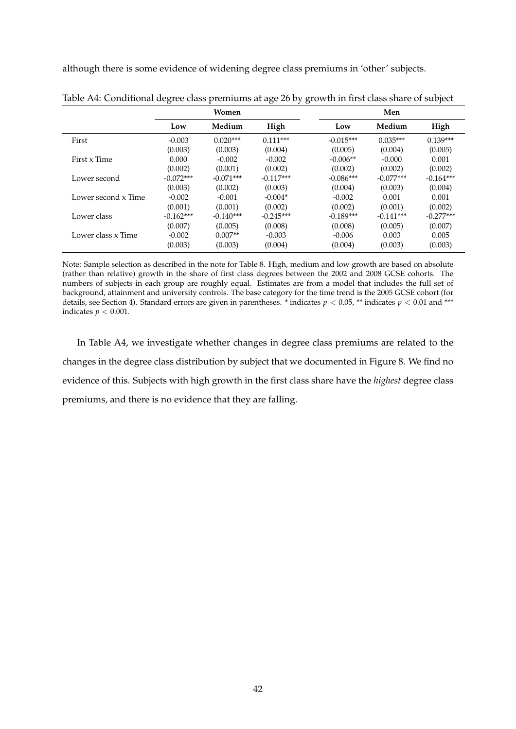although there is some evidence of widening degree class premiums in 'other' subjects.

Table A4: Conditional degree class premiums at age 26 by growth in first class share of subject

| | Women | | | Men | | |
|---|---|---|---|---|---|---|
| | **Low** | **Medium** | **High** | **Low** | **Medium** | **High** |
| First | -0.003 | 0.020*** | 0.111*** | -0.015*** | 0.035*** | 0.139*** |
| | (0.003) | (0.003) | (0.004) | (0.005) | (0.004) | (0.005) |
| First x Time | 0.000 | -0.002 | -0.002 | -0.006** | -0.000 | 0.001 |
| | (0.002) | (0.001) | (0.002) | (0.002) | (0.002) | (0.002) |
| Lower second | -0.072*** | -0.071*** | -0.117*** | -0.086*** | -0.077*** | -0.164*** |
| | (0.003) | (0.002) | (0.003) | (0.004) | (0.003) | (0.004) |
| Lower second x Time | -0.002 | -0.001 | -0.004* | -0.002 | 0.001 | 0.001 |
| | (0.001) | (0.001) | (0.002) | (0.002) | (0.001) | (0.002) |
| Lower class | -0.162*** | -0.140*** | -0.245*** | -0.189*** | -0.141*** | -0.277*** |
| | (0.007) | (0.005) | (0.008) | (0.008) | (0.005) | (0.007) |
| Lower class x Time | -0.002 | 0.007** | -0.003 | -0.006 | 0.003 | 0.005 |
| | (0.003) | (0.003) | (0.004) | (0.004) | (0.003) | (0.003) |

Note: Sample selection as described in the note for Table 8. High, medium and low growth are based on absolute (rather than relative) growth in the share of first class degrees between the 2002 and 2008 GCSE cohorts. The numbers of subjects in each group are roughly equal. Estimates are from a model that includes the full set of background, attainment and university controls. The base category for the time trend is the 2005 GCSE cohort (for details, see Section 4). Standard errors are given in parentheses. * indicates $p < 0.05$, ** indicates $p < 0.01$ and *** indicates $p < 0.001$.

In Table A4, we investigate whether changes in degree class premiums are related to the changes in the degree class distribution by subject that we documented in Figure 8. We find no evidence of this. Subjects with high growth in the first class share have the *highest* degree class premiums, and there is no evidence that they are falling.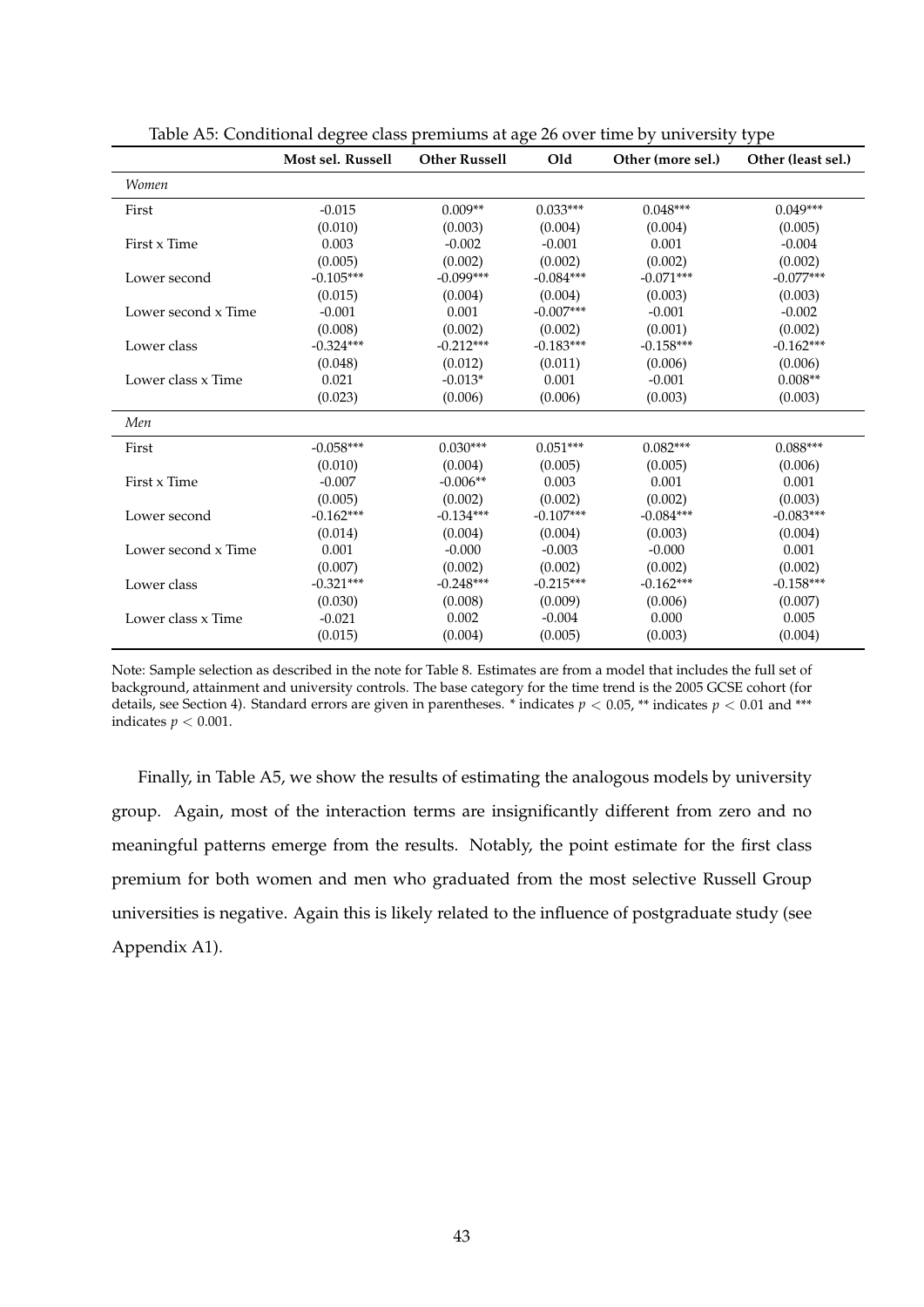Table A5: Conditional degree class premiums at age 26 over time by university type

| | **Most sel. Russell** | **Other Russell** | **Old** | **Other (more sel.)** | **Other (least sel.)** |
|---|---|---|---|---|---|
| *Women* | | | | | |
| First | -0.015 | 0.009** | 0.033*** | 0.048*** | 0.049*** |
| | (0.010) | (0.003) | (0.004) | (0.004) | (0.005) |
| First x Time | 0.003 | -0.002 | -0.001 | 0.001 | -0.004 |
| | (0.005) | (0.002) | (0.002) | (0.002) | (0.002) |
| Lower second | -0.105*** | -0.099*** | -0.084*** | -0.071*** | -0.077*** |
| | (0.015) | (0.004) | (0.004) | (0.003) | (0.003) |
| Lower second x Time | -0.001 | 0.001 | -0.007*** | -0.001 | -0.002 |
| | (0.008) | (0.002) | (0.002) | (0.001) | (0.002) |
| Lower class | -0.324*** | -0.212*** | -0.183*** | -0.158*** | -0.162*** |
| | (0.048) | (0.012) | (0.011) | (0.006) | (0.006) |
| Lower class x Time | 0.021 | -0.013* | 0.001 | -0.001 | 0.008** |
| | (0.023) | (0.006) | (0.006) | (0.003) | (0.003) |
| *Men* | | | | | |
| First | -0.058*** | 0.030*** | 0.051*** | 0.082*** | 0.088*** |
| | (0.010) | (0.004) | (0.005) | (0.005) | (0.006) |
| First x Time | -0.007 | -0.006** | 0.003 | 0.001 | 0.001 |
| | (0.005) | (0.002) | (0.002) | (0.002) | (0.003) |
| Lower second | -0.162*** | -0.134*** | -0.107*** | -0.084*** | -0.083*** |
| | (0.014) | (0.004) | (0.004) | (0.003) | (0.004) |
| Lower second x Time | 0.001 | -0.000 | -0.003 | -0.000 | 0.001 |
| | (0.007) | (0.002) | (0.002) | (0.002) | (0.002) |
| Lower class | -0.321*** | -0.248*** | -0.215*** | -0.162*** | -0.158*** |
| | (0.030) | (0.008) | (0.009) | (0.006) | (0.007) |
| Lower class x Time | -0.021 | 0.002 | -0.004 | 0.000 | 0.005 |
| | (0.015) | (0.004) | (0.005) | (0.003) | (0.004) |

Note: Sample selection as described in the note for Table 8. Estimates are from a model that includes the full set of background, attainment and university controls. The base category for the time trend is the 2005 GCSE cohort (for details, see Section 4). Standard errors are given in parentheses. * indicates $p < 0.05$, ** indicates $p < 0.01$ and *** indicates $p < 0.001$.

Finally, in Table A5, we show the results of estimating the analogous models by university group. Again, most of the interaction terms are insignificantly different from zero and no meaningful patterns emerge from the results. Notably, the point estimate for the first class premium for both women and men who graduated from the most selective Russell Group universities is negative. Again this is likely related to the influence of postgraduate study (see Appendix A1).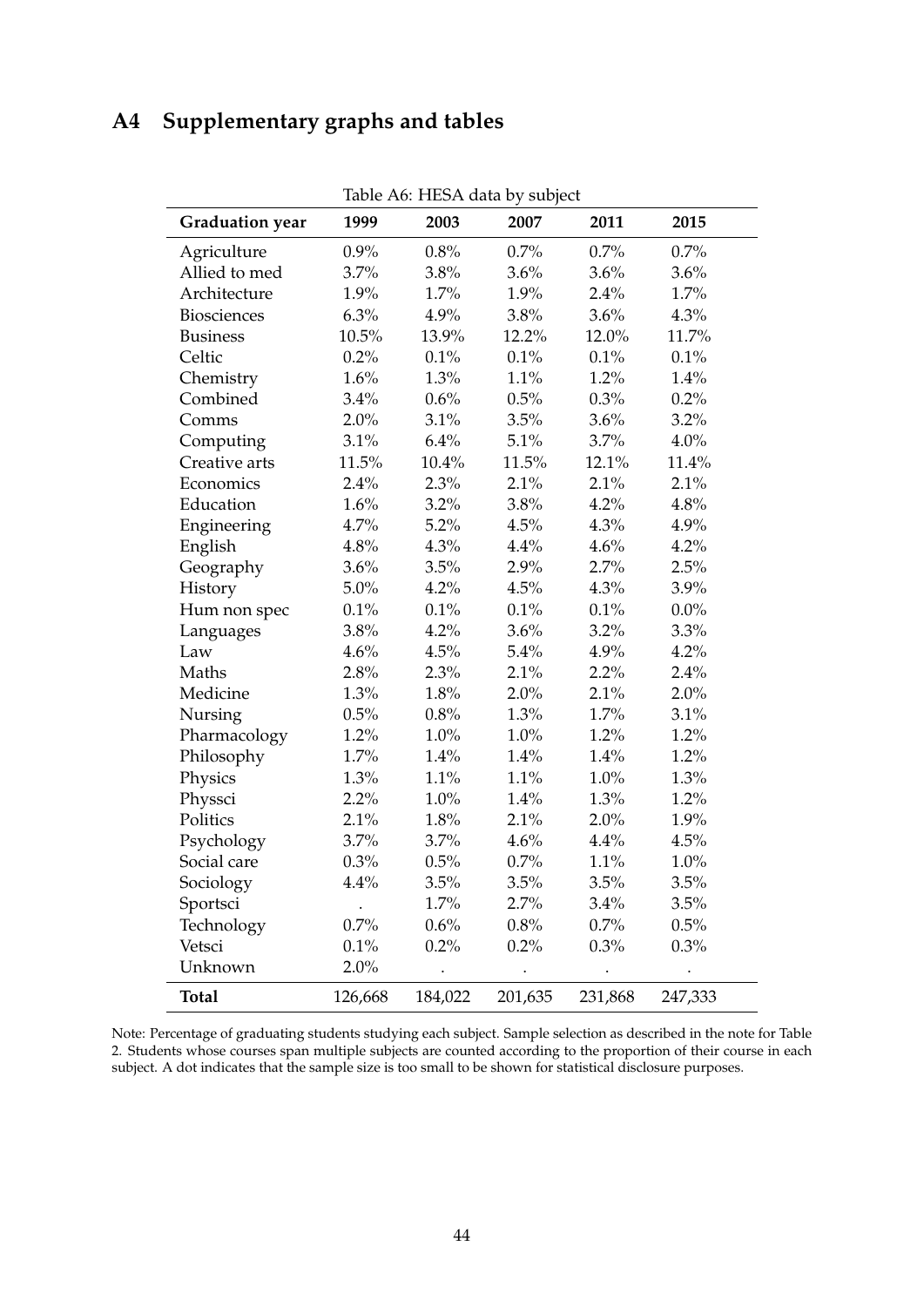## A4 Supplementary graphs and tables

Table A6: HESA data by subject

| **Graduation year** | **1999** | **2003** | **2007** | **2011** | **2015** |
|---|---|---|---|---|---|
| Agriculture | 0.9% | 0.8% | 0.7% | 0.7% | 0.7% |
| Allied to med | 3.7% | 3.8% | 3.6% | 3.6% | 3.6% |
| Architecture | 1.9% | 1.7% | 1.9% | 2.4% | 1.7% |
| Biosciences | 6.3% | 4.9% | 3.8% | 3.6% | 4.3% |
| Business | 10.5% | 13.9% | 12.2% | 12.0% | 11.7% |
| Celtic | 0.2% | 0.1% | 0.1% | 0.1% | 0.1% |
| Chemistry | 1.6% | 1.3% | 1.1% | 1.2% | 1.4% |
| Combined | 3.4% | 0.6% | 0.5% | 0.3% | 0.2% |
| Comms | 2.0% | 3.1% | 3.5% | 3.6% | 3.2% |
| Computing | 3.1% | 6.4% | 5.1% | 3.7% | 4.0% |
| Creative arts | 11.5% | 10.4% | 11.5% | 12.1% | 11.4% |
| Economics | 2.4% | 2.3% | 2.1% | 2.1% | 2.1% |
| Education | 1.6% | 3.2% | 3.8% | 4.2% | 4.8% |
| Engineering | 4.7% | 5.2% | 4.5% | 4.3% | 4.9% |
| English | 4.8% | 4.3% | 4.4% | 4.6% | 4.2% |
| Geography | 3.6% | 3.5% | 2.9% | 2.7% | 2.5% |
| History | 5.0% | 4.2% | 4.5% | 4.3% | 3.9% |
| Hum non spec | 0.1% | 0.1% | 0.1% | 0.1% | 0.0% |
| Languages | 3.8% | 4.2% | 3.6% | 3.2% | 3.3% |
| Law | 4.6% | 4.5% | 5.4% | 4.9% | 4.2% |
| Maths | 2.8% | 2.3% | 2.1% | 2.2% | 2.4% |
| Medicine | 1.3% | 1.8% | 2.0% | 2.1% | 2.0% |
| Nursing | 0.5% | 0.8% | 1.3% | 1.7% | 3.1% |
| Pharmacology | 1.2% | 1.0% | 1.0% | 1.2% | 1.2% |
| Philosophy | 1.7% | 1.4% | 1.4% | 1.4% | 1.2% |
| Physics | 1.3% | 1.1% | 1.1% | 1.0% | 1.3% |
| Physsci | 2.2% | 1.0% | 1.4% | 1.3% | 1.2% |
| Politics | 2.1% | 1.8% | 2.1% | 2.0% | 1.9% |
| Psychology | 3.7% | 3.7% | 4.6% | 4.4% | 4.5% |
| Social care | 0.3% | 0.5% | 0.7% | 1.1% | 1.0% |
| Sociology | 4.4% | 3.5% | 3.5% | 3.5% | 3.5% |
| Sportsci | . | 1.7% | 2.7% | 3.4% | 3.5% |
| Technology | 0.7% | 0.6% | 0.8% | 0.7% | 0.5% |
| Vetsci | 0.1% | 0.2% | 0.2% | 0.3% | 0.3% |
| Unknown | 2.0% | . | . | . | . |
| **Total** | 126,668 | 184,022 | 201,635 | 231,868 | 247,333 |

Note: Percentage of graduating students studying each subject. Sample selection as described in the note for Table 2. Students whose courses span multiple subjects are counted according to the proportion of their course in each subject. A dot indicates that the sample size is too small to be shown for statistical disclosure purposes.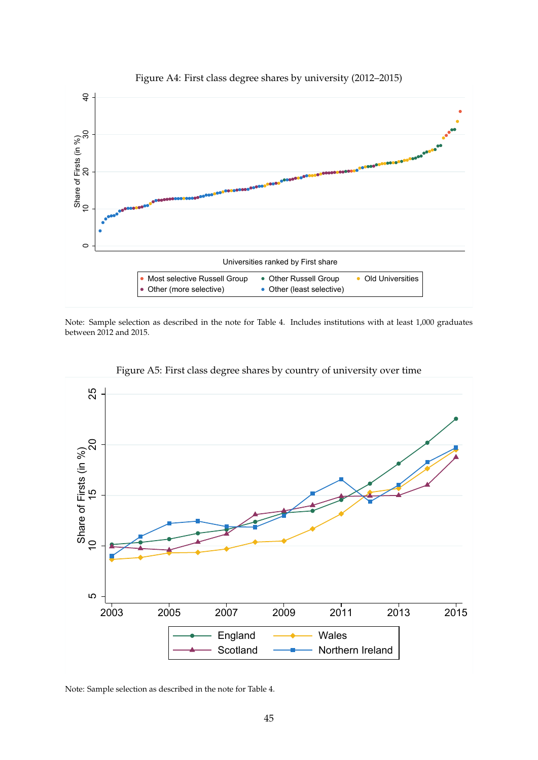Figure A4: First class degree shares by university (2012–2015)

Note: Sample selection as described in the note for Table 4. Includes institutions with at least 1,000 graduates between 2012 and 2015.

Figure A5: First class degree shares by country of university over time

Note: Sample selection as described in the note for Table 4.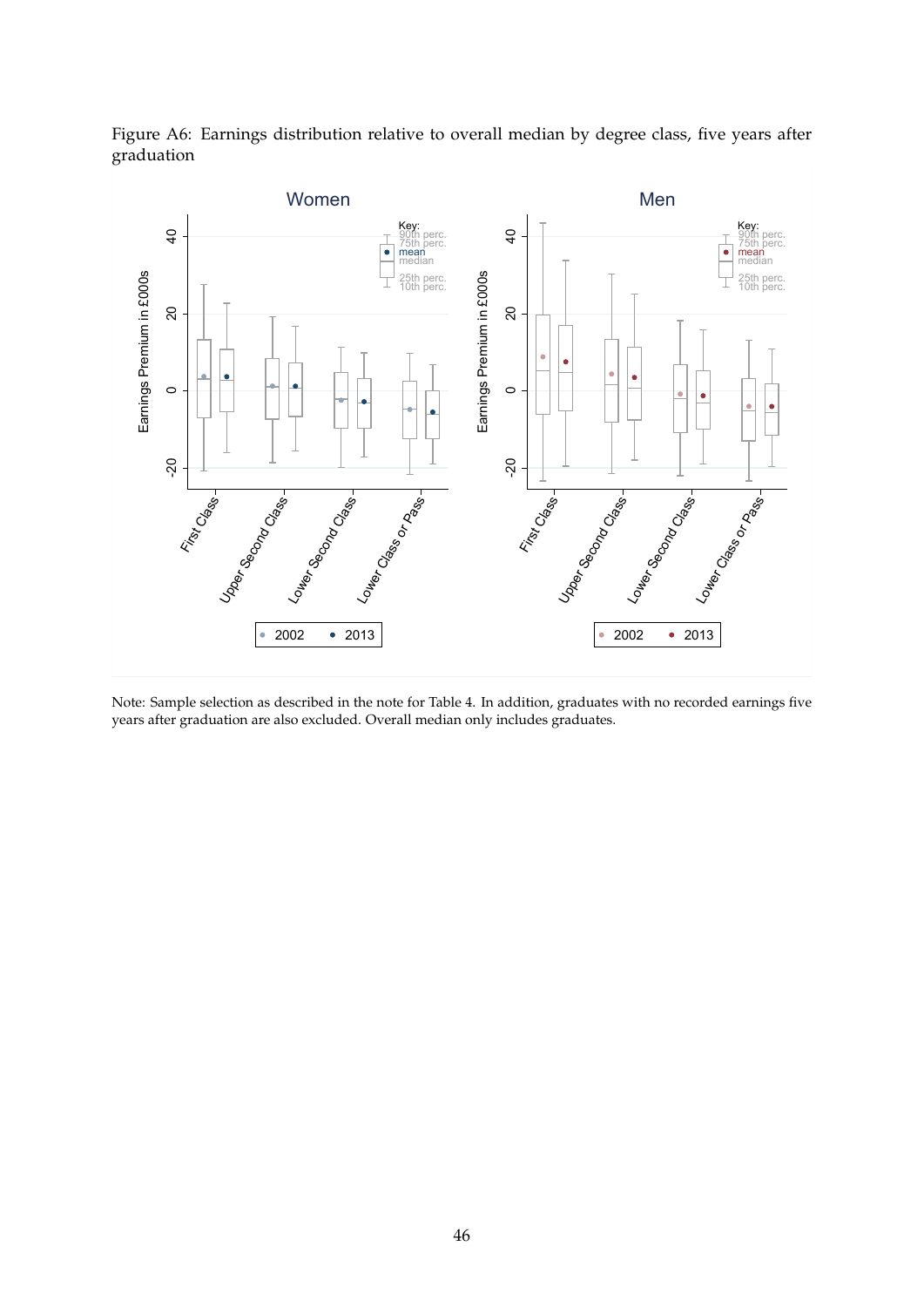Figure A6: Earnings distribution relative to overall median by degree class, five years after graduation

Note: Sample selection as described in the note for Table 4. In addition, graduates with no recorded earnings five years after graduation are also excluded. Overall median only includes graduates.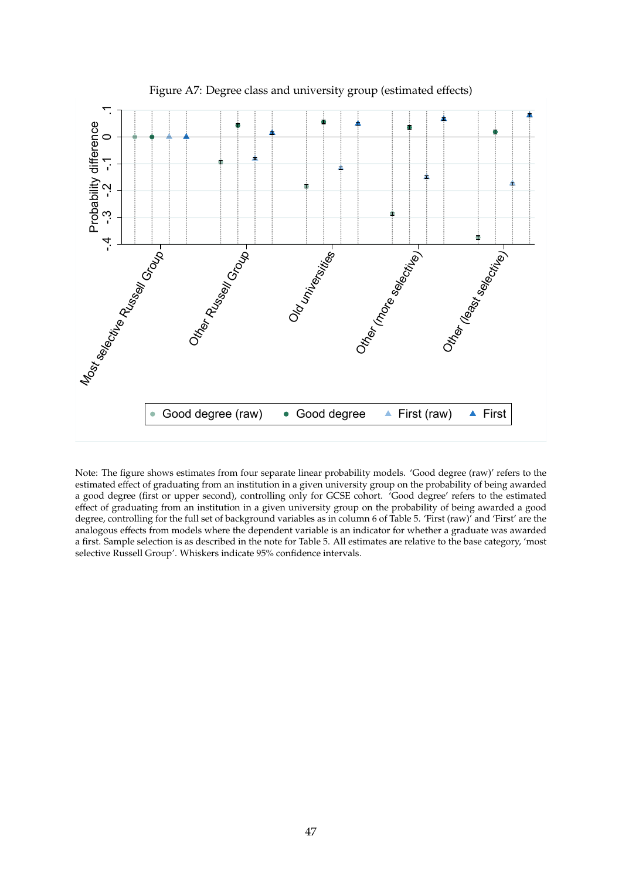Figure A7: Degree class and university group (estimated effects)

Note: The figure shows estimates from four separate linear probability models. 'Good degree (raw)' refers to the estimated effect of graduating from an institution in a given university group on the probability of being awarded a good degree (first or upper second), controlling only for GCSE cohort. 'Good degree' refers to the estimated effect of graduating from an institution in a given university group on the probability of being awarded a good degree, controlling for the full set of background variables as in column 6 of Table 5. 'First (raw)' and 'First' are the analogous effects from models where the dependent variable is an indicator for whether a graduate was awarded a first. Sample selection is as described in the note for Table 5. All estimates are relative to the base category, 'most selective Russell Group'. Whiskers indicate 95% confidence intervals.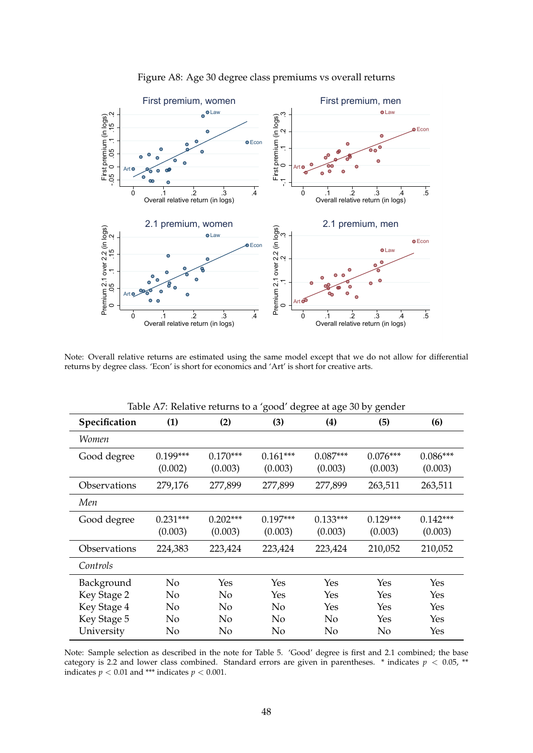Figure A8: Age 30 degree class premiums vs overall returns

Note: Overall relative returns are estimated using the same model except that we do not allow for differential returns by degree class. 'Econ' is short for economics and 'Art' is short for creative arts.

Table A7: Relative returns to a 'good' degree at age 30 by gender

| **Specification** | **(1)** | **(2)** | **(3)** | **(4)** | **(5)** | **(6)** |
|---|---|---|---|---|---|---|
| *Women* | | | | | | |
| Good degree | 0.199*** | 0.170*** | 0.161*** | 0.087*** | 0.076*** | 0.086*** |
| | (0.002) | (0.003) | (0.003) | (0.003) | (0.003) | (0.003) |
| Observations | 279,176 | 277,899 | 277,899 | 277,899 | 263,511 | 263,511 |
| *Men* | | | | | | |
| Good degree | 0.231*** | 0.202*** | 0.197*** | 0.133*** | 0.129*** | 0.142*** |
| | (0.003) | (0.003) | (0.003) | (0.003) | (0.003) | (0.003) |
| Observations | 224,383 | 223,424 | 223,424 | 223,424 | 210,052 | 210,052 |
| *Controls* | | | | | | |
| Background | No | Yes | Yes | Yes | Yes | Yes |
| Key Stage 2 | No | No | Yes | Yes | Yes | Yes |
| Key Stage 4 | No | No | No | Yes | Yes | Yes |
| Key Stage 5 | No | No | No | No | Yes | Yes |
| University | No | No | No | No | No | Yes |

Note: Sample selection as described in the note for Table 5. 'Good' degree is first and 2.1 combined; the base category is 2.2 and lower class combined. Standard errors are given in parentheses. * indicates $p < 0.05$, ** indicates $p < 0.01$ and *** indicates $p < 0.001$.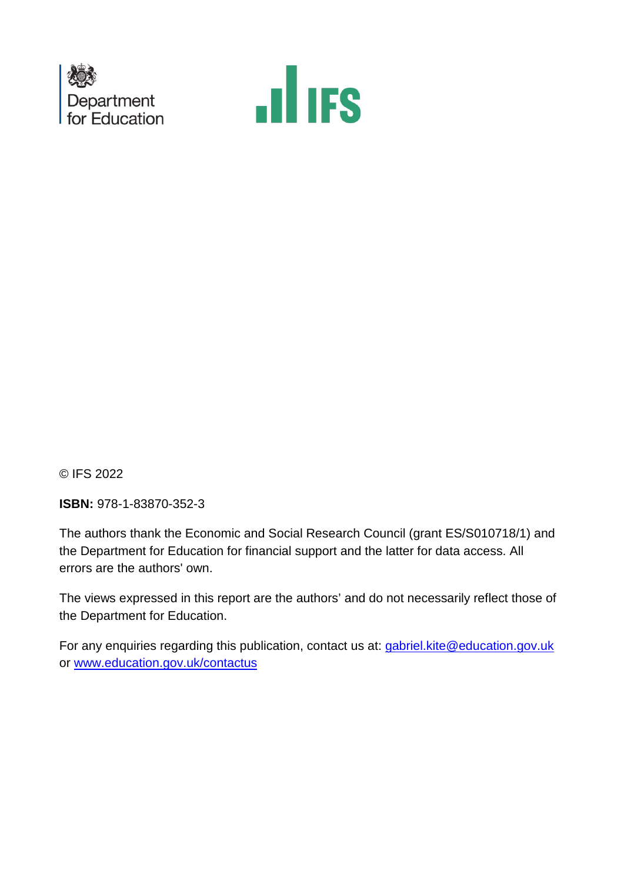Department for Education

IFS

© IFS 2022

**ISBN:** 978-1-83870-352-3

The authors thank the Economic and Social Research Council (grant ES/S010718/1) and the Department for Education for financial support and the latter for data access. All errors are the authors' own.

The views expressed in this report are the authors' and do not necessarily reflect those of the Department for Education.

For any enquiries regarding this publication, contact us at: [gabriel.kite@education.gov.uk](mailto:gabriel.kite@education.gov.uk) or [www.education.gov.uk/contactus](http://www.education.gov.uk/contactus)